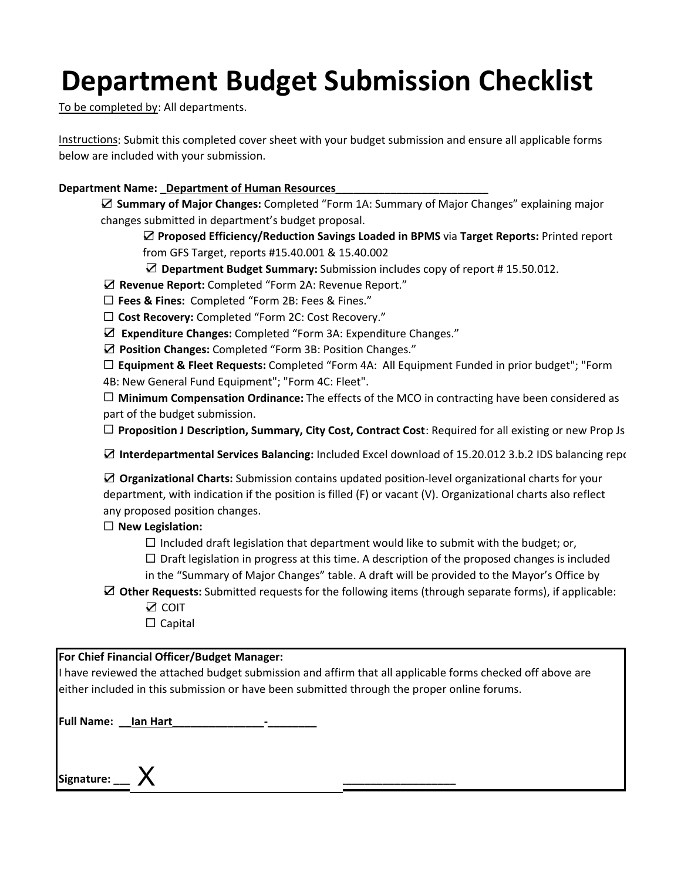# Department Budget Submission Checklist

To be completed by: All departments.

Instructions: Submit this completed cover sheet with your budget submission and ensure all applicable forms below are included with your submission.

**Department Name:** _Department of Human Resources_________________________

- ☑ **Summary of Major Changes:** Completed "Form 1A: Summary of Major Changes" explaining major changes submitted in department's budget proposal.
  - ☑ **Proposed Efficiency/Reduction Savings Loaded in BPMS** via **Target Reports:** Printed report from GFS Target, reports #15.40.001 & 15.40.002
  - ☑ **Department Budget Summary:** Submission includes copy of report # 15.50.012.
- ☑ **Revenue Report:** Completed "Form 2A: Revenue Report."
- ☐ **Fees & Fines:** Completed "Form 2B: Fees & Fines."
- ☐ **Cost Recovery:** Completed "Form 2C: Cost Recovery."
- ☑ **Expenditure Changes:** Completed "Form 3A: Expenditure Changes."
- ☑ **Position Changes:** Completed "Form 3B: Position Changes."
- ☐ **Equipment & Fleet Requests:** Completed "Form 4A: All Equipment Funded in prior budget"; "Form 4B: New General Fund Equipment"; "Form 4C: Fleet".
- ☐ **Minimum Compensation Ordinance:** The effects of the MCO in contracting have been considered as part of the budget submission.
- ☐ **Proposition J Description, Summary, City Cost, Contract Cost**: Required for all existing or new Prop Js
- ☑ **Interdepartmental Services Balancing:** Included Excel download of 15.20.012 3.b.2 IDS balancing repo
- ☑ **Organizational Charts:** Submission contains updated position-level organizational charts for your department, with indication if the position is filled (F) or vacant (V). Organizational charts also reflect any proposed position changes.
- ☐ **New Legislation:**
  - ☐ Included draft legislation that department would like to submit with the budget; or,
  - ☐ Draft legislation in progress at this time. A description of the proposed changes is included in the "Summary of Major Changes" table. A draft will be provided to the Mayor's Office by
- ☑ **Other Requests:** Submitted requests for the following items (through separate forms), if applicable:
  - ☑ COIT
  - ☐ Capital

**For Chief Financial Officer/Budget Manager:**

I have reviewed the attached budget submission and affirm that all applicable forms checked off above are either included in this submission or have been submitted through the proper online forums.

**Full Name:** __Ian Hart_______________-________

**Signature:** __ X ______________________ _________________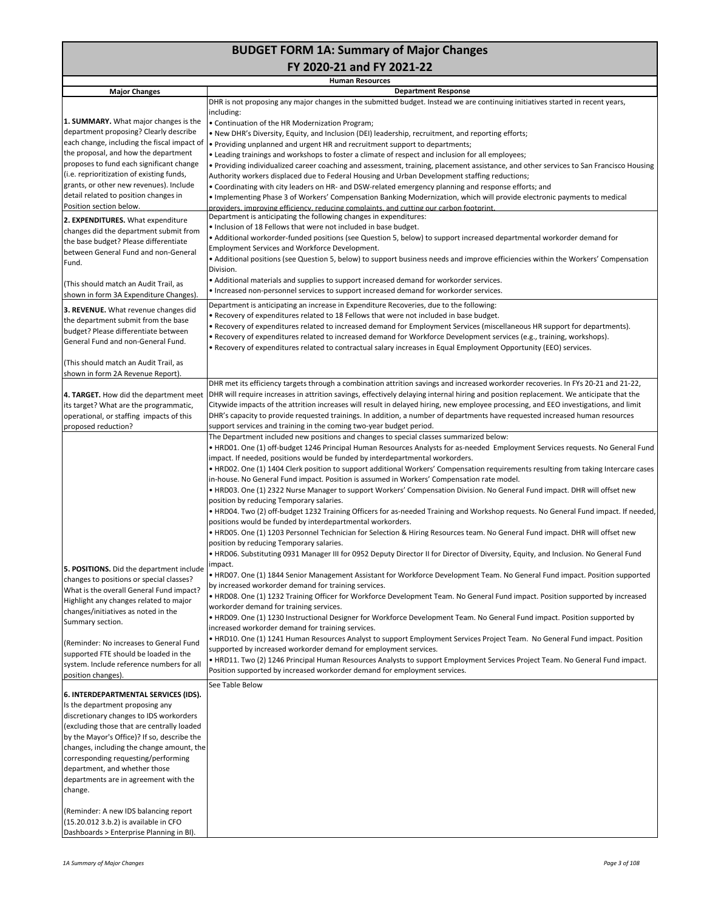# BUDGET FORM 1A: Summary of Major Changes
## FY 2020-21 and FY 2021-22

**Human Resources**

| Major Changes | Department Response |
|---|---|
| **1. SUMMARY.** What major changes is the department proposing? Clearly describe each change, including the fiscal impact of the proposal, and how the department proposes to fund each significant change (i.e. reprioritization of existing funds, grants, or other new revenues). Include detail related to position changes in Position section below. | DHR is not proposing any major changes in the submitted budget. Instead we are continuing initiatives started in recent years, including:<br>• Continuation of the HR Modernization Program;<br>• New DHR's Diversity, Equity, and Inclusion (DEI) leadership, recruitment, and reporting efforts;<br>• Providing unplanned and urgent HR and recruitment support to departments;<br>• Leading trainings and workshops to foster a climate of respect and inclusion for all employees;<br>• Providing individualized career coaching and assessment, training, placement assistance, and other services to San Francisco Housing Authority workers displaced due to Federal Housing and Urban Development staffing reductions;<br>• Coordinating with city leaders on HR- and DSW-related emergency planning and response efforts; and<br>• Implementing Phase 3 of Workers' Compensation Banking Modernization, which will provide electronic payments to medical providers, improving efficiency, reducing complaints, and cutting our carbon footprint. |
| **2. EXPENDITURES.** What expenditure changes did the department submit from the base budget? Please differentiate between General Fund and non-General Fund.<br><br>(This should match an Audit Trail, as shown in form 3A Expenditure Changes). | Department is anticipating the following changes in expenditures:<br>• Inclusion of 18 Fellows that were not included in base budget.<br>• Additional workorder-funded positions (see Question 5, below) to support increased departmental workorder demand for Employment Services and Workforce Development.<br>• Additional positions (see Question 5, below) to support business needs and improve efficiencies within the Workers' Compensation Division.<br>• Additional materials and supplies to support increased demand for workorder services.<br>• Increased non-personnel services to support increased demand for workorder services. |
| **3. REVENUE.** What revenue changes did the department submit from the base budget? Please differentiate between General Fund and non-General Fund.<br><br>(This should match an Audit Trail, as shown in form 2A Revenue Report). | Department is anticipating an increase in Expenditure Recoveries, due to the following:<br>• Recovery of expenditures related to 18 Fellows that were not included in base budget.<br>• Recovery of expenditures related to increased demand for Employment Services (miscellaneous HR support for departments).<br>• Recovery of expenditures related to increased demand for Workforce Development services (e.g., training, workshops).<br>• Recovery of expenditures related to contractual salary increases in Equal Employment Opportunity (EEO) services. |
| **4. TARGET.** How did the department meet its target? What are the programmatic, operational, or staffing impacts of this proposed reduction? | DHR met its efficiency targets through a combination attrition savings and increased workorder recoveries. In FYs 20-21 and 21-22, DHR will require increases in attrition savings, effectively delaying internal hiring and position replacement. We anticipate that the Citywide impacts of the attrition increases will result in delayed hiring, new employee processing, and EEO investigations, and limit DHR's capacity to provide requested trainings. In addition, a number of departments have requested increased human resources support services and training in the coming two-year budget period. |
| **5. POSITIONS.** Did the department include changes to positions or special classes? What is the overall General Fund impact? Highlight any changes related to major changes/initiatives as noted in the Summary section.<br><br>(Reminder: No increases to General Fund supported FTE should be loaded in the system. Include reference numbers for all position changes). | The Department included new positions and changes to special classes summarized below:<br>• HRD01. One (1) off-budget 1246 Principal Human Resources Analysts for as-needed Employment Services requests. No General Fund impact. If needed, positions would be funded by interdepartmental workorders.<br>• HRD02. One (1) 1404 Clerk position to support additional Workers' Compensation requirements resulting from taking Intercare cases in-house. No General Fund impact. Position is assumed in Workers' Compensation rate model.<br>• HRD03. One (1) 2322 Nurse Manager to support Workers' Compensation Division. No General Fund impact. DHR will offset new position by reducing Temporary salaries.<br>• HRD04. Two (2) off-budget 1232 Training Officers for as-needed Training and Workshop requests. No General Fund impact. If needed, positions would be funded by interdepartmental workorders.<br>• HRD05. One (1) 1203 Personnel Technician for Selection & Hiring Resources team. No General Fund impact. DHR will offset new position by reducing Temporary salaries.<br>• HRD06. Substituting 0931 Manager III for 0952 Deputy Director II for Director of Diversity, Equity, and Inclusion. No General Fund impact.<br>• HRD07. One (1) 1844 Senior Management Assistant for Workforce Development Team. No General Fund impact. Position supported by increased workorder demand for training services.<br>• HRD08. One (1) 1232 Training Officer for Workforce Development Team. No General Fund impact. Position supported by increased workorder demand for training services.<br>• HRD09. One (1) 1230 Instructional Designer for Workforce Development Team. No General Fund impact. Position supported by increased workorder demand for training services.<br>• HRD10. One (1) 1241 Human Resources Analyst to support Employment Services Project Team. No General Fund impact. Position supported by increased workorder demand for employment services.<br>• HRD11. Two (2) 1246 Principal Human Resources Analysts to support Employment Services Project Team. No General Fund impact. Position supported by increased workorder demand for employment services. |
| **6. INTERDEPARTMENTAL SERVICES (IDS).** Is the department proposing any discretionary changes to IDS workorders (excluding those that are centrally loaded by the Mayor's Office)? If so, describe the changes, including the change amount, the corresponding requesting/performing department, and whether those departments are in agreement with the change.<br><br>(Reminder: A new IDS balancing report (15.20.012 3.b.2) is available in CFO Dashboards > Enterprise Planning in BI). | See Table Below |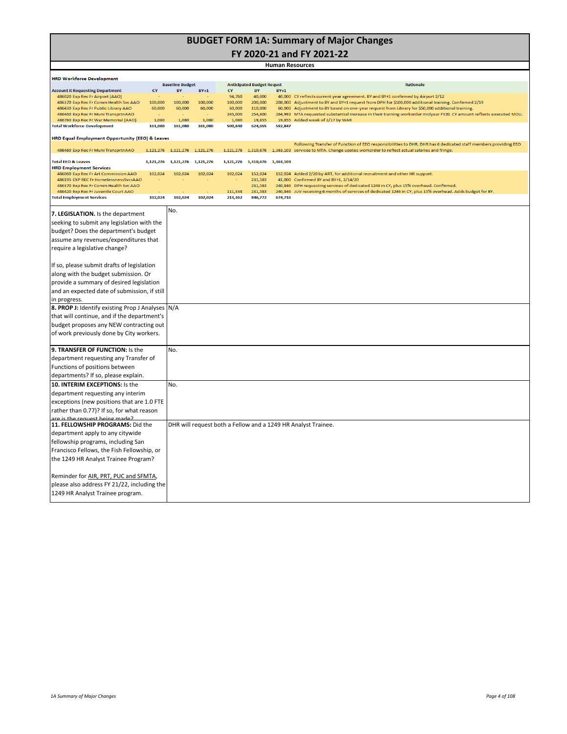# BUDGET FORM 1A: Summary of Major Changes

## FY 2020-21 and FY 2021-22

### Human Resources

**HRD Workforce Development**

| Account II Requesting Department | Baseline Budget CY | Baseline Budget BY | Baseline Budget BY+1 | Anticipated Budget Requst CY | Anticipated Budget Requst BY | Anticipated Budget Requst BY+1 | Rationale |
|---|---|---|---|---|---|---|---|
| 486020 Exp Rec Fr Airport (AAO) | - | - | - | 94,760 | 40,000 | 40,000 | CY reflects current year agreement. BY and BY+1 confirmed by Airport 2/12 |
| 486370 Exp Rec Fr Comm Health Svc AAO | 100,000 | 100,000 | 100,000 | 100,000 | 200,000 | 208,000 | Adjustment to BY and BY+1 request from DPH for $100,000 additional training. Confirmed 2/19 |
| 486430 Exp Rec Fr Public Library AAO | 60,000 | 60,000 | 60,000 | 60,000 | 110,000 | 60,000 | Adjustment to BY based on one-year request from Library for $50,000 additional training. |
| 486460 Exp Rec Fr Muni TransprtnAAO | - | - | - | 245,000 | 254,800 | 264,992 | MTA requested substantial increase in their training workorder midyear FY20. CY amount reflects executed MOU. |
| 486780 Exp Rec Fr War Memorial (AAO) | 1,080 | 1,080 | 1,080 | 1,080 | 19,855 | 19,855 | Added week of 2/17 by WAR |
| **Total Workforce Development** | 161,080 | 161,080 | 161,080 | 500,840 | 624,655 | 592,847 | |

**HRD Equal Employment Opportunity (EEO) & Leaves**

| Account II Requesting Department | Baseline Budget CY | Baseline Budget BY | Baseline Budget BY+1 | Anticipated Budget Requst CY | Anticipated Budget Requst BY | Anticipated Budget Requst BY+1 | Rationale |
|---|---|---|---|---|---|---|---|
| 486460 Exp Rec Fr Muni TransprtnAAO | 1,121,276 | 1,121,276 | 1,121,276 | 1,121,276 | 1,310,676 | 1,363,103 | Following Transfer of Function of EEO responsibilities to DHR, DHR has 6 dedicated staff members providing EEO services to MTA. Change upates workorder to reflect actual salaries and fringe. |
| **Total EEO & Leaves** | 1,121,276 | 1,121,276 | 1,121,276 | 1,121,276 | 1,310,676 | 1,363,103 | |

**HRD Employment Services**

| Account II Requesting Department | Baseline Budget CY | Baseline Budget BY | Baseline Budget BY+1 | Anticipated Budget Requst CY | Anticipated Budget Requst BY | Anticipated Budget Requst BY+1 | Rationale |
|---|---|---|---|---|---|---|---|
| 486060 Exp Rec Fr Art Commission AAO | 102,024 | 102,024 | 102,024 | 102,024 | 152,024 | 152,024 | Added 2/20 by ART, for additional recruitment and other HR support. |
| 486195 EXP REC Fr HomelessnessSvcsAAO | - | - | - | - | 231,583 | 41,000 | Confirmed BY and BY+1, 2/14/20 |
| 486370 Exp Rec Fr Comm Health Svc AAO | | | | | 231,583 | 240,846 | DPH requesting services of dedicated 1246 in CY, plus 15% overhead. Confirmed. |
| 486420 Exp Rec Fr Juvenile Court AAO | - | - | - | 111,338 | 231,583 | 240,846 | JUV receiving 6 months of services of dedicated 1246 in CY, plus 15% overhead. Adds budget for BY. |
| **Total Employment Services** | 102,024 | 102,024 | 102,024 | 213,362 | 846,772 | 674,716 | |

| Question | Response |
|---|---|
| **7. LEGISLATION.** Is the department seeking to submit any legislation with the budget? Does the department's budget assume any revenues/expenditures that require a legislative change?<br><br>If so, please submit drafts of legislation along with the budget submission. Or provide a summary of desired legislation and an expected date of submission, if still in progress. | No. |
| **8. PROP J:** Identify existing Prop J Analyses that will continue, and if the department's budget proposes any NEW contracting out of work previously done by City workers. | N/A |
| **9. TRANSFER OF FUNCTION:** Is the department requesting any Transfer of Functions of positions between departments? If so, please explain. | No. |
| **10. INTERIM EXCEPTIONS:** Is the department requesting any interim exceptions (new positions that are 1.0 FTE rather than 0.77)? If so, for what reason are is the request being made? | No. |
| **11. FELLOWSHIP PROGRAMS:** Did the department apply to any citywide fellowship programs, including San Francisco Fellows, the Fish Fellowship, or the 1249 HR Analyst Trainee Program?<br><br>Reminder for AIR, PRT, PUC and SFMTA, please also address FY 21/22, including the 1249 HR Analyst Trainee program. | DHR will request both a Fellow and a 1249 HR Analyst Trainee. |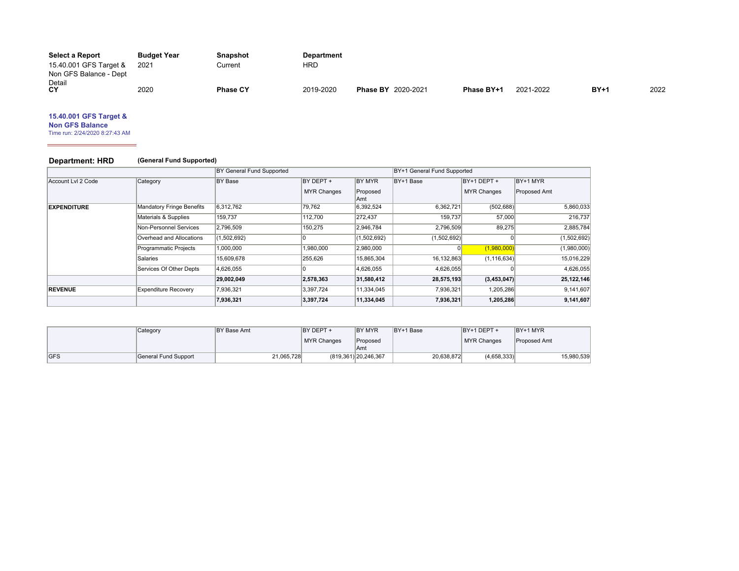| Select a Report | Budget Year | Snapshot | Department | | | | | | |
|---|---|---|---|---|---|---|---|---|---|
| 15.40.001 GFS Target & Non GFS Balance - Dept Detail | 2021 | Current | HRD | | | | | | |
| **CY** | 2020 | **Phase CY** | 2019-2020 | **Phase BY** | 2020-2021 | **Phase BY+1** | 2021-2022 | **BY+1** | 2022 |

**15.40.001 GFS Target & Non GFS Balance**

Time run: 2/24/2020 8:27:43 AM

## Department: HRD

**(General Fund Supported)**

| | | BY General Fund Supported | | | BY+1 General Fund Supported | | |
|---|---|---|---|---|---|---|---|
| Account Lvl 2 Code | Category | BY Base | BY DEPT + MYR Changes | BY MYR Proposed Amt | BY+1 Base | BY+1 DEPT + MYR Changes | BY+1 MYR Proposed Amt |
| **EXPENDITURE** | Mandatory Fringe Benefits | 6,312,762 | 79,762 | 6,392,524 | 6,362,721 | (502,688) | 5,860,033 |
| | Materials & Supplies | 159,737 | 112,700 | 272,437 | 159,737 | 57,000 | 216,737 |
| | Non-Personnel Services | 2,796,509 | 150,275 | 2,946,784 | 2,796,509 | 89,275 | 2,885,784 |
| | Overhead and Allocations | (1,502,692) | 0 | (1,502,692) | (1,502,692) | 0 | (1,502,692) |
| | Programmatic Projects | 1,000,000 | 1,980,000 | 2,980,000 | 0 | (1,980,000) | (1,980,000) |
| | Salaries | 15,609,678 | 255,626 | 15,865,304 | 16,132,863 | (1,116,634) | 15,016,229 |
| | Services Of Other Depts | 4,626,055 | 0 | 4,626,055 | 4,626,055 | 0 | 4,626,055 |
| | | **29,002,049** | **2,578,363** | **31,580,412** | **28,575,193** | **(3,453,047)** | **25,122,146** |
| **REVENUE** | Expenditure Recovery | 7,936,321 | 3,397,724 | 11,334,045 | 7,936,321 | 1,205,286 | 9,141,607 |
| | | **7,936,321** | **3,397,724** | **11,334,045** | **7,936,321** | **1,205,286** | **9,141,607** |

| | Category | BY Base Amt | BY DEPT + MYR Changes | BY MYR Proposed Amt | BY+1 Base | BY+1 DEPT + MYR Changes | BY+1 MYR Proposed Amt |
|---|---|---|---|---|---|---|---|
| GFS | General Fund Support | 21,065,728 | (819,361) | 20,246,367 | 20,638,872 | (4,658,333) | 15,980,539 |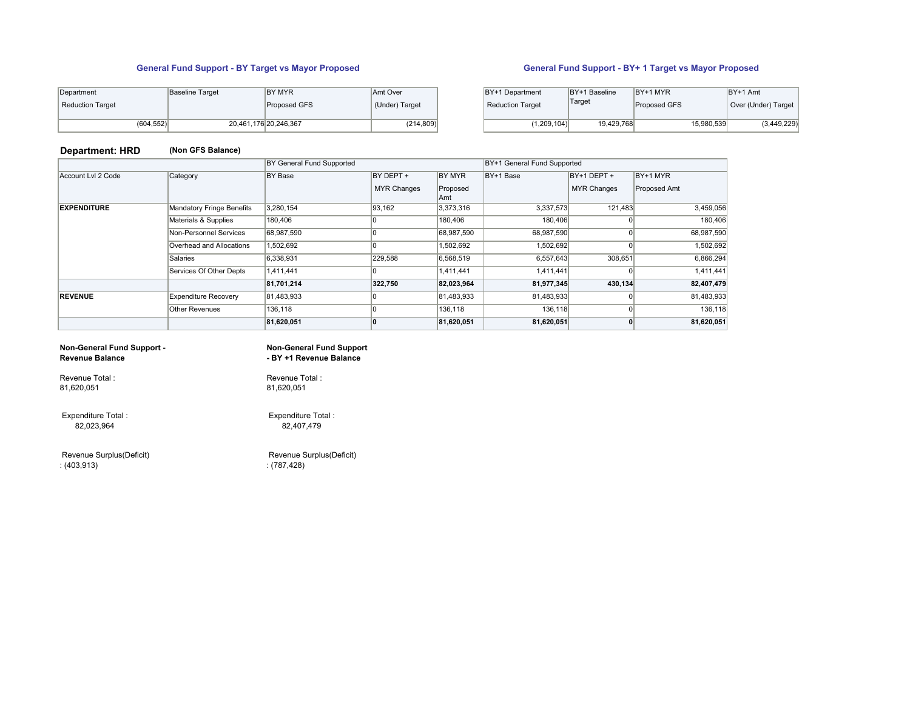### General Fund Support - BY Target vs Mayor Proposed

| Department Reduction Target | Baseline Target | BY MYR Proposed GFS | Amt Over (Under) Target |
|---|---|---|---|
| (604,552) | 20,461,176 | 20,246,367 | (214,809) |

### General Fund Support - BY+ 1 Target vs Mayor Proposed

| BY+1 Department Reduction Target | BY+1 Baseline Target | BY+1 MYR Proposed GFS | BY+1 Amt Over (Under) Target |
|---|---|---|---|
| (1,209,104) | 19,429,768 | 15,980,539 | (3,449,229) |

## Department: HRD **(Non GFS Balance)**

| | | BY General Fund Supported | | | BY+1 General Fund Supported | | |
|---|---|---|---|---|---|---|---|
| Account Lvl 2 Code | Category | BY Base | BY DEPT + MYR Changes | BY MYR Proposed Amt | BY+1 Base | BY+1 DEPT + MYR Changes | BY+1 MYR Proposed Amt |
| **EXPENDITURE** | Mandatory Fringe Benefits | 3,280,154 | 93,162 | 3,373,316 | 3,337,573 | 121,483 | 3,459,056 |
| | Materials & Supplies | 180,406 | 0 | 180,406 | 180,406 | 0 | 180,406 |
| | Non-Personnel Services | 68,987,590 | 0 | 68,987,590 | 68,987,590 | 0 | 68,987,590 |
| | Overhead and Allocations | 1,502,692 | 0 | 1,502,692 | 1,502,692 | 0 | 1,502,692 |
| | Salaries | 6,338,931 | 229,588 | 6,568,519 | 6,557,643 | 308,651 | 6,866,294 |
| | Services Of Other Depts | 1,411,441 | 0 | 1,411,441 | 1,411,441 | 0 | 1,411,441 |
| | | **81,701,214** | **322,750** | **82,023,964** | **81,977,345** | **430,134** | **82,407,479** |
| **REVENUE** | Expenditure Recovery | 81,483,933 | 0 | 81,483,933 | 81,483,933 | 0 | 81,483,933 |
| | Other Revenues | 136,118 | 0 | 136,118 | 136,118 | 0 | 136,118 |
| | | **81,620,051** | **0** | **81,620,051** | **81,620,051** | **0** | **81,620,051** |

**Non-General Fund Support - Revenue Balance**

Revenue Total :
81,620,051

Expenditure Total :
82,023,964

Revenue Surplus(Deficit)
: (403,913)

**Non-General Fund Support - BY +1 Revenue Balance**

Revenue Total :
81,620,051

Expenditure Total :
82,407,479

Revenue Surplus(Deficit)
: (787,428)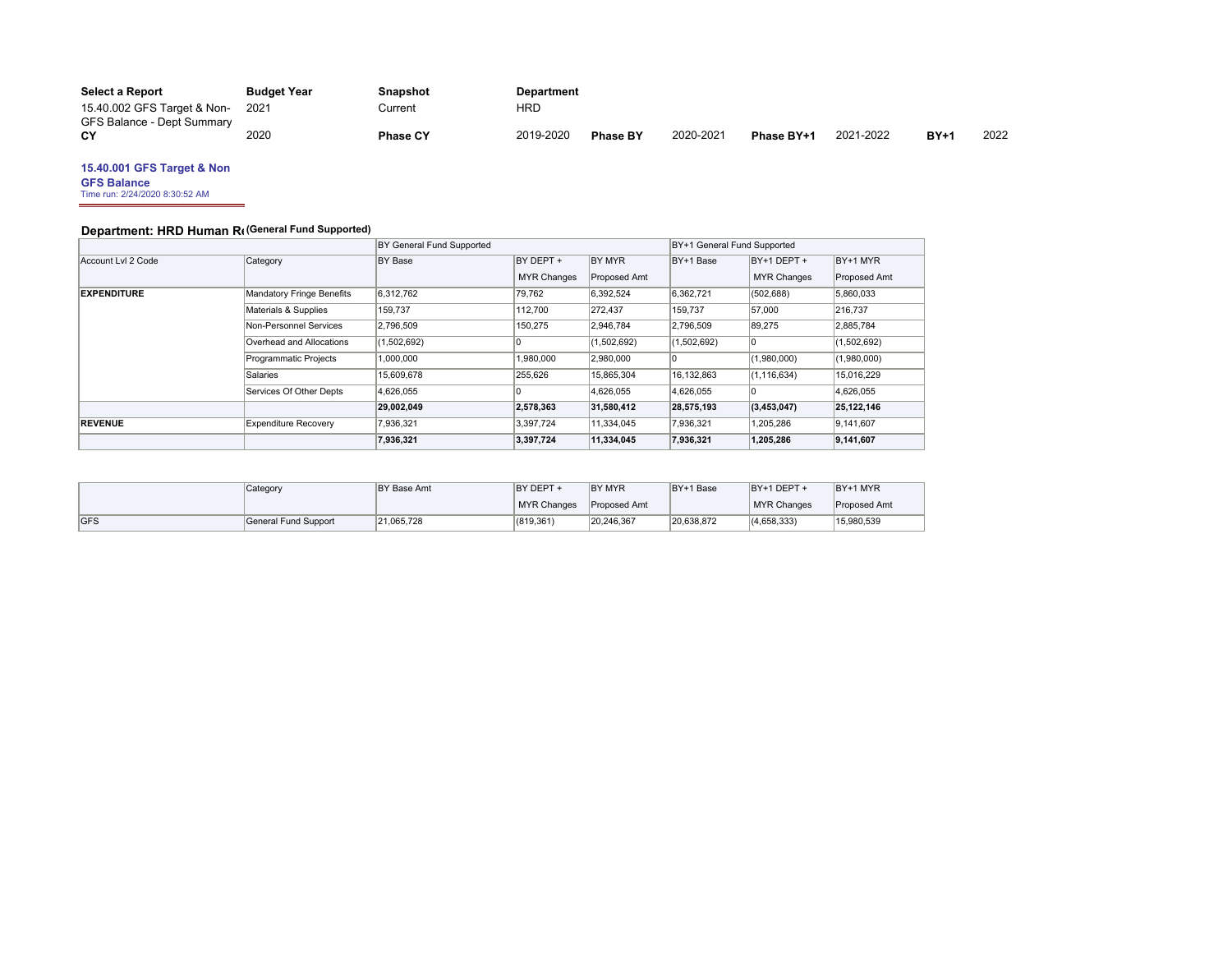| Select a Report | Budget Year | Snapshot | Department | | | | | | |
|---|---|---|---|---|---|---|---|---|---|
| 15.40.002 GFS Target & Non-GFS Balance - Dept Summary | 2021 | Current | HRD | | | | | | |
| **CY** | 2020 | **Phase CY** | 2019-2020 | **Phase BY** | 2020-2021 | **Phase BY+1** | 2021-2022 | **BY+1** | 2022 |

**15.40.001 GFS Target & Non GFS Balance**
Time run: 2/24/2020 8:30:52 AM

## Department: HRD Human Re (General Fund Supported)

| | | BY General Fund Supported | | | BY+1 General Fund Supported | | |
|---|---|---|---|---|---|---|---|
| Account Lvl 2 Code | Category | BY Base | BY DEPT + MYR Changes | BY MYR Proposed Amt | BY+1 Base | BY+1 DEPT + MYR Changes | BY+1 MYR Proposed Amt |
| **EXPENDITURE** | Mandatory Fringe Benefits | 6,312,762 | 79,762 | 6,392,524 | 6,362,721 | (502,688) | 5,860,033 |
| | Materials & Supplies | 159,737 | 112,700 | 272,437 | 159,737 | 57,000 | 216,737 |
| | Non-Personnel Services | 2,796,509 | 150,275 | 2,946,784 | 2,796,509 | 89,275 | 2,885,784 |
| | Overhead and Allocations | (1,502,692) | 0 | (1,502,692) | (1,502,692) | 0 | (1,502,692) |
| | Programmatic Projects | 1,000,000 | 1,980,000 | 2,980,000 | 0 | (1,980,000) | (1,980,000) |
| | Salaries | 15,609,678 | 255,626 | 15,865,304 | 16,132,863 | (1,116,634) | 15,016,229 |
| | Services Of Other Depts | 4,626,055 | 0 | 4,626,055 | 4,626,055 | 0 | 4,626,055 |
| | | **29,002,049** | **2,578,363** | **31,580,412** | **28,575,193** | **(3,453,047)** | **25,122,146** |
| **REVENUE** | Expenditure Recovery | 7,936,321 | 3,397,724 | 11,334,045 | 7,936,321 | 1,205,286 | 9,141,607 |
| | | **7,936,321** | **3,397,724** | **11,334,045** | **7,936,321** | **1,205,286** | **9,141,607** |

| | Category | BY Base Amt | BY DEPT + MYR Changes | BY MYR Proposed Amt | BY+1 Base | BY+1 DEPT + MYR Changes | BY+1 MYR Proposed Amt |
|---|---|---|---|---|---|---|---|
| GFS | General Fund Support | 21,065,728 | (819,361) | 20,246,367 | 20,638,872 | (4,658,333) | 15,980,539 |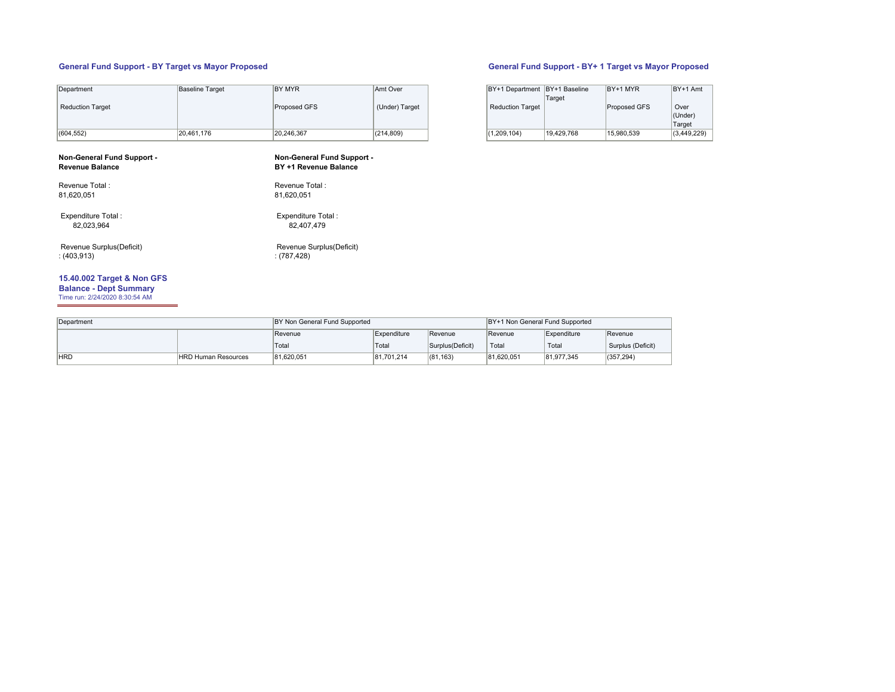## General Fund Support - BY Target vs Mayor Proposed

| Department<br>Reduction Target | Baseline Target | BY MYR<br>Proposed GFS | Amt Over<br>(Under) Target |
|---|---|---|---|
| (604,552) | 20,461,176 | 20,246,367 | (214,809) |

## General Fund Support - BY+ 1 Target vs Mayor Proposed

| BY+1 Department<br>Reduction Target | BY+1 Baseline Target | BY+1 MYR<br>Proposed GFS | BY+1 Amt<br>Over (Under) Target |
|---|---|---|---|
| (1,209,104) | 19,429,768 | 15,980,539 | (3,449,229) |

**Non-General Fund Support - Revenue Balance**

Revenue Total :
81,620,051

Expenditure Total :
82,023,964

Revenue Surplus(Deficit)
: (403,913)

**Non-General Fund Support - BY +1 Revenue Balance**

Revenue Total :
81,620,051

Expenditure Total :
82,407,479

Revenue Surplus(Deficit)
: (787,428)

### 15.40.002 Target & Non GFS Balance - Dept Summary

Time run: 2/24/2020 8:30:54 AM

| Department | | BY Non General Fund Supported | | | BY+1 Non General Fund Supported | | |
|---|---|---|---|---|---|---|---|
| | | Revenue Total | Expenditure Total | Revenue Surplus(Deficit) | Revenue Total | Expenditure Total | Revenue Surplus (Deficit) |
| HRD | HRD Human Resources | 81,620,051 | 81,701,214 | (81,163) | 81,620,051 | 81,977,345 | (357,294) |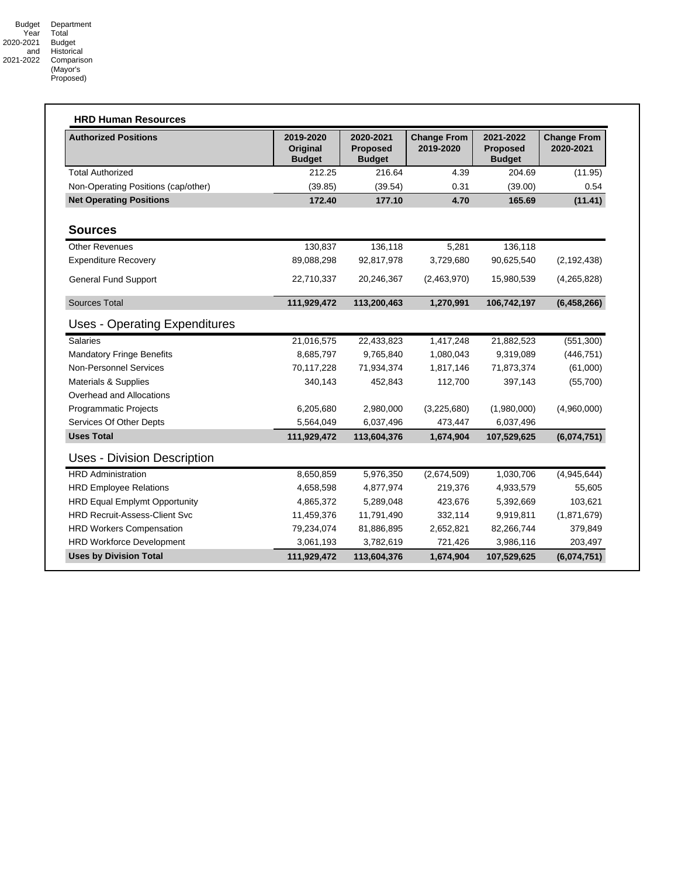Budget Year 2020-2021 and 2021-2022 Department Total Budget Historical Comparison (Mayor's Proposed)

## HRD Human Resources

| Authorized Positions | 2019-2020 Original Budget | 2020-2021 Proposed Budget | Change From 2019-2020 | 2021-2022 Proposed Budget | Change From 2020-2021 |
|---|---|---|---|---|---|
| Total Authorized | 212.25 | 216.64 | 4.39 | 204.69 | (11.95) |
| Non-Operating Positions (cap/other) | (39.85) | (39.54) | 0.31 | (39.00) | 0.54 |
| **Net Operating Positions** | **172.40** | **177.10** | **4.70** | **165.69** | **(11.41)** |

### Sources

| Sources | 2019-2020 Original Budget | 2020-2021 Proposed Budget | Change From 2019-2020 | 2021-2022 Proposed Budget | Change From 2020-2021 |
|---|---|---|---|---|---|
| Other Revenues | 130,837 | 136,118 | 5,281 | 136,118 | |
| Expenditure Recovery | 89,088,298 | 92,817,978 | 3,729,680 | 90,625,540 | (2,192,438) |
| General Fund Support | 22,710,337 | 20,246,367 | (2,463,970) | 15,980,539 | (4,265,828) |
| **Sources Total** | **111,929,472** | **113,200,463** | **1,270,991** | **106,742,197** | **(6,458,266)** |

### Uses - Operating Expenditures

| Uses - Operating Expenditures | 2019-2020 Original Budget | 2020-2021 Proposed Budget | Change From 2019-2020 | 2021-2022 Proposed Budget | Change From 2020-2021 |
|---|---|---|---|---|---|
| Salaries | 21,016,575 | 22,433,823 | 1,417,248 | 21,882,523 | (551,300) |
| Mandatory Fringe Benefits | 8,685,797 | 9,765,840 | 1,080,043 | 9,319,089 | (446,751) |
| Non-Personnel Services | 70,117,228 | 71,934,374 | 1,817,146 | 71,873,374 | (61,000) |
| Materials & Supplies | 340,143 | 452,843 | 112,700 | 397,143 | (55,700) |
| Overhead and Allocations | | | | | |
| Programmatic Projects | 6,205,680 | 2,980,000 | (3,225,680) | (1,980,000) | (4,960,000) |
| Services Of Other Depts | 5,564,049 | 6,037,496 | 473,447 | 6,037,496 | |
| **Uses Total** | **111,929,472** | **113,604,376** | **1,674,904** | **107,529,625** | **(6,074,751)** |

### Uses - Division Description

| Uses - Division Description | 2019-2020 Original Budget | 2020-2021 Proposed Budget | Change From 2019-2020 | 2021-2022 Proposed Budget | Change From 2020-2021 |
|---|---|---|---|---|---|
| HRD Administration | 8,650,859 | 5,976,350 | (2,674,509) | 1,030,706 | (4,945,644) |
| HRD Employee Relations | 4,658,598 | 4,877,974 | 219,376 | 4,933,579 | 55,605 |
| HRD Equal Emplymt Opportunity | 4,865,372 | 5,289,048 | 423,676 | 5,392,669 | 103,621 |
| HRD Recruit-Assess-Client Svc | 11,459,376 | 11,791,490 | 332,114 | 9,919,811 | (1,871,679) |
| HRD Workers Compensation | 79,234,074 | 81,886,895 | 2,652,821 | 82,266,744 | 379,849 |
| HRD Workforce Development | 3,061,193 | 3,782,619 | 721,426 | 3,986,116 | 203,497 |
| **Uses by Division Total** | **111,929,472** | **113,604,376** | **1,674,904** | **107,529,625** | **(6,074,751)** |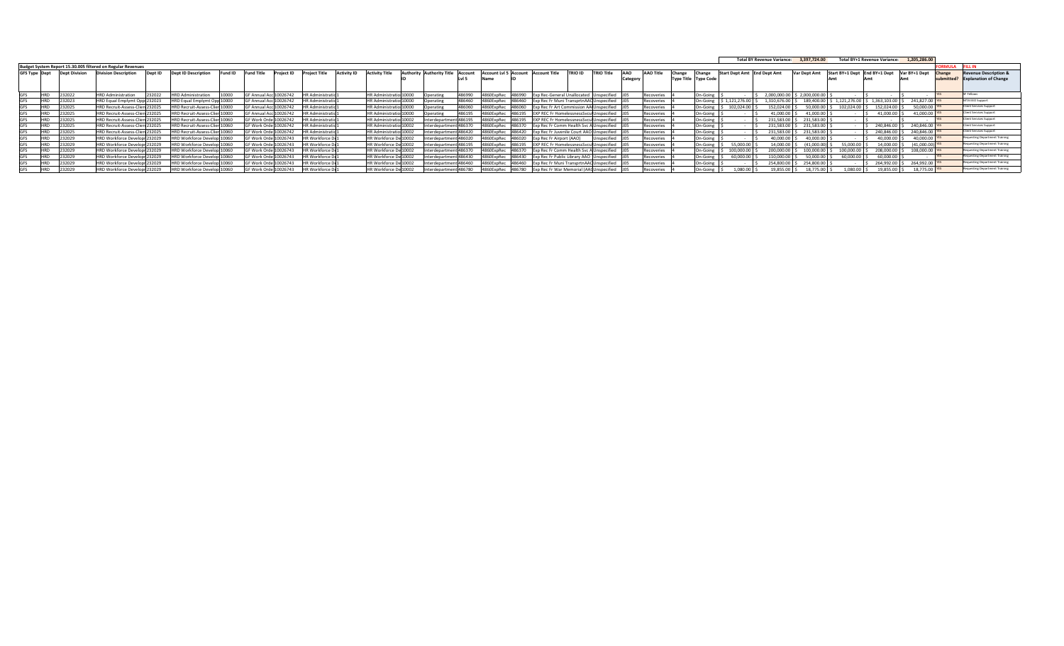Total BY Revenue Variance: 3,397,724.00 Total BY+1 Revenue Variance: 1,205,286.00

**Budget System Report 15.30.005 filtered on Regular Revenues**

| GFS Type | Dept | Dept Division | Division Description | Dept ID | Dept ID Description | Fund ID | Fund Title | Project ID | Project Title | Activity ID | Activity Title | Authority ID | Authority Title | Account Lvl 5 | Account Lvl 5 Name | Account ID | Account Title | TRIO ID | TRIO Title | AAO Category | AAO Title | Change Type Title | Change Type Code | Start Dept Amt | End Dept Amt | Var Dept Amt | Start BY+1 Dept Amt | End BY+1 Dept Amt | Var BY+1 Dept Amt | Change submitted? | Revenue Description & Explanation of Change |
|---|---|---|---|---|---|---|---|---|---|---|---|---|---|---|---|---|---|---|---|---|---|---|---|---|---|---|---|---|---|---|---|
| GFS | HRD | 232022 | HRD Administration | 232022 | HRD Administration | 10000 | GF Annual Acc | 10026742 | HR Administratio | 1 | HR Administratio | 10000 | Operating | 486990 | 4860ExpRec | 486990 | Exp Rec-General Unallocated | Unspecified | | J05 | Recoveries | 4 | On-Going | $ - | $ 2,000,000.00 | $ 2,000,000.00 | $ - | $ - | $ - | YES | SF Fellows |
| GFS | HRD | 232023 | HRD Equal Emplymt Opp | 232023 | HRD Equal Emplymt Opp | 10000 | GF Annual Acc | 10026742 | HR Administratio | 1 | HR Administratio | 10000 | Operating | 486460 | 4860ExpRec | 486460 | Exp Rec Fr Muni TransprtnAAO | Unspecified | | J05 | Recoveries | 4 | On-Going | $ 1,121,276.00 | $ 1,310,676.00 | $ 189,400.00 | $ 1,121,276.00 | $ 1,363,103.00 | $ 241,827.00 | YES | MTA EEO Support |
| GFS | HRD | 232025 | HRD Recruit-Assess-Clien | 232025 | HRD Recruit-Assess-Clien | 10000 | GF Annual Acc | 10026742 | HR Administratio | 1 | HR Administratio | 10000 | Operating | 486060 | 4860ExpRec | 486060 | Exp Rec Fr Art Commission AAO | Unspecified | | J05 | Recoveries | 4 | On-Going | $ 102,024.00 | $ 152,024.00 | $ 50,000.00 | $ 102,024.00 | $ 152,024.00 | $ 50,000.00 | YES | Client Services Support |
| GFS | HRD | 232025 | HRD Recruit-Assess-Clien | 232025 | HRD Recruit-Assess-Clien | 10000 | GF Annual Acc | 10026742 | HR Administratio | 1 | HR Administratio | 10000 | Operating | 486195 | 4860ExpRec | 486195 | EXP REC Fr HomelessnessSvcs | Unspecified | | J05 | Recoveries | 4 | On-Going | $ - | $ 41,000.00 | $ 41,000.00 | $ - | $ 41,000.00 | $ 41,000.00 | YES | Client Services Support |
| GFS | HRD | 232025 | HRD Recruit-Assess-Clien | 232025 | HRD Recruit-Assess-Clien | 10060 | GF Work Orde | 10026742 | HR Administratio | 1 | HR Administratio | 10002 | Interdepartment | 486195 | 4860ExpRec | 486195 | EXP REC Fr HomelessnessSvcs | Unspecified | | J05 | Recoveries | 4 | On-Going | $ - | $ 231,583.00 | $ 231,583.00 | $ - | $ - | $ - | YES | Client Services Support |
| GFS | HRD | 232025 | HRD Recruit-Assess-Clien | 232025 | HRD Recruit-Assess-Clien | 10060 | GF Work Orde | 10026742 | HR Administratio | 1 | HR Administratio | 10002 | Interdepartment | 486370 | 4860ExpRec | 486370 | Exp Rec Fr Comm Health Svc A | Unspecified | | J05 | Recoveries | 4 | On-Going | $ - | $ 231,583.00 | $ 231,583.00 | $ - | $ 240,846.00 | $ 240,846.00 | YES | Client Services Support |
| GFS | HRD | 232025 | HRD Recruit-Assess-Clien | 232025 | HRD Recruit-Assess-Clien | 10060 | GF Work Orde | 10026742 | HR Administratio | 1 | HR Administratio | 10002 | Interdepartment | 486420 | 4860ExpRec | 486420 | Exp Rec Fr Juvenile Court AAO | Unspecified | | J05 | Recoveries | 4 | On-Going | $ - | $ 231,583.00 | $ 231,583.00 | $ - | $ 240,846.00 | $ 240,846.00 | YES | Client Services Support |
| GFS | HRD | 232029 | HRD Workforce Develop | 232029 | HRD Workforce Develop | 10060 | GF Work Orde | 10026743 | HR Workforce De | 1 | HR Workforce De | 10002 | Interdepartment | 486020 | 4860ExpRec | 486020 | Exp Rec Fr Airport (AAO) | Unspecified | | J05 | Recoveries | 4 | On-Going | $ - | $ 40,000.00 | $ 40,000.00 | $ - | $ 40,000.00 | $ 40,000.00 | YES | Requesting Department Training |
| GFS | HRD | 232029 | HRD Workforce Develop | 232029 | HRD Workforce Develop | 10060 | GF Work Orde | 10026743 | HR Workforce De | 1 | HR Workforce De | 10002 | Interdepartment | 486195 | 4860ExpRec | 486195 | EXP REC Fr HomelessnessSvcs | Unspecified | | J05 | Recoveries | 4 | On-Going | $ 55,000.00 | $ 14,000.00 | $ (41,000.00) | $ 55,000.00 | $ 14,000.00 | $ (41,000.00) | YES | Requesting Department Training |
| GFS | HRD | 232029 | HRD Workforce Develop | 232029 | HRD Workforce Develop | 10060 | GF Work Orde | 10026743 | HR Workforce De | 1 | HR Workforce De | 10002 | Interdepartment | 486370 | 4860ExpRec | 486370 | Exp Rec Fr Comm Health Svc A | Unspecified | | J05 | Recoveries | 4 | On-Going | $ 100,000.00 | $ 200,000.00 | $ 100,000.00 | $ 100,000.00 | $ 208,000.00 | $ 108,000.00 | YES | Requesting Department Training |
| GFS | HRD | 232029 | HRD Workforce Develop | 232029 | HRD Workforce Develop | 10060 | GF Work Orde | 10026743 | HR Workforce De | 1 | HR Workforce De | 10002 | Interdepartment | 486430 | 4860ExpRec | 486430 | Exp Rec Fr Public Library AAO | Unspecified | | J05 | Recoveries | 4 | On-Going | $ 60,000.00 | $ 110,000.00 | $ 50,000.00 | $ 60,000.00 | $ 60,000.00 | $ - | YES | Requesting Department Training |
| GFS | HRD | 232029 | HRD Workforce Develop | 232029 | HRD Workforce Develop | 10060 | GF Work Orde | 10026743 | HR Workforce De | 1 | HR Workforce De | 10002 | Interdepartment | 486460 | 4860ExpRec | 486460 | Exp Rec Fr Muni TransprtnAAO | Unspecified | | J05 | Recoveries | 4 | On-Going | $ - | $ 254,800.00 | $ 254,800.00 | $ - | $ 264,992.00 | $ 264,992.00 | YES | Requesting Department Training |
| GFS | HRD | 232029 | HRD Workforce Develop | 232029 | HRD Workforce Develop | 10060 | GF Work Orde | 10026743 | HR Workforce De | 1 | HR Workforce De | 10002 | Interdepartment | 486780 | 4860ExpRec | 486780 | Exp Rec Fr War Memorial (AAO | Unspecified | | J05 | Recoveries | 4 | On-Going | $ 1,080.00 | $ 19,855.00 | $ 18,775.00 | $ 1,080.00 | $ 19,855.00 | $ 18,775.00 | YES | Requesting Department Training |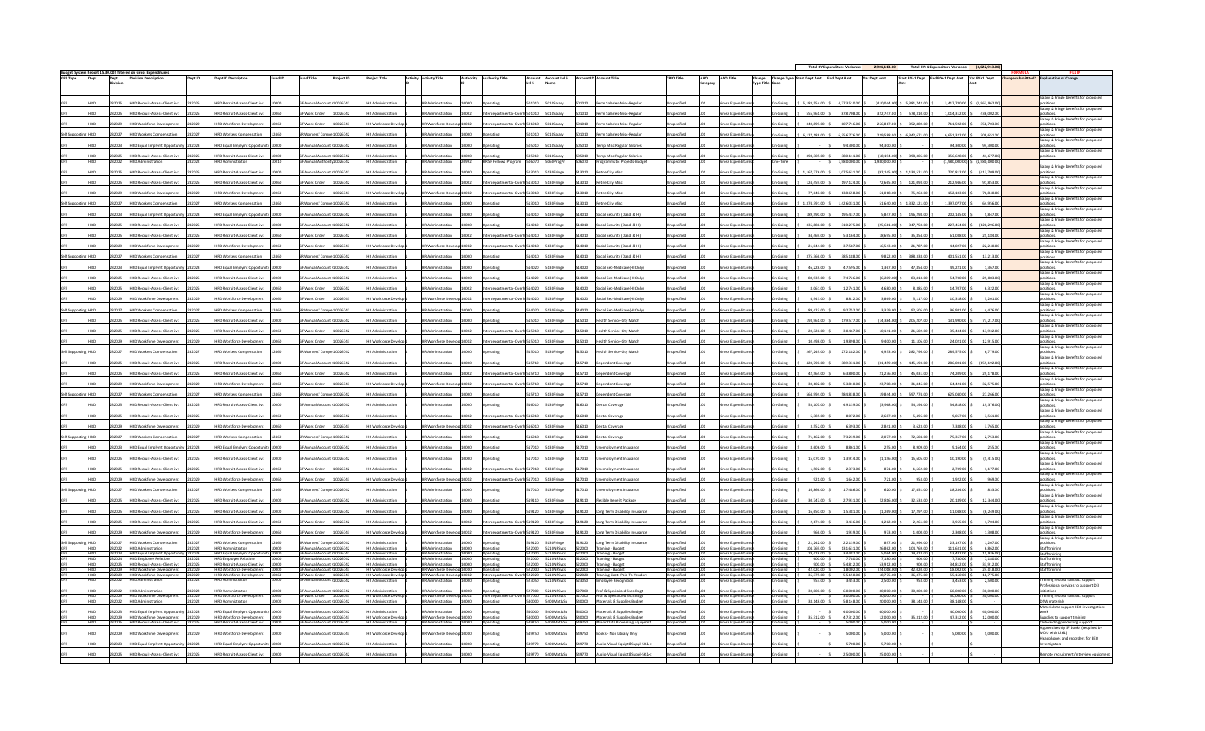Budget System Report 13.30.005 filtered on Gross Expenditures

Total BY Expenditure Variance: 2,901,113.00 | Total BY+1 Expenditure Variance: (3,022,913.00)

FORMULA | FILL IN

| GFS Type | Dept | Dept Division | Division Description | Dept ID | Dept ID Description | Fund ID | Fund Title | Project ID | Project Title | Activity ID | Activity Title | Authority ID | Authority Title | Account Lvl 5 | Account Lvl 5 Name | Account ID | Account Title | TRIO Title | AAO Category | AAO Title | Change Type | Change Type Title Code | Start Dept Amt | End Dept Amt | Var Dept Amt | Start BY+1 Dept Amt | End BY+1 Dept Amt | Var BY+1 Dept Amt | Change submitted? | Explanation of Change |
|---|---|---|---|---|---|---|---|---|---|---|---|---|---|---|---|---|---|---|---|---|---|---|---|---|---|---|---|---|---|---|
| GFS | HRD | 232025 | HRD Recruit-Assess-Client Svc | 232025 | HRD Recruit-Assess-Client Svc | 10000 | GF Annual Account Ctrl | 10026742 | HR Administration | 1 | HR Administration | 10000 | Operating | 501010 | 501Salary | 501010 | Perm Salaries-Misc-Regular | Unspecified | J01 | Gross Expenditures | On-Going | | 5,183,554.00 | 4,773,510.00 | (410,044.00) | 5,381,742.00 | 3,417,780.00 | (1,963,962.00) | | Salary & Fringe benefits for proposed positions. |
| GFS | HRD | 232025 | HRD Recruit-Assess-Client Svc | 232025 | HRD Recruit-Assess-Client Svc | 10060 | GF Work Order | 10026742 | HR Administration | 1 | HR Administration | 10002 | Interdepartmental-Overhead | 501010 | 501Salary | 501010 | Perm Salaries-Misc-Regular | Unspecified | J01 | Gross Expenditures | On-Going | | 555,961.00 | 878,708.00 | 322,747.00 | 578,330.00 | 1,014,312.00 | 436,002.00 | | Salary & Fringe benefits for proposed positions. |
| GFS | HRD | 232029 | HRD Workforce Development | 232029 | HRD Workforce Development | 10060 | GF Work Order | 10026743 | HR Workforce Development | 1 | HR Workforce Development | 10002 | Interdepartmental-Overhead | 501010 | 501Salary | 501010 | Perm Salaries-Misc-Regular | Unspecified | J01 | Gross Expenditures | On-Going | | 340,899.00 | 607,716.00 | 266,817.00 | 352,889.00 | 711,592.00 | 358,703.00 | | Salary & Fringe benefits for proposed positions. |
| Self Supporting | HRD | 232027 | HRD Workers Compensation | 232027 | HRD Workers Compensation | 12960 | SR Workers' Compensation | 10026742 | HR Administration | 1 | HR Administration | 10000 | Operating | 501010 | 501Salary | 501010 | Perm Salaries-Misc-Regular | Unspecified | J01 | Gross Expenditures | On-Going | | 6,127,188.00 | 6,356,776.00 | 229,588.00 | 6,342,671.00 | 6,651,322.00 | 308,651.00 | | Salary & Fringe benefits for proposed positions. |
| GFS | HRD | 232023 | HRD Equal Employmt Opportunity | 232023 | HRD Equal Employmt Opportunity | 10000 | GF Annual Account Ctrl | 10026742 | HR Administration | 1 | HR Administration | 10000 | Operating | 501010 | 501Salary | 501010 | Perm Salaries-Misc-Regular | Unspecified | J01 | Gross Expenditures | On-Going | | - | 94,400.00 | 94,400.00 | - | 94,400.00 | 94,400.00 | | Salary & Fringe benefits for proposed positions. |
| GFS | HRD | 232025 | HRD Recruit-Assess-Client Svc | 232025 | HRD Recruit-Assess-Client Svc | 10000 | GF Annual Account Ctrl | 10026742 | HR Administration | 1 | HR Administration | 10000 | Operating | 505010 | 501Salary | 505010 | Temp Misc Regular Salaries | Unspecified | J01 | Gross Expenditures | On-Going | | 398,805.00 | 380,111.00 | (18,694.00) | 398,805.00 | 356,628.00 | (41,677.00) | | Salary & Fringe benefits for proposed positions. |
| GFS | HRD | 232022 | HRD Administration | 232022 | HRD Administration | 10010 | GF Annual Authority Ctrl | 10026742 | HR Administration | 1 | HR Administration | 20992 | HR SF Fellows Program | 506070 | 506ProgPr | 506070 | Programmatic Projects-Budget | Unspecified | J01 | Gross Expenditures | One-Time | | - | 1,980,000.00 | 1,980,000.00 | 1,980,000.00 | - | (1,980,000.00) | | |
| GFS | HRD | 232025 | HRD Recruit-Assess-Client Svc | 232025 | HRD Recruit-Assess-Client Svc | 10000 | GF Annual Account Ctrl | 10026742 | HR Administration | 1 | HR Administration | 10000 | Operating | 513010 | 513Fringe | 513010 | Retire City Misc | Unspecified | J01 | Gross Expenditures | On-Going | | 1,167,776.00 | 1,075,631.00 | (92,145.00) | 1,134,521.00 | 720,812.00 | (413,709.00) | | Salary & Fringe benefits for proposed positions. |
| GFS | HRD | 232025 | HRD Recruit-Assess-Client Svc | 232025 | HRD Recruit-Assess-Client Svc | 10060 | GF Work Order | 10026742 | HR Administration | 1 | HR Administration | 10002 | Interdepartmental-Overhead | 513010 | 513Fringe | 513010 | Retire City Misc | Unspecified | J01 | Gross Expenditures | On-Going | | 120,459.00 | 197,124.00 | 72,665.00 | 121,093.00 | 212,946.00 | 91,853.00 | | Salary & Fringe benefits for proposed positions. |
| GFS | HRD | 232029 | HRD Workforce Development | 232029 | HRD Workforce Development | 10060 | GF Work Order | 10026743 | HR Workforce Development | 1 | HR Workforce Development | 10002 | Interdepartmental-Overhead | 513010 | 513Fringe | 513010 | Retire City Misc | Unspecified | J01 | Gross Expenditures | On-Going | | 77,640.00 | 138,658.00 | 61,018.00 | 75,263.00 | 152,103.00 | 76,840.00 | | Salary & Fringe benefits for proposed positions. |
| Self Supporting | HRD | 232027 | HRD Workers Compensation | 232027 | HRD Workers Compensation | 12960 | SR Workers' Compensation | 10026742 | HR Administration | 1 | HR Administration | 10000 | Operating | 513010 | 513Fringe | 513010 | Retire City Misc | Unspecified | J01 | Gross Expenditures | On-Going | | 1,370,891.00 | 1,424,031.00 | 53,640.00 | 1,332,121.00 | 1,397,077.00 | 64,956.00 | | Salary & Fringe benefits for proposed positions. |
| GFS | HRD | 232023 | HRD Equal Employmt Opportunity | 232023 | HRD Equal Employmt Opportunity | 10000 | GF Annual Account Ctrl | 10026742 | HR Administration | 1 | HR Administration | 10000 | Operating | 513010 | 513Fringe | 513010 | Retire City Misc | Unspecified | J01 | Gross Expenditures | On-Going | | 189,590.00 | 195,437.00 | 5,847.00 | 196,298.00 | 202,145.00 | 5,847.00 | | Salary & Fringe benefits for proposed positions. |
| GFS | HRD | 232025 | HRD Recruit-Assess-Client Svc | 232025 | HRD Recruit-Assess-Client Svc | 10000 | GF Annual Account Ctrl | 10026742 | HR Administration | 1 | HR Administration | 10000 | Operating | 514010 | 513Fringe | 514010 | Social Security (Oasdi & HI) | Unspecified | J01 | Gross Expenditures | On-Going | | 335,886.00 | 310,275.00 | (25,611.00) | 347,750.00 | 227,454.00 | (120,296.00) | | Salary & Fringe benefits for proposed positions. |
| GFS | HRD | 232025 | HRD Recruit-Assess-Client Svc | 232025 | HRD Recruit-Assess-Client Svc | 10060 | GF Work Order | 10026742 | HR Administration | 1 | HR Administration | 10002 | Interdepartmental-Overhead | 514010 | 513Fringe | 514010 | Social Security (Oasdi & HI) | Unspecified | J01 | Gross Expenditures | On-Going | | 34,969.00 | 53,164.00 | 18,195.00 | 35,854.00 | 61,038.00 | 25,184.00 | | Salary & Fringe benefits for proposed positions. |
| GFS | HRD | 232029 | HRD Workforce Development | 232029 | HRD Workforce Development | 10060 | GF Work Order | 10026743 | HR Workforce Development | 1 | HR Workforce Development | 10002 | Interdepartmental-Overhead | 514010 | 513Fringe | 514010 | Social Security (Oasdi & HI) | Unspecified | J01 | Gross Expenditures | On-Going | | 21,044.00 | 37,587.00 | 16,543.00 | 21,787.00 | 44,037.00 | 22,250.00 | | Salary & Fringe benefits for proposed positions. |
| Self Supporting | HRD | 232027 | HRD Workers Compensation | 232027 | HRD Workers Compensation | 12960 | SR Workers' Compensation | 10026742 | HR Administration | 1 | HR Administration | 10000 | Operating | 514010 | 513Fringe | 514010 | Social Security (Oasdi & HI) | Unspecified | J01 | Gross Expenditures | On-Going | | 375,366.00 | 385,188.00 | 9,822.00 | 388,338.00 | 401,551.00 | 13,213.00 | | Salary & Fringe benefits for proposed positions. |
| GFS | HRD | 232023 | HRD Equal Employmt Opportunity | 232023 | HRD Equal Employmt Opportunity | 10000 | GF Annual Account Ctrl | 10026742 | HR Administration | 1 | HR Administration | 10000 | Operating | 514020 | 513Fringe | 514020 | Social Sec-Medicare(HI Only) | Unspecified | J01 | Gross Expenditures | On-Going | | 46,228.00 | 47,595.00 | 1,367.00 | 47,854.00 | 49,221.00 | 1,367.00 | | Salary & Fringe benefits for proposed positions. |
| GFS | HRD | 232025 | HRD Recruit-Assess-Client Svc | 232025 | HRD Recruit-Assess-Client Svc | 10000 | GF Annual Account Ctrl | 10026742 | HR Administration | 1 | HR Administration | 10000 | Operating | 514020 | 513Fringe | 514020 | Social Sec-Medicare(HI Only) | Unspecified | J01 | Gross Expenditures | On-Going | | 80,935.00 | 74,726.00 | (6,209.00) | 83,853.00 | 54,730.00 | (29,083.00) | | Salary & Fringe benefits for proposed positions. |
| GFS | HRD | 232025 | HRD Recruit-Assess-Client Svc | 232025 | HRD Recruit-Assess-Client Svc | 10060 | GF Work Order | 10026742 | HR Administration | 1 | HR Administration | 10002 | Interdepartmental-Overhead | 514020 | 513Fringe | 514020 | Social Sec-Medicare(HI Only) | Unspecified | J01 | Gross Expenditures | On-Going | | 8,061.00 | 12,741.00 | 4,680.00 | 8,385.00 | 14,707.00 | 6,322.00 | | Salary & Fringe benefits for proposed positions. |
| GFS | HRD | 232029 | HRD Workforce Development | 232029 | HRD Workforce Development | 10060 | GF Work Order | 10026743 | HR Workforce Development | 1 | HR Workforce Development | 10002 | Interdepartmental-Overhead | 514020 | 513Fringe | 514020 | Social Sec-Medicare(HI Only) | Unspecified | J01 | Gross Expenditures | On-Going | | 4,943.00 | 8,812.00 | 3,869.00 | 5,117.00 | 10,318.00 | 5,201.00 | | Salary & Fringe benefits for proposed positions. |
| Self Supporting | HRD | 232027 | HRD Workers Compensation | 232027 | HRD Workers Compensation | 12960 | SR Workers' Compensation | 10026742 | HR Administration | 1 | HR Administration | 10000 | Operating | 514020 | 513Fringe | 514020 | Social Sec-Medicare(HI Only) | Unspecified | J01 | Gross Expenditures | On-Going | | 89,423.00 | 92,752.00 | 3,329.00 | 92,505.00 | 96,981.00 | 4,476.00 | | Salary & Fringe benefits for proposed positions. |
| GFS | HRD | 232025 | HRD Recruit-Assess-Client Svc | 232025 | HRD Recruit-Assess-Client Svc | 10000 | GF Annual Account Ctrl | 10026742 | HR Administration | 1 | HR Administration | 10000 | Operating | 515010 | 513Fringe | 515010 | Health Service-City Match | Unspecified | J01 | Gross Expenditures | On-Going | | 193,961.00 | 179,577.00 | (14,384.00) | 205,207.00 | 131,990.00 | (73,217.00) | | Salary & Fringe benefits for proposed positions. |
| GFS | HRD | 232025 | HRD Recruit-Assess-Client Svc | 232025 | HRD Recruit-Assess-Client Svc | 10060 | GF Work Order | 10026742 | HR Administration | 1 | HR Administration | 10002 | Interdepartmental-Overhead | 515010 | 513Fringe | 515010 | Health Service-City Match | Unspecified | J01 | Gross Expenditures | On-Going | | 20,326.00 | 30,467.00 | 10,141.00 | 21,502.00 | 35,434.00 | 13,932.00 | | Salary & Fringe benefits for proposed positions. |
| GFS | HRD | 232029 | HRD Workforce Development | 232029 | HRD Workforce Development | 10060 | GF Work Order | 10026743 | HR Workforce Development | 1 | HR Workforce Development | 10002 | Interdepartmental-Overhead | 515010 | 513Fringe | 515010 | Health Service-City Match | Unspecified | J01 | Gross Expenditures | On-Going | | 10,098.00 | 19,898.00 | 9,800.00 | 11,106.00 | 24,021.00 | 12,915.00 | | Salary & Fringe benefits for proposed positions. |
| Self Supporting | HRD | 232027 | HRD Workers Compensation | 232027 | HRD Workers Compensation | 12960 | SR Workers' Compensation | 10026742 | HR Administration | 1 | HR Administration | 10000 | Operating | 515010 | 513Fringe | 515010 | Health Service-City Match | Unspecified | J01 | Gross Expenditures | On-Going | | 267,249.00 | 272,182.00 | 4,933.00 | 282,796.00 | 289,575.00 | 6,779.00 | | Salary & Fringe benefits for proposed positions. |
| GFS | HRD | 232025 | HRD Recruit-Assess-Client Svc | 232025 | HRD Recruit-Assess-Client Svc | 10000 | GF Annual Account Ctrl | 10026742 | HR Administration | 1 | HR Administration | 10000 | Operating | 515710 | 513Fringe | 515710 | Dependent Coverage | Unspecified | J01 | Gross Expenditures | On-Going | | 420,790.00 | 389,331.00 | (31,459.00) | 445,193.00 | 286,001.00 | (159,192.00) | | Salary & Fringe benefits for proposed positions. |
| GFS | HRD | 232025 | HRD Recruit-Assess-Client Svc | 232025 | HRD Recruit-Assess-Client Svc | 10060 | GF Work Order | 10026742 | HR Administration | 1 | HR Administration | 10002 | Interdepartmental-Overhead | 515710 | 513Fringe | 515710 | Dependent Coverage | Unspecified | J01 | Gross Expenditures | On-Going | | 42,564.00 | 63,800.00 | 21,236.00 | 45,031.00 | 74,209.00 | 29,178.00 | | Salary & Fringe benefits for proposed positions. |
| GFS | HRD | 232029 | HRD Workforce Development | 232029 | HRD Workforce Development | 10060 | GF Work Order | 10026743 | HR Workforce Development | 1 | HR Workforce Development | 10002 | Interdepartmental-Overhead | 515710 | 513Fringe | 515710 | Dependent Coverage | Unspecified | J01 | Gross Expenditures | On-Going | | 30,102.00 | 53,810.00 | 23,708.00 | 31,846.00 | 64,421.00 | 32,575.00 | | Salary & Fringe benefits for proposed positions. |
| Self Supporting | HRD | 232027 | HRD Workers Compensation | 232027 | HRD Workers Compensation | 12960 | SR Workers' Compensation | 10026742 | HR Administration | 1 | HR Administration | 10000 | Operating | 515710 | 513Fringe | 515710 | Dependent Coverage | Unspecified | J01 | Gross Expenditures | On-Going | | 564,999.00 | 584,838.00 | 19,840.00 | 597,774.00 | 625,040.00 | 27,266.00 | | Salary & Fringe benefits for proposed positions. |
| GFS | HRD | 232025 | HRD Recruit-Assess-Client Svc | 232025 | HRD Recruit-Assess-Client Svc | 10000 | GF Annual Account Ctrl | 10026742 | HR Administration | 1 | HR Administration | 10000 | Operating | 516010 | 513Fringe | 516010 | Dental Coverage | Unspecified | J01 | Gross Expenditures | On-Going | | 53,107.00 | 49,139.00 | (3,968.00) | 54,194.00 | 34,818.00 | (19,376.00) | | Salary & Fringe benefits for proposed positions. |
| GFS | HRD | 232025 | HRD Recruit-Assess-Client Svc | 232025 | HRD Recruit-Assess-Client Svc | 10060 | GF Work Order | 10026742 | HR Administration | 1 | HR Administration | 10002 | Interdepartmental-Overhead | 516010 | 513Fringe | 516010 | Dental Coverage | Unspecified | J01 | Gross Expenditures | On-Going | | 5,385.00 | 8,072.00 | 2,687.00 | 5,496.00 | 9,057.00 | 3,561.00 | | Salary & Fringe benefits for proposed positions. |
| GFS | HRD | 232029 | HRD Workforce Development | 232029 | HRD Workforce Development | 10060 | GF Work Order | 10026743 | HR Workforce Development | 1 | HR Workforce Development | 10002 | Interdepartmental-Overhead | 516010 | 513Fringe | 516010 | Dental Coverage | Unspecified | J01 | Gross Expenditures | On-Going | | 3,512.00 | 6,393.00 | 2,881.00 | 3,623.00 | 7,388.00 | 3,765.00 | | Salary & Fringe benefits for proposed positions. |
| Self Supporting | HRD | 232027 | HRD Workers Compensation | 232027 | HRD Workers Compensation | 12960 | SR Workers' Compensation | 10026742 | HR Administration | 1 | HR Administration | 10000 | Operating | 516010 | 513Fringe | 516010 | Dental Coverage | Unspecified | J01 | Gross Expenditures | On-Going | | 71,162.00 | 73,239.00 | 2,077.00 | 72,604.00 | 75,357.00 | 2,753.00 | | Salary & Fringe benefits for proposed positions. |
| GFS | HRD | 232023 | HRD Equal Employmt Opportunity | 232023 | HRD Equal Employmt Opportunity | 10000 | GF Annual Account Ctrl | 10026742 | HR Administration | 1 | HR Administration | 10000 | Operating | 517010 | 513Fringe | 517010 | Unemployment Insurance | Unspecified | J01 | Gross Expenditures | On-Going | | 8,606.00 | 8,861.00 | 255.00 | 8,909.00 | 9,164.00 | 255.00 | | Salary & Fringe benefits for proposed positions. |
| GFS | HRD | 232025 | HRD Recruit-Assess-Client Svc | 232025 | HRD Recruit-Assess-Client Svc | 10000 | GF Annual Account Ctrl | 10026742 | HR Administration | 1 | HR Administration | 10000 | Operating | 517010 | 513Fringe | 517010 | Unemployment Insurance | Unspecified | J01 | Gross Expenditures | On-Going | | 15,070.00 | 13,914.00 | (1,156.00) | 15,605.00 | 10,190.00 | (5,415.00) | | Salary & Fringe benefits for proposed positions. |
| GFS | HRD | 232025 | HRD Recruit-Assess-Client Svc | 232025 | HRD Recruit-Assess-Client Svc | 10060 | GF Work Order | 10026742 | HR Administration | 1 | HR Administration | 10002 | Interdepartmental-Overhead | 517010 | 513Fringe | 517010 | Unemployment Insurance | Unspecified | J01 | Gross Expenditures | On-Going | | 1,502.00 | 2,373.00 | 871.00 | 1,562.00 | 2,739.00 | 1,177.00 | | Salary & Fringe benefits for proposed positions. |
| GFS | HRD | 232029 | HRD Workforce Development | 232029 | HRD Workforce Development | 10060 | GF Work Order | 10026743 | HR Workforce Development | 1 | HR Workforce Development | 10002 | Interdepartmental-Overhead | 517010 | 513Fringe | 517010 | Unemployment Insurance | Unspecified | J01 | Gross Expenditures | On-Going | | 921.00 | 1,642.00 | 721.00 | 953.00 | 1,922.00 | 969.00 | | Salary & Fringe benefits for proposed positions. |
| Self Supporting | HRD | 232027 | HRD Workers Compensation | 232027 | HRD Workers Compensation | 12960 | SR Workers' Compensation | 10026742 | HR Administration | 1 | HR Administration | 10000 | Operating | 517010 | 513Fringe | 517010 | Unemployment Insurance | Unspecified | J01 | Gross Expenditures | On-Going | | 16,866.00 | 17,486.00 | 620.00 | 17,451.00 | 18,284.00 | 833.00 | | Salary & Fringe benefits for proposed positions. |
| GFS | HRD | 232025 | HRD Recruit-Assess-Client Svc | 232025 | HRD Recruit-Assess-Client Svc | 10000 | GF Annual Account Ctrl | 10026742 | HR Administration | 1 | HR Administration | 10000 | Operating | 519110 | 513Fringe | 519110 | Flexible Benefit Package | Unspecified | J01 | Gross Expenditures | On-Going | | 30,747.00 | 27,931.00 | (2,816.00) | 32,533.00 | 20,189.00 | (12,344.00) | | Salary & Fringe benefits for proposed positions. |
| GFS | HRD | 232025 | HRD Recruit-Assess-Client Svc | 232025 | HRD Recruit-Assess-Client Svc | 10000 | GF Annual Account Ctrl | 10026742 | HR Administration | 1 | HR Administration | 10000 | Operating | 519120 | 513Fringe | 519120 | Long Term Disability Insurance | Unspecified | J01 | Gross Expenditures | On-Going | | 16,650.00 | 15,381.00 | (1,269.00) | 17,297.00 | 11,048.00 | (6,249.00) | | Salary & Fringe benefits for proposed positions. |
| GFS | HRD | 232025 | HRD Recruit-Assess-Client Svc | 232025 | HRD Recruit-Assess-Client Svc | 10060 | GF Work Order | 10026742 | HR Administration | 1 | HR Administration | 10002 | Interdepartmental-Overhead | 519120 | 513Fringe | 519120 | Long Term Disability Insurance | Unspecified | J01 | Gross Expenditures | On-Going | | 2,574.00 | 3,936.00 | 1,362.00 | 2,261.00 | 3,965.00 | 1,704.00 | | Salary & Fringe benefits for proposed positions. |
| GFS | HRD | 232029 | HRD Workforce Development | 232029 | HRD Workforce Development | 10060 | GF Work Order | 10026743 | HR Workforce Development | 1 | HR Workforce Development | 10002 | Interdepartmental-Overhead | 519120 | 513Fringe | 519120 | Long Term Disability Insurance | Unspecified | J01 | Gross Expenditures | On-Going | | 966.00 | 1,939.00 | 973.00 | 1,000.00 | 2,308.00 | 1,308.00 | | Salary & Fringe benefits for proposed positions. |
| Self Supporting | HRD | 232027 | HRD Workers Compensation | 232027 | HRD Workers Compensation | 12960 | SR Workers' Compensation | 10026742 | HR Administration | 1 | HR Administration | 10000 | Operating | 519120 | 513Fringe | 519120 | Long Term Disability Insurance | Unspecified | J01 | Gross Expenditures | On-Going | | 21,242.00 | 22,139.00 | 897.00 | 21,990.00 | 23,197.00 | 1,207.00 | | Salary & Fringe benefits for proposed positions. |
| GFS | HRD | 232022 | HRD Administration | 232022 | HRD Administration | 10000 | GF Annual Account Ctrl | 10026742 | HR Administration | 1 | HR Administration | 10000 | Operating | 522000 | 521NPSvcs | 522000 | Training - Budget | Unspecified | J01 | Gross Expenditures | On-Going | | 104,769.00 | 131,631.00 | 26,862.00 | 104,769.00 | 111,631.00 | 6,862.00 | | Staff Training |
| GFS | HRD | 232023 | HRD Equal Employmt Opportunity | 232023 | HRD Equal Employmt Opportunity | 10000 | GF Annual Account Ctrl | 10026742 | HR Administration | 1 | HR Administration | 10000 | Operating | 522000 | 521NPSvcs | 522000 | Training - Budget | Unspecified | J01 | Gross Expenditures | On-Going | | 29,434.00 | 34,862.00 | 5,428.00 | 29,434.00 | 34,862.00 | 5,428.00 | | Staff Training |
| GFS | HRD | 232024 | HRD Employee Relations | 232024 | HRD Employee Relations | 10000 | GF Annual Account Ctrl | 10026742 | HR Administration | 1 | HR Administration | 10000 | Operating | 522000 | 521NPSvcs | 522000 | Training - Budget | Unspecified | J01 | Gross Expenditures | On-Going | | 600.00 | 7,780.00 | 7,180.00 | 600.00 | 7,780.00 | 7,180.00 | | Staff Training |
| GFS | HRD | 232025 | HRD Recruit-Assess-Client Svc | 232025 | HRD Recruit-Assess-Client Svc | 10000 | GF Annual Account Ctrl | 10026742 | HR Administration | 1 | HR Administration | 10000 | Operating | 522000 | 521NPSvcs | 522000 | Training - Budget | Unspecified | J01 | Gross Expenditures | On-Going | | 900.00 | 34,812.00 | 33,912.00 | 900.00 | 34,812.00 | 33,912.00 | | Staff Training |
| GFS | HRD | 232029 | HRD Workforce Development | 232029 | HRD Workforce Development | 10060 | GF Work Order | 10026743 | HR Workforce Development | 1 | HR Workforce Development | 10002 | Interdepartmental-Overhead | 522000 | 521NPSvcs | 522000 | Training - Budget | Unspecified | J01 | Gross Expenditures | On-Going | | 42,520.00 | 18,002.00 | (24,518.00) | 42,520.00 | 18,002.00 | (24,518.00) | | Staff Training |
| GFS | HRD | 232029 | HRD Workforce Development | 232029 | HRD Workforce Development | 10060 | GF Work Order | 10026743 | HR Workforce Development | 1 | HR Workforce Development | 10002 | Interdepartmental-Overhead | 522000 | 521NPSvcs | 522020 | Training Costs Paid To Vendors | Unspecified | J01 | Gross Expenditures | On-Going | | 36,375.00 | 55,150.00 | 18,775.00 | 36,375.00 | 55,150.00 | 18,775.00 | | Staff Training |
| GFS | HRD | 232022 | HRD Administration | 232022 | HRD Administration | 10000 | GF Annual Account Ctrl | 10026742 | HR Administration | 1 | HR Administration | 10000 | Operating | 522000 | 521NPSvcs | 524010 | Employee Recognition | Unspecified | J01 | Gross Expenditures | On-Going | | 953.00 | 3,453.00 | 2,500.00 | 953.00 | 3,453.00 | 2,500.00 | | Training related contract support |
| GFS | HRD | 232022 | HRD Administration | 232022 | HRD Administration | 10000 | GF Annual Account Ctrl | 10026742 | HR Administration | 1 | HR Administration | 10000 | Operating | 527000 | 521NPSvcs | 527000 | Prof & Specialized Svcs-Bdgt | Unspecified | J01 | Gross Expenditures | On-Going | | - | 30,000.00 | 30,000.00 | - | 30,000.00 | 30,000.00 | | Professional services to support DEI initiatives |
| GFS | HRD | 232029 | HRD Workforce Development | 232029 | HRD Workforce Development | 10060 | GF Work Order | 10026743 | HR Workforce Development | 1 | HR Workforce Development | 10002 | Interdepartmental-Overhead | 527000 | 521NPSvcs | 527000 | Prof & Specialized Svcs-Bdgt | Unspecified | J01 | Gross Expenditures | On-Going | | - | 40,000.00 | 40,000.00 | - | 40,000.00 | 40,000.00 | | Training related contract support |
| GFS | HRD | 232022 | HRD Administration | 232022 | HRD Administration | 10000 | GF Annual Account Ctrl | 10026742 | HR Administration | 1 | HR Administration | 10000 | Operating | 540000 | 540Mat&Sup | 540000 | Materials & Supplies-Budget | Unspecified | J01 | Gross Expenditures | On-Going | | 38,148.00 | 58,148.00 | 20,000.00 | 38,148.00 | 58,148.00 | 20,000.00 | | DHR materials |
| GFS | HRD | 232023 | HRD Equal Employmt Opportunity | 232023 | HRD Equal Employmt Opportunity | 10000 | GF Annual Account Ctrl | 10026742 | HR Administration | 1 | HR Administration | 10000 | Operating | 540000 | 540Mat&Sup | 540000 | Materials & Supplies-Budget | Unspecified | J01 | Gross Expenditures | On-Going | | - | 40,000.00 | 40,000.00 | - | 40,000.00 | 40,000.00 | | Materials to support EEO investigations work |
| GFS | HRD | 232029 | HRD Workforce Development | 232029 | HRD Workforce Development | 10000 | GF Annual Account Ctrl | 10026743 | HR Workforce Development | 1 | HR Workforce Development | 10000 | Operating | 540000 | 540Mat&Sup | 540000 | Materials & Supplies-Budget | Unspecified | J01 | Gross Expenditures | On-Going | | 35,312.00 | 47,312.00 | 12,000.00 | 35,312.00 | 47,312.00 | 12,000.00 | | Supplies to support training |
| GFS | HRD | 232025 | HRD Recruit-Assess-Client Svc | 232025 | HRD Recruit-Assess-Client Svc | 10000 | GF Annual Account Ctrl | 10026742 | HR Administration | 1 | HR Administration | 10000 | Operating | 540000 | 540Mat&Sup | 549210 | Minor Data Processing Equipment | Unspecified | J01 | Gross Expenditures | One-Time | | - | 5,000.00 | 5,000.00 | - | - | - | | Onboarding processing support |
| GFS | HRD | 232029 | HRD Workforce Development | 232029 | HRD Workforce Development | 10000 | GF Annual Account Ctrl | 10026743 | HR Workforce Development | 1 | HR Workforce Development | 10000 | Operating | 540000 | 540Mat&Sup | 549750 | Books - Non Library Only | Unspecified | J01 | Gross Expenditures | On-Going | | - | 5,000.00 | 5,000.00 | - | 5,000.00 | 5,000.00 | | Apprenticeship SF books (required by MOU with L261) |
| GFS | HRD | 232023 | HRD Equal Employmt Opportunity | 232023 | HRD Equal Employmt Opportunity | 10000 | GF Annual Account Ctrl | 10026742 | HR Administration | 1 | HR Administration | 10000 | Operating | 540000 | 540Mat&Sup | 549770 | Audio-Visual Equipt&Suppl-SE&c | Unspecified | J01 | Gross Expenditures | One-Time | | - | 5,700.00 | 5,700.00 | - | - | - | | Headphones and recorders for EEO investigators |
| GFS | HRD | 232025 | HRD Recruit-Assess-Client Svc | 232025 | HRD Recruit-Assess-Client Svc | 10000 | GF Annual Account Ctrl | 10026742 | HR Administration | 1 | HR Administration | 10000 | Operating | 540000 | 540Mat&Sup | 549770 | Audio-Visual Equipt&Suppl-SE&c | Unspecified | J01 | Gross Expenditures | One-Time | | - | 25,000.00 | 25,000.00 | - | - | - | | Remote recruitment/interview equipment |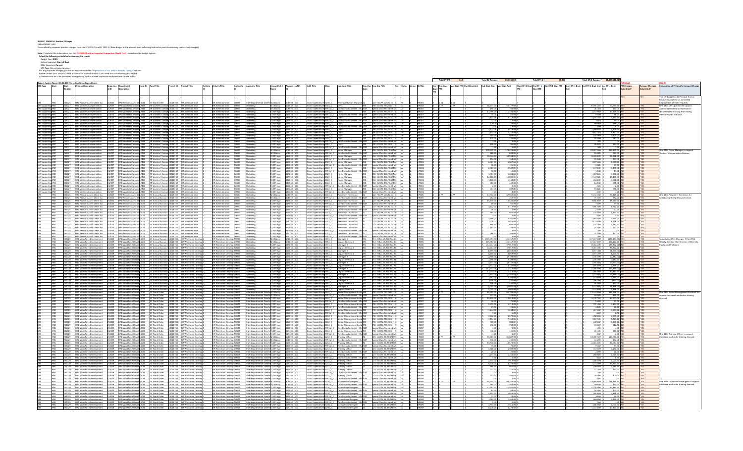**BUDGET FORM 5b: Position Changes**

DEPARTMENT: HRD

Please identify proposed position changes from the FY 2020-21 and FY 2021-22 Base Budget at the account level (reflecting both salary and discretionary special class changes).

**Note:** To submit this information, run the **15.30.000 Position Snapshot Comparison (Audit Trail)** report from the budget system.

**Select the following criteria before running the report:**

Budget Year: **2021**

Before Snapshot: **Start of Dept**

After Snapshot: **Current**

GFS Type: Do not select a value

For any proposed changes, provide an explanation in the "Explanation of FTE and/or Amount Change" column.

Please contact your Mayor's Office or Controller's Office Analyst if you need assistance running this report.

All submissions must be formatted appropriately so that printed copies are easily readable for the public.

**Budget System Report 15.30.000 Filtered on Gross Expenditures**

| GFS Type | Dept | Dept Division | Division Description | Department ID | Department Description | Fund ID | Fund Title | Project ID | Project Title | Activity ID | Activity Title | Authority ID | Authority Title | Account Lvl 5 Name | Account ID | Account Title | Class | Job Class Title | Emp Org Code | Emp Org Title | Ref. | Status | Action | Ref. No. | Start Dept FTE | End Dept FTE | Var Dept FTE | Start Dept Amt | End Dept Amt | Var Dept Amt | Start BY+1 Dept FTE | End BY+1 Dept FTE | Var BY+1 Dept FTE | Start BY+1 Dept Amt | End BY+1 Dept Amt | Var BY+1 Dept Amt | FTE Changes Submitted? | Amount Changes Submitted? | Explanation of FTE and/or Amount Change |
|---|---|---|---|---|---|---|---|---|---|---|---|---|---|---|---|---|---|---|---|---|---|---|---|---|---|---|---|---|---|---|---|---|---|---|---|---|---|---|---|

Explanations of FTE and/or Amount Change (as listed in the report):

- Two off-budget 1246 Principal Human Resources Analysts for as-needed Employment Services requests.
- One 2604 Clerk position to support additional Workers' Compensation requirements resulting from taking intensive cases in-house.
- One 2322 Nurse Manager to support Workers' Compensation Division.
- One 1203 Personnel Technician for Selection & Hiring Resources team.
- Substituting 0932 Manager IV for 0952 Deputy Director II for Director of Diversity, Equity, and Inclusion.
- One 1844 Senior Management Assistant to support increased workorder training demand.
- One 1232 Training Officer to support increased workorder training demand.
- One 1230 Instructional Designer to support increased workorder training demand.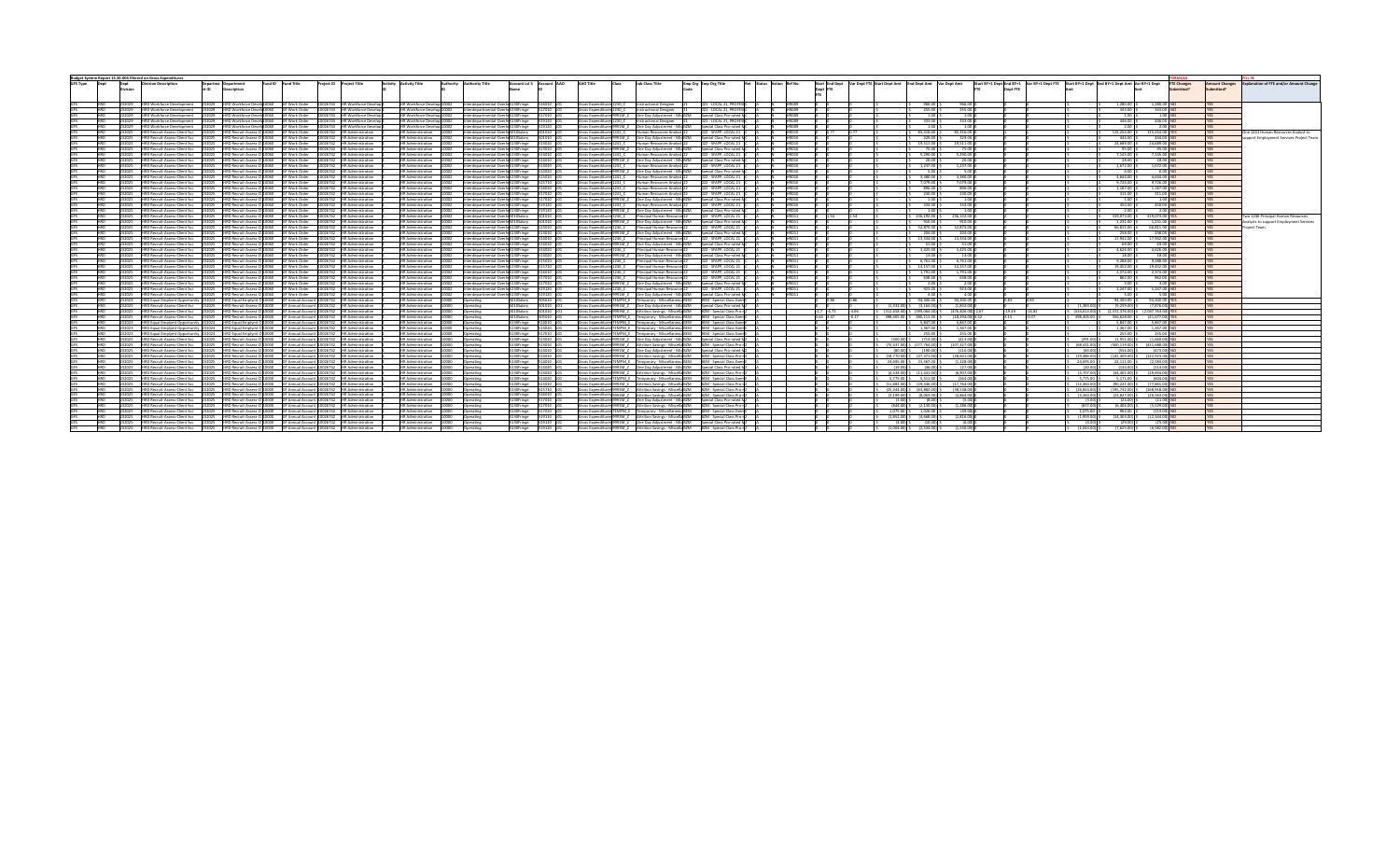Budget System Report 15.30.304 Filtered on Gross Expenditures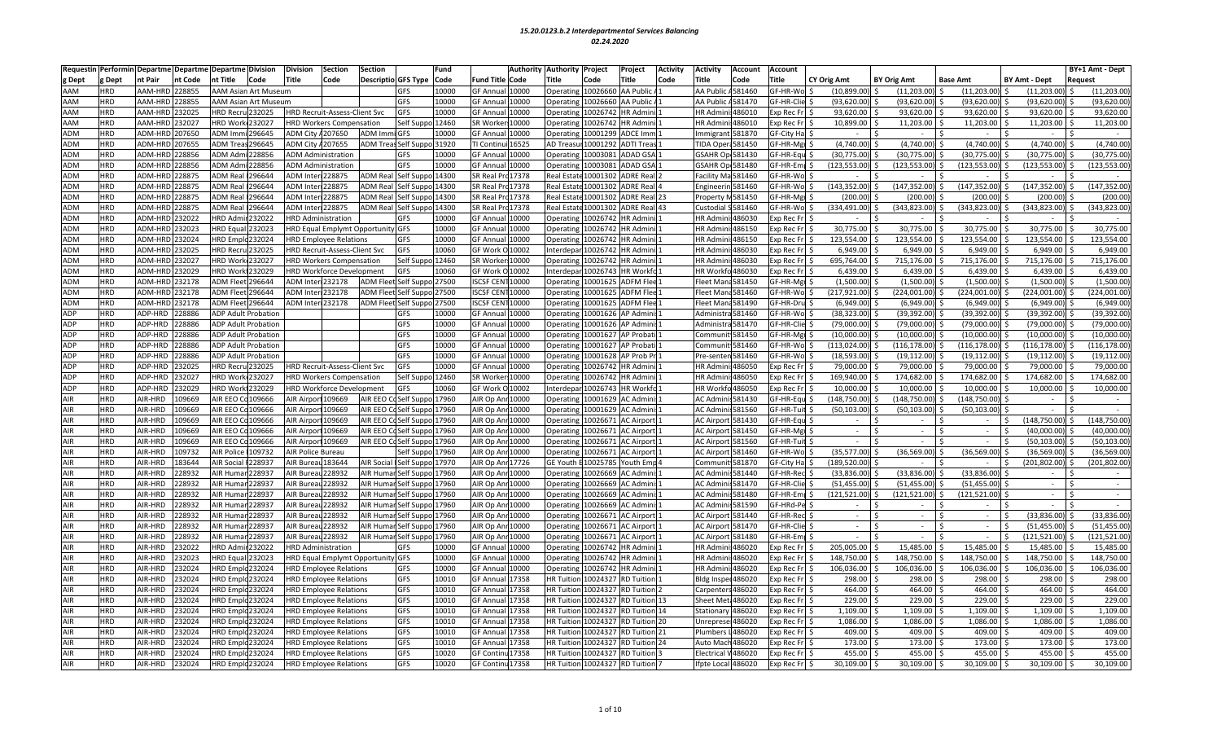# 15.20.0123.b.2 Interdepartmental Services Balancing

## 02.24.2020

| Requestin g Dept | Performin g Dept | Departme nt Pair | Departme nt Code | Departme nt Title | Division Code | Division Title | Section Code | Section Descriptio | GFS Type | Fund Code | Fund Title | Authority Code | Authority Title | Project Code | Project Title | Activity Code | Activity Title | Account Code | Account Title | CY Orig Amt | BY Orig Amt | Base Amt | BY Amt - Dept | BY+1 Amt - Dept Request |
|---|---|---|---|---|---|---|---|---|---|---|---|---|---|---|---|---|---|---|---|---|---|---|---|---|
| AAM | HRD | AAM-HRD | 228855 | AAM Asian Art Museum | | | | | GFS | 10000 | GF Annual | 10000 | Operating | 10026660 | AA Public | 1 | AA Public | 581460 | GF-HR-Wo | $ (10,899.00) | $ (11,203.00) | $ (11,203.00) | $ (11,203.00) | $ (11,203.00) |
| AAM | HRD | AAM-HRD | 228855 | AAM Asian Art Museum | | | | | GFS | 10000 | GF Annual | 10000 | Operating | 10026660 | AA Public | 1 | AA Public | 581470 | GF-HR-Clie | $ (93,620.00) | $ (93,620.00) | $ (93,620.00) | $ (93,620.00) | $ (93,620.00) |
| AAM | HRD | AAM-HRD | 232025 | HRD Recru | 232025 | HRD Recruit-Assess-Client Svc | | | GFS | 10000 | GF Annual | 10000 | Operating | 10026742 | HR Admini | 1 | HR Admini | 486010 | Exp Rec Fr | $ 93,620.00 | $ 93,620.00 | $ 93,620.00 | $ 93,620.00 | $ 93,620.00 |
| AAM | HRD | AAM-HRD | 232027 | HRD Work | 232027 | HRD Workers Compensation | | | Self Suppo | 12460 | SR Worker | 10000 | Operating | 10026742 | HR Admini | 1 | HR Admini | 486010 | Exp Rec Fr | $ 10,899.00 | $ 11,203.00 | $ 11,203.00 | $ 11,203.00 | $ 11,203.00 |
| ADM | HRD | ADM-HRD | 207650 | ADM Immi | 296645 | ADM City A | 207650 | ADM Immi | GFS | 10000 | GF Annual | 10000 | Operating | 10001299 | ADCE Imm | 1 | Immigrant | 581870 | GF-City Ha | $ - | $ - | $ - | $ - | $ - |
| ADM | HRD | ADM-HRD | 207655 | ADM Treas | 296645 | ADM City A | 207655 | ADM Treas | Self Suppo | 31920 | TI Continui | 16525 | AD Treasur | 10001292 | ADTI Treas | 1 | TIDA Oper | 581450 | GF-HR-Mg | $ (4,740.00) | $ (4,740.00) | $ (4,740.00) | $ (4,740.00) | $ (4,740.00) |
| ADM | HRD | ADM-HRD | 228856 | ADM Admi | 228856 | ADM Administration | | | GFS | 10000 | GF Annual | 10000 | Operating | 10003081 | ADAD GSA | 1 | GSAHR Op | 581430 | GF-HR-Equ | $ (30,775.00) | $ (30,775.00) | $ (30,775.00) | $ (30,775.00) | $ (30,775.00) |
| ADM | HRD | ADM-HRD | 228856 | ADM Admi | 228856 | ADM Administration | | | GFS | 10000 | GF Annual | 10000 | Operating | 10003081 | ADAD GSA | 1 | GSAHR Op | 581480 | GF-HR-Em | $ (123,553.00) | $ (123,553.00) | $ (123,553.00) | $ (123,553.00) | $ (123,553.00) |
| ADM | HRD | ADM-HRD | 228875 | ADM Real | 296644 | ADM Inter | 228875 | ADM Real | Self Suppo | 14300 | SR Real Pro | 17378 | Real Estate | 10001302 | ADRE Real | 2 | Facility Ma | 581460 | GF-HR-Wo | $ - | $ - | $ - | $ - | $ - |
| ADM | HRD | ADM-HRD | 228875 | ADM Real | 296644 | ADM Inter | 228875 | ADM Real | Self Suppo | 14300 | SR Real Pro | 17378 | Real Estate | 10001302 | ADRE Real | 4 | Engineerin | 581460 | GF-HR-Wo | $ (143,352.00) | $ (147,352.00) | $ (147,352.00) | $ (147,352.00) | $ (147,352.00) |
| ADM | HRD | ADM-HRD | 228875 | ADM Real | 296644 | ADM Inter | 228875 | ADM Real | Self Suppo | 14300 | SR Real Pro | 17378 | Real Estate | 10001302 | ADRE Real | 23 | Property M | 581450 | GF-HR-Mg | $ (200.00) | $ (200.00) | $ (200.00) | $ (200.00) | $ (200.00) |
| ADM | HRD | ADM-HRD | 228875 | ADM Real | 296644 | ADM Inter | 228875 | ADM Real | Self Suppo | 14300 | SR Real Pro | 17378 | Real Estate | 10001302 | ADRE Real | 43 | Custodial | 581460 | GF-HR-Wo | $ (334,491.00) | $ (343,823.00) | $ (343,823.00) | $ (343,823.00) | $ (343,823.00) |
| ADM | HRD | ADM-HRD | 232022 | HRD Admir | 232022 | HRD Administration | | | GFS | 10000 | GF Annual | 10000 | Operating | 10026742 | HR Admini | 1 | HR Admini | 486030 | Exp Rec Fr | $ - | $ - | $ - | $ - | $ - |
| ADM | HRD | ADM-HRD | 232023 | HRD Equal | 232023 | HRD Equal Emplymt Opportunity | | | GFS | 10000 | GF Annual | 10000 | Operating | 10026742 | HR Admini | 1 | HR Admini | 486150 | Exp Rec Fr | $ 30,775.00 | $ 30,775.00 | $ 30,775.00 | $ 30,775.00 | $ 30,775.00 |
| ADM | HRD | ADM-HRD | 232024 | HRD Emplc | 232024 | HRD Employee Relations | | | GFS | 10000 | GF Annual | 10000 | Operating | 10026742 | HR Admini | 1 | HR Admini | 486150 | Exp Rec Fr | $ 123,554.00 | $ 123,554.00 | $ 123,554.00 | $ 123,554.00 | $ 123,554.00 |
| ADM | HRD | ADM-HRD | 232025 | HRD Recru | 232025 | HRD Recruit-Assess-Client Svc | | | GFS | 10060 | GF Work O | 10002 | Interdepar | 10026742 | HR Admini | 1 | HR Admini | 486030 | Exp Rec Fr | $ 6,949.00 | $ 6,949.00 | $ 6,949.00 | $ 6,949.00 | $ 6,949.00 |
| ADM | HRD | ADM-HRD | 232027 | HRD Work | 232027 | HRD Workers Compensation | | | Self Suppo | 12460 | SR Worker | 10000 | Operating | 10026742 | HR Admini | 1 | HR Admini | 486030 | Exp Rec Fr | $ 695,764.00 | $ 715,176.00 | $ 715,176.00 | $ 715,176.00 | $ 715,176.00 |
| ADM | HRD | ADM-HRD | 232029 | HRD Work | 232029 | HRD Workforce Development | | | GFS | 10060 | GF Work O | 10002 | Interdepar | 10026743 | HR Workfo | 1 | HR Workfo | 486030 | Exp Rec Fr | $ 6,439.00 | $ 6,439.00 | $ 6,439.00 | $ 6,439.00 | $ 6,439.00 |
| ADM | HRD | ADM-HRD | 232178 | ADM Fleet | 296644 | ADM Inter | 232178 | ADM Fleet | Self Suppo | 27500 | ISCSF CENT | 10000 | Operating | 10001625 | ADFM Flee | 1 | Fleet Mana | 581450 | GF-HR-Mg | $ (1,500.00) | $ (1,500.00) | $ (1,500.00) | $ (1,500.00) | $ (1,500.00) |
| ADM | HRD | ADM-HRD | 232178 | ADM Fleet | 296644 | ADM Inter | 232178 | ADM Fleet | Self Suppo | 27500 | ISCSF CENT | 10000 | Operating | 10001625 | ADFM Flee | 1 | Fleet Mana | 581460 | GF-HR-Wo | $ (217,921.00) | $ (224,001.00) | $ (224,001.00) | $ (224,001.00) | $ (224,001.00) |
| ADM | HRD | ADM-HRD | 232178 | ADM Fleet | 296644 | ADM Inter | 232178 | ADM Fleet | Self Suppo | 27500 | ISCSF CENT | 10000 | Operating | 10001625 | ADFM Flee | 1 | Fleet Mana | 581490 | GF-HR-Dru | $ (6,949.00) | $ (6,949.00) | $ (6,949.00) | $ (6,949.00) | $ (6,949.00) |
| ADP | HRD | ADP-HRD | 228886 | ADP Adult Probation | | | | | GFS | 10000 | GF Annual | 10000 | Operating | 10001626 | AP Admini | 1 | Administra | 581460 | GF-HR-Wo | $ (38,323.00) | $ (39,392.00) | $ (39,392.00) | $ (39,392.00) | $ (39,392.00) |
| ADP | HRD | ADP-HRD | 228886 | ADP Adult Probation | | | | | GFS | 10000 | GF Annual | 10000 | Operating | 10001626 | AP Admini | 1 | Administra | 581470 | GF-HR-Clie | $ (79,000.00) | $ (79,000.00) | $ (79,000.00) | $ (79,000.00) | $ (79,000.00) |
| ADP | HRD | ADP-HRD | 228886 | ADP Adult Probation | | | | | GFS | 10000 | GF Annual | 10000 | Operating | 10001627 | AP Probati | 1 | Communit | 581450 | GF-HR-Mg | $ (10,000.00) | $ (10,000.00) | $ (10,000.00) | $ (10,000.00) | $ (10,000.00) |
| ADP | HRD | ADP-HRD | 228886 | ADP Adult Probation | | | | | GFS | 10000 | GF Annual | 10000 | Operating | 10001627 | AP Probati | 1 | Communit | 581460 | GF-HR-Wo | $ (113,024.00) | $ (116,178.00) | $ (116,178.00) | $ (116,178.00) | $ (116,178.00) |
| ADP | HRD | ADP-HRD | 228886 | ADP Adult Probation | | | | | GFS | 10000 | GF Annual | 10000 | Operating | 10001628 | AP Prob Pr | 1 | Pre-senten | 581460 | GF-HR-Wo | $ (18,593.00) | $ (19,112.00) | $ (19,112.00) | $ (19,112.00) | $ (19,112.00) |
| ADP | HRD | ADP-HRD | 232025 | HRD Recru | 232025 | HRD Recruit-Assess-Client Svc | | | GFS | 10000 | GF Annual | 10000 | Operating | 10026742 | HR Admini | 1 | HR Admini | 486050 | Exp Rec Fr | $ 79,000.00 | $ 79,000.00 | $ 79,000.00 | $ 79,000.00 | $ 79,000.00 |
| ADP | HRD | ADP-HRD | 232027 | HRD Work | 232027 | HRD Workers Compensation | | | Self Suppo | 12460 | SR Worker | 10000 | Operating | 10026742 | HR Admini | 1 | HR Admini | 486050 | Exp Rec Fr | $ 169,940.00 | $ 174,682.00 | $ 174,682.00 | $ 174,682.00 | $ 174,682.00 |
| ADP | HRD | ADP-HRD | 232029 | HRD Work | 232029 | HRD Workforce Development | | | GFS | 10060 | GF Work O | 10002 | Interdepar | 10026743 | HR Workfo | 1 | HR Workfo | 486050 | Exp Rec Fr | $ 10,000.00 | $ 10,000.00 | $ 10,000.00 | $ 10,000.00 | $ 10,000.00 |
| AIR | HRD | AIR-HRD | 109669 | AIR EEO C | 109666 | AIR Airport | 109669 | AIR EEO C | Self Suppo | 17960 | AIR Op Anr | 10000 | Operating | 10001629 | AC Admini | 1 | AC Admini | 581430 | GF-HR-Equ | $ (148,750.00) | $ (148,750.00) | $ (148,750.00) | $ - | $ - |
| AIR | HRD | AIR-HRD | 109669 | AIR EEO C | 109666 | AIR Airport | 109669 | AIR EEO C | Self Suppo | 17960 | AIR Op Anr | 10000 | Operating | 10001629 | AC Admini | 1 | AC Admini | 581560 | GF-HR-Tui | $ (50,103.00) | $ (50,103.00) | $ (50,103.00) | $ - | $ - |
| AIR | HRD | AIR-HRD | 109669 | AIR EEO C | 109666 | AIR Airport | 109669 | AIR EEO C | Self Suppo | 17960 | AIR Op Anr | 10000 | Operating | 10026671 | AC Airport | 1 | AC Airport | 581430 | GF-HR-Equ | $ - | $ - | $ - | $ (148,750.00) | $ (148,750.00) |
| AIR | HRD | AIR-HRD | 109669 | AIR EEO C | 109666 | AIR Airport | 109669 | AIR EEO C | Self Suppo | 17960 | AIR Op Anr | 10000 | Operating | 10026671 | AC Airport | 1 | AC Airport | 581450 | GF-HR-Mg | $ - | $ - | $ - | $ (40,000.00) | $ (40,000.00) |
| AIR | HRD | AIR-HRD | 109669 | AIR EEO C | 109666 | AIR Airport | 109669 | AIR EEO C | Self Suppo | 17960 | AIR Op Anr | 10000 | Operating | 10026671 | AC Airport | 1 | AC Airport | 581560 | GF-HR-Tui | $ - | $ - | $ - | $ (50,103.00) | $ (50,103.00) |
| AIR | HRD | AIR-HRD | 109732 | AIR Police | 109732 | AIR Police Bureau | | | Self Suppo | 17960 | AIR Op Anr | 10000 | Operating | 10026671 | AC Airport | 1 | AC Airport | 581460 | GF-HR-Wo | $ (35,577.00) | $ (36,569.00) | $ (36,569.00) | $ (36,569.00) | $ (36,569.00) |
| AIR | HRD | AIR-HRD | 183644 | AIR Social | 228937 | AIR Bureau | 183644 | AIR Social | Self Suppo | 17970 | AIR Op Anr | 17726 | GE Youth E | 10025785 | Youth Emp | 4 | Communit | 581870 | GF-City Ha | $ (189,520.00) | $ - | $ - | $ (201,802.00) | $ (201,802.00) |
| AIR | HRD | AIR-HRD | 228932 | AIR Humar | 228937 | AIR Bureau | 228932 | AIR Humar | Self Suppo | 17960 | AIR Op Anr | 10000 | Operating | 10026669 | AC Admini | 1 | AC Admini | 581440 | GF-HR-Rec | $ (33,836.00) | $ (33,836.00) | $ (33,836.00) | $ - | $ - |
| AIR | HRD | AIR-HRD | 228932 | AIR Humar | 228937 | AIR Bureau | 228932 | AIR Humar | Self Suppo | 17960 | AIR Op Anr | 10000 | Operating | 10026669 | AC Admini | 1 | AC Admini | 581470 | GF-HR-Clie | $ (51,455.00) | $ (51,455.00) | $ (51,455.00) | $ - | $ - |
| AIR | HRD | AIR-HRD | 228932 | AIR Humar | 228937 | AIR Bureau | 228932 | AIR Humar | Self Suppo | 17960 | AIR Op Anr | 10000 | Operating | 10026669 | AC Admini | 1 | AC Admini | 581480 | GF-HR-Em | $ (121,521.00) | $ (121,521.00) | $ (121,521.00) | $ - | $ - |
| AIR | HRD | AIR-HRD | 228932 | AIR Humar | 228937 | AIR Bureau | 228932 | AIR Humar | Self Suppo | 17960 | AIR Op Anr | 10000 | Operating | 10026669 | AC Admini | 1 | AC Admini | 581590 | GF-HRd-Pe | $ - | $ - | $ - | $ - | $ - |
| AIR | HRD | AIR-HRD | 228932 | AIR Humar | 228937 | AIR Bureau | 228932 | AIR Humar | Self Suppo | 17960 | AIR Op Anr | 10000 | Operating | 10026671 | AC Airport | 1 | AC Airport | 581440 | GF-HR-Rec | $ - | $ - | $ - | $ (33,836.00) | $ (33,836.00) |
| AIR | HRD | AIR-HRD | 228932 | AIR Humar | 228937 | AIR Bureau | 228932 | AIR Humar | Self Suppo | 17960 | AIR Op Anr | 10000 | Operating | 10026671 | AC Airport | 1 | AC Airport | 581470 | GF-HR-Clie | $ - | $ - | $ - | $ (51,455.00) | $ (51,455.00) |
| AIR | HRD | AIR-HRD | 228932 | AIR Humar | 228937 | AIR Bureau | 228932 | AIR Humar | Self Suppo | 17960 | AIR Op Anr | 10000 | Operating | 10026671 | AC Airport | 1 | AC Airport | 581480 | GF-HR-Em | $ - | $ - | $ - | $ (121,521.00) | $ (121,521.00) |
| AIR | HRD | AIR-HRD | 232022 | HRD Admir | 232022 | HRD Administration | | | GFS | 10000 | GF Annual | 10000 | Operating | 10026742 | HR Admini | 1 | HR Admini | 486020 | Exp Rec Fr | $ 205,005.00 | $ 15,485.00 | $ 15,485.00 | $ 15,485.00 | $ 15,485.00 |
| AIR | HRD | AIR-HRD | 232023 | HRD Equal | 232023 | HRD Equal Emplymt Opportunity | | | GFS | 10000 | GF Annual | 10000 | Operating | 10026742 | HR Admini | 1 | HR Admini | 486020 | Exp Rec Fr | $ 148,750.00 | $ 148,750.00 | $ 148,750.00 | $ 148,750.00 | $ 148,750.00 |
| AIR | HRD | AIR-HRD | 232024 | HRD Emplc | 232024 | HRD Employee Relations | | | GFS | 10000 | GF Annual | 10000 | Operating | 10026742 | HR Admini | 1 | HR Admini | 486020 | Exp Rec Fr | $ 106,036.00 | $ 106,036.00 | $ 106,036.00 | $ 106,036.00 | $ 106,036.00 |
| AIR | HRD | AIR-HRD | 232024 | HRD Emplc | 232024 | HRD Employee Relations | | | GFS | 10010 | GF Annual | 17358 | HR Tuition | 10024327 | RD Tuition | 1 | Bldg Inspe | 486020 | Exp Rec Fr | $ 298.00 | $ 298.00 | $ 298.00 | $ 298.00 | $ 298.00 |
| AIR | HRD | AIR-HRD | 232024 | HRD Emplc | 232024 | HRD Employee Relations | | | GFS | 10010 | GF Annual | 17358 | HR Tuition | 10024327 | RD Tuition | 2 | Carpenter | 486020 | Exp Rec Fr | $ 464.00 | $ 464.00 | $ 464.00 | $ 464.00 | $ 464.00 |
| AIR | HRD | AIR-HRD | 232024 | HRD Emplc | 232024 | HRD Employee Relations | | | GFS | 10010 | GF Annual | 17358 | HR Tuition | 10024327 | RD Tuition | 13 | Sheet Met | 486020 | Exp Rec Fr | $ 229.00 | $ 229.00 | $ 229.00 | $ 229.00 | $ 229.00 |
| AIR | HRD | AIR-HRD | 232024 | HRD Emplc | 232024 | HRD Employee Relations | | | GFS | 10010 | GF Annual | 17358 | HR Tuition | 10024327 | RD Tuition | 14 | Stationary | 486020 | Exp Rec Fr | $ 1,109.00 | $ 1,109.00 | $ 1,109.00 | $ 1,109.00 | $ 1,109.00 |
| AIR | HRD | AIR-HRD | 232024 | HRD Emplc | 232024 | HRD Employee Relations | | | GFS | 10010 | GF Annual | 17358 | HR Tuition | 10024327 | RD Tuition | 20 | Unreprese | 486020 | Exp Rec Fr | $ 1,086.00 | $ 1,086.00 | $ 1,086.00 | $ 1,086.00 | $ 1,086.00 |
| AIR | HRD | AIR-HRD | 232024 | HRD Emplc | 232024 | HRD Employee Relations | | | GFS | 10010 | GF Annual | 17358 | HR Tuition | 10024327 | RD Tuition | 21 | Plumbers | 486020 | Exp Rec Fr | $ 409.00 | $ 409.00 | $ 409.00 | $ 409.00 | $ 409.00 |
| AIR | HRD | AIR-HRD | 232024 | HRD Emplc | 232024 | HRD Employee Relations | | | GFS | 10010 | GF Annual | 17358 | HR Tuition | 10024327 | RD Tuition | 24 | Auto Mach | 486020 | Exp Rec Fr | $ 173.00 | $ 173.00 | $ 173.00 | $ 173.00 | $ 173.00 |
| AIR | HRD | AIR-HRD | 232024 | HRD Emplc | 232024 | HRD Employee Relations | | | GFS | 10020 | GF Continu | 17358 | HR Tuition | 10024327 | RD Tuition | 3 | Electrical | 486020 | Exp Rec Fr | $ 455.00 | $ 455.00 | $ 455.00 | $ 455.00 | $ 455.00 |
| AIR | HRD | AIR-HRD | 232024 | HRD Emplc | 232024 | HRD Employee Relations | | | GFS | 10020 | GF Continu | 17358 | HR Tuition | 10024327 | RD Tuition | 7 | Ifpte Local | 486020 | Exp Rec Fr | $ 30,109.00 | $ 30,109.00 | $ 30,109.00 | $ 30,109.00 | $ 30,109.00 |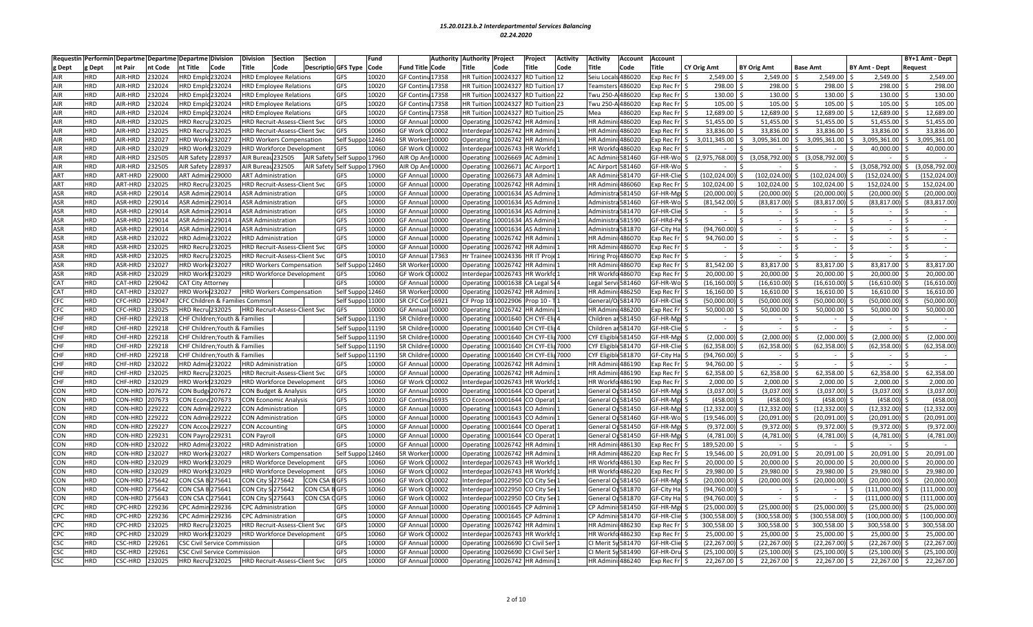# 15.20.0123.b.2 Interdepartmental Services Balancing

## 02.24.2020

| Requesting Dept | Performing Dept | Department Pair | Department Code | Department Title | Division Code | Division Title | Section Code | Section Description | GFS Type | Fund Code | Fund Title | Authority Code | Authority Title | Project Code | Project Title | Activity Code | Activity Title | Account Code | Account Title | CY Orig Amt | BY Orig Amt | Base Amt | BY Amt - Dept | BY+1 Amt - Dept Request |
|---|---|---|---|---|---|---|---|---|---|---|---|---|---|---|---|---|---|---|---|---|---|---|---|---|
| AIR | HRD | AIR-HRD | 232024 | HRD Emplo | 232024 | HRD Employee Relations | | | GFS | 10020 | GF Continu | 17358 | HR Tuition | 10024327 | RD Tuition | 12 | Seiu Locals | 486020 | Exp Rec Fr | $ 2,549.00 | $ 2,549.00 | $ 2,549.00 | $ 2,549.00 | $ 2,549.00 |
| AIR | HRD | AIR-HRD | 232024 | HRD Emplo | 232024 | HRD Employee Relations | | | GFS | 10020 | GF Continu | 17358 | HR Tuition | 10024327 | RD Tuition | 17 | Teamsters | 486020 | Exp Rec Fr | $ 298.00 | $ 298.00 | $ 298.00 | $ 298.00 | $ 298.00 |
| AIR | HRD | AIR-HRD | 232024 | HRD Emplo | 232024 | HRD Employee Relations | | | GFS | 10020 | GF Continu | 17358 | HR Tuition | 10024327 | RD Tuition | 22 | Twu 250-A | 486020 | Exp Rec Fr | $ 130.00 | $ 130.00 | $ 130.00 | $ 130.00 | $ 130.00 |
| AIR | HRD | AIR-HRD | 232024 | HRD Emplo | 232024 | HRD Employee Relations | | | GFS | 10020 | GF Continu | 17358 | HR Tuition | 10024327 | RD Tuition | 23 | Twu 250-A | 486020 | Exp Rec Fr | $ 105.00 | $ 105.00 | $ 105.00 | $ 105.00 | $ 105.00 |
| AIR | HRD | AIR-HRD | 232024 | HRD Emplo | 232024 | HRD Employee Relations | | | GFS | 10020 | GF Continu | 17358 | HR Tuition | 10024327 | RD Tuition | 25 | Mea | 486020 | Exp Rec Fr | $ 12,689.00 | $ 12,689.00 | $ 12,689.00 | $ 12,689.00 | $ 12,689.00 |
| AIR | HRD | AIR-HRD | 232025 | HRD Recru | 232025 | HRD Recruit-Assess-Client Svc | | | GFS | 10000 | GF Annual | 10000 | Operating | 10026742 | HR Admini | 1 | HR Admini | 486020 | Exp Rec Fr | $ 51,455.00 | $ 51,455.00 | $ 51,455.00 | $ 51,455.00 | $ 51,455.00 |
| AIR | HRD | AIR-HRD | 232025 | HRD Recru | 232025 | HRD Recruit-Assess-Client Svc | | | GFS | 10060 | GF Work O | 10002 | Interdepar | 10026742 | HR Admini | 1 | HR Admini | 486020 | Exp Rec Fr | $ 33,836.00 | $ 33,836.00 | $ 33,836.00 | $ 33,836.00 | $ 33,836.00 |
| AIR | HRD | AIR-HRD | 232027 | HRD Work | 232027 | HRD Workers Compensation | | | Self Suppo | 12460 | SR Worker | 10000 | Operating | 10026742 | HR Admini | 1 | HR Admini | 486020 | Exp Rec Fr | $ 3,011,345.00 | $ 3,095,361.00 | $ 3,095,361.00 | $ 3,095,361.00 | $ 3,095,361.00 |
| AIR | HRD | AIR-HRD | 232029 | HRD Work | 232029 | HRD Workforce Development | | | GFS | 10060 | GF Work O | 10002 | Interdepar | 10026743 | HR Workfo | 1 | HR Workfo | 486020 | Exp Rec Fr | $ - | $ - | $ - | $ 40,000.00 | $ 40,000.00 |
| AIR | HRD | AIR-HRD | 232505 | AIR Safety | 228937 | AIR Bureau | 232505 | AIR Safety | Self Suppo | 17960 | AIR Op Anr | 10000 | Operating | 10026669 | AC Admini | 1 | AC Admini | 581460 | GF-HR-Wo | $ (2,975,768.00) | $ (3,058,792.00) | $ (3,058,792.00) | $ - | $ - |
| AIR | HRD | AIR-HRD | 232505 | AIR Safety | 228937 | AIR Bureau | 232505 | AIR Safety | Self Suppo | 17960 | AIR Op Anr | 10000 | Operating | 10026671 | AC Airport | 1 | AC Airport | 581460 | GF-HR-Wo | $ - | $ - | $ - | $ (3,058,792.00) | $ (3,058,792.00) |
| ART | HRD | ART-HRD | 229000 | ART Admin | 229000 | ART Administration | | | GFS | 10000 | GF Annual | 10000 | Operating | 10026673 | AR Admini | 1 | AR Admini | 581470 | GF-HR-Clie | $ (102,024.00) | $ (102,024.00) | $ (102,024.00) | $ (152,024.00) | $ (152,024.00) |
| ART | HRD | ART-HRD | 232025 | HRD Recru | 232025 | HRD Recruit-Assess-Client Svc | | | GFS | 10000 | GF Annual | 10000 | Operating | 10026742 | HR Admini | 1 | HR Admini | 486060 | Exp Rec Fr | $ 102,024.00 | $ 102,024.00 | $ 102,024.00 | $ 152,024.00 | $ 152,024.00 |
| ASR | HRD | ASR-HRD | 229014 | ASR Admin | 229014 | ASR Administration | | | GFS | 10000 | GF Annual | 10000 | Operating | 10001634 | AS Adminis | 1 | Administra | 581450 | GF-HR-Mg | $ (20,000.00) | $ (20,000.00) | $ (20,000.00) | $ (20,000.00) | $ (20,000.00) |
| ASR | HRD | ASR-HRD | 229014 | ASR Admin | 229014 | ASR Administration | | | GFS | 10000 | GF Annual | 10000 | Operating | 10001634 | AS Adminis | 1 | Administra | 581460 | GF-HR-Wo | $ (81,542.00) | $ (83,817.00) | $ (83,817.00) | $ (83,817.00) | $ (83,817.00) |
| ASR | HRD | ASR-HRD | 229014 | ASR Admin | 229014 | ASR Administration | | | GFS | 10000 | GF Annual | 10000 | Operating | 10001634 | AS Adminis | 1 | Administra | 581470 | GF-HR-Clie | $ - | $ - | $ - | $ - | $ - |
| ASR | HRD | ASR-HRD | 229014 | ASR Admin | 229014 | ASR Administration | | | GFS | 10000 | GF Annual | 10000 | Operating | 10001634 | AS Adminis | 1 | Administra | 581590 | GF-HRd-Pe | $ - | $ - | $ - | $ - | $ - |
| ASR | HRD | ASR-HRD | 229014 | ASR Admin | 229014 | ASR Administration | | | GFS | 10000 | GF Annual | 10000 | Operating | 10001634 | AS Adminis | 1 | Administra | 581870 | GF-City Ha | $ (94,760.00) | $ - | $ - | $ - | $ - |
| ASR | HRD | ASR-HRD | 232022 | HRD Admir | 232022 | HRD Administration | | | GFS | 10000 | GF Annual | 10000 | Operating | 10026742 | HR Admini | 1 | HR Admini | 486070 | Exp Rec Fr | $ 94,760.00 | $ - | $ - | $ - | $ - |
| ASR | HRD | ASR-HRD | 232025 | HRD Recru | 232025 | HRD Recruit-Assess-Client Svc | | | GFS | 10000 | GF Annual | 10000 | Operating | 10026742 | HR Admini | 1 | HR Admini | 486070 | Exp Rec Fr | $ - | $ - | $ - | $ - | $ - |
| ASR | HRD | ASR-HRD | 232025 | HRD Recru | 232025 | HRD Recruit-Assess-Client Svc | | | GFS | 10010 | GF Annual | 17363 | Hr Trainee | 10024336 | HR IT Proje | 1 | Hiring Proj | 486070 | Exp Rec Fr | $ - | $ - | $ - | $ - | $ - |
| ASR | HRD | ASR-HRD | 232027 | HRD Work | 232027 | HRD Workers Compensation | | | Self Suppo | 12460 | SR Worker | 10000 | Operating | 10026742 | HR Admini | 1 | HR Admini | 486070 | Exp Rec Fr | $ 81,542.00 | $ 83,817.00 | $ 83,817.00 | $ 83,817.00 | $ 83,817.00 |
| ASR | HRD | ASR-HRD | 232029 | HRD Work | 232029 | HRD Workforce Development | | | GFS | 10060 | GF Work O | 10002 | Interdepar | 10026743 | HR Workfo | 1 | HR Workfo | 486070 | Exp Rec Fr | $ 20,000.00 | $ 20,000.00 | $ 20,000.00 | $ 20,000.00 | $ 20,000.00 |
| CAT | HRD | CAT-HRD | 229042 | CAT City Attorney | | | | | GFS | 10000 | GF Annual | 10000 | Operating | 10001638 | CA Legal S | 4 | Legal Servi | 581460 | GF-HR-Wo | $ (16,160.00) | $ (16,610.00) | $ (16,610.00) | $ (16,610.00) | $ (16,610.00) |
| CAT | HRD | CAT-HRD | 232027 | HRD Work | 232027 | HRD Workers Compensation | | | Self Suppo | 12460 | SR Worker | 10000 | Operating | 10026742 | HR Admini | 1 | HR Admini | 486250 | Exp Rec Fr | $ 16,160.00 | $ 16,610.00 | $ 16,610.00 | $ 16,610.00 | $ 16,610.00 |
| CFC | HRD | CFC-HRD | 229047 | CFC Children & Families Commsn | | | | | Self Suppo | 11000 | SR CFC Cor | 16921 | CF Prop 10 | 10022906 | Prop 10 - T | 1 | General/O | 581470 | GF-HR-Clie | $ (50,000.00) | $ (50,000.00) | $ (50,000.00) | $ (50,000.00) | $ (50,000.00) |
| CFC | HRD | CFC-HRD | 232025 | HRD Recru | 232025 | HRD Recruit-Assess-Client Svc | | | GFS | 10000 | GF Annual | 10000 | Operating | 10026742 | HR Admini | 1 | HR Admini | 486200 | Exp Rec Fr | $ 50,000.00 | $ 50,000.00 | $ 50,000.00 | $ 50,000.00 | $ 50,000.00 |
| CHF | HRD | CHF-HRD | 229218 | CHF Children;Youth & Families | | | | | Self Suppo | 11190 | SR Childrer | 10000 | Operating | 10001640 | CH CYF-Eli | 4 | Children ar | 581450 | GF-HR-Mg | $ - | $ - | $ - | $ - | $ - |
| CHF | HRD | CHF-HRD | 229218 | CHF Children;Youth & Families | | | | | Self Suppo | 11190 | SR Childrer | 10000 | Operating | 10001640 | CH CYF-Eli | 4 | Children ar | 581470 | GF-HR-Clie | $ - | $ - | $ - | $ - | $ - |
| CHF | HRD | CHF-HRD | 229218 | CHF Children;Youth & Families | | | | | Self Suppo | 11190 | SR Childrer | 10000 | Operating | 10001640 | CH CYF-Eli | 7000 | CYF Eligibl | 581450 | GF-HR-Mg | $ (2,000.00) | $ (2,000.00) | $ (2,000.00) | $ (2,000.00) | $ (2,000.00) |
| CHF | HRD | CHF-HRD | 229218 | CHF Children;Youth & Families | | | | | Self Suppo | 11190 | SR Childrer | 10000 | Operating | 10001640 | CH CYF-Eli | 7000 | CYF Eligibl | 581470 | GF-HR-Clie | $ (62,358.00) | $ (62,358.00) | $ (62,358.00) | $ (62,358.00) | $ (62,358.00) |
| CHF | HRD | CHF-HRD | 229218 | CHF Children;Youth & Families | | | | | Self Suppo | 11190 | SR Childrer | 10000 | Operating | 10001640 | CH CYF-Eli | 7000 | CYF Eligibl | 581870 | GF-City Ha | $ (94,760.00) | $ - | $ - | $ - | $ - |
| CHF | HRD | CHF-HRD | 232022 | HRD Admir | 232022 | HRD Administration | | | GFS | 10000 | GF Annual | 10000 | Operating | 10026742 | HR Admini | 1 | HR Admini | 486190 | Exp Rec Fr | $ 94,760.00 | $ - | $ - | $ - | $ - |
| CHF | HRD | CHF-HRD | 232025 | HRD Recru | 232025 | HRD Recruit-Assess-Client Svc | | | GFS | 10000 | GF Annual | 10000 | Operating | 10026742 | HR Admini | 1 | HR Admini | 486190 | Exp Rec Fr | $ 62,358.00 | $ 62,358.00 | $ 62,358.00 | $ 62,358.00 | $ 62,358.00 |
| CHF | HRD | CHF-HRD | 232029 | HRD Work | 232029 | HRD Workforce Development | | | GFS | 10060 | GF Work O | 10002 | Interdepar | 10026743 | HR Workfo | 1 | HR Workfo | 486190 | Exp Rec Fr | $ 2,000.00 | $ 2,000.00 | $ 2,000.00 | $ 2,000.00 | $ 2,000.00 |
| CON | HRD | CON-HRD | 207672 | CON Budge | 207672 | CON Budget & Analysis | | | GFS | 10000 | GF Annual | 10000 | Operating | 10001644 | CO Operat | 1 | General O | 581450 | GF-HR-Mg | $ (3,037.00) | $ (3,037.00) | $ (3,037.00) | $ (3,037.00) | $ (3,037.00) |
| CON | HRD | CON-HRD | 207673 | CON Econc | 207673 | CON Economic Analysis | | | GFS | 10020 | GF Continu | 16935 | CO Econon | 10001644 | CO Operat | 1 | General O | 581450 | GF-HR-Mg | $ (458.00) | $ (458.00) | $ (458.00) | $ (458.00) | $ (458.00) |
| CON | HRD | CON-HRD | 229222 | CON Admir | 229222 | CON Administration | | | GFS | 10000 | GF Annual | 10000 | Operating | 10001643 | CO Admini | 1 | General O | 581450 | GF-HR-Mg | $ (12,332.00) | $ (12,332.00) | $ (12,332.00) | $ (12,332.00) | $ (12,332.00) |
| CON | HRD | CON-HRD | 229222 | CON Admir | 229222 | CON Administration | | | GFS | 10000 | GF Annual | 10000 | Operating | 10001643 | CO Admini | 1 | General O | 581460 | GF-HR-Wo | $ (19,546.00) | $ (20,091.00) | $ (20,091.00) | $ (20,091.00) | $ (20,091.00) |
| CON | HRD | CON-HRD | 229227 | CON Accou | 229227 | CON Accounting | | | GFS | 10000 | GF Annual | 10000 | Operating | 10001644 | CO Operat | 1 | General O | 581450 | GF-HR-Mg | $ (9,372.00) | $ (9,372.00) | $ (9,372.00) | $ (9,372.00) | $ (9,372.00) |
| CON | HRD | CON-HRD | 229231 | CON Payro | 229231 | CON Payroll | | | GFS | 10000 | GF Annual | 10000 | Operating | 10001644 | CO Operat | 1 | General O | 581450 | GF-HR-Mg | $ (4,781.00) | $ (4,781.00) | $ (4,781.00) | $ (4,781.00) | $ (4,781.00) |
| CON | HRD | CON-HRD | 232022 | HRD Admir | 232022 | HRD Administration | | | GFS | 10000 | GF Annual | 10000 | Operating | 10026742 | HR Admini | 1 | HR Admini | 486130 | Exp Rec Fr | $ 189,520.00 | $ - | $ - | $ - | $ - |
| CON | HRD | CON-HRD | 232027 | HRD Work | 232027 | HRD Workers Compensation | | | Self Suppo | 12460 | SR Worker | 10000 | Operating | 10026742 | HR Admini | 1 | HR Admini | 486220 | Exp Rec Fr | $ 19,546.00 | $ 20,091.00 | $ 20,091.00 | $ 20,091.00 | $ 20,091.00 |
| CON | HRD | CON-HRD | 232029 | HRD Work | 232029 | HRD Workforce Development | | | GFS | 10060 | GF Work O | 10002 | Interdepar | 10026743 | HR Workfo | 1 | HR Workfo | 486130 | Exp Rec Fr | $ 20,000.00 | $ 20,000.00 | $ 20,000.00 | $ 20,000.00 | $ 20,000.00 |
| CON | HRD | CON-HRD | 232029 | HRD Work | 232029 | HRD Workforce Development | | | GFS | 10060 | GF Work O | 10002 | Interdepar | 10026743 | HR Workfo | 1 | HR Workfo | 486220 | Exp Rec Fr | $ 29,980.00 | $ 29,980.00 | $ 29,980.00 | $ 29,980.00 | $ 29,980.00 |
| CON | HRD | CON-HRD | 275642 | CON CSA B | 275641 | CON City S | 275642 | CON CSA B | GFS | 10060 | GF Work O | 10002 | Interdepar | 10022950 | CO City Se | 1 | General O | 581450 | GF-HR-Mg | $ (20,000.00) | $ (20,000.00) | $ (20,000.00) | $ (20,000.00) | $ (20,000.00) |
| CON | HRD | CON-HRD | 275642 | CON CSA B | 275641 | CON City S | 275642 | CON CSA B | GFS | 10060 | GF Work O | 10002 | Interdepar | 10022950 | CO City Se | 1 | General O | 581870 | GF-City Ha | $ (94,760.00) | $ - | $ - | $ (111,000.00) | $ (111,000.00) |
| CON | HRD | CON-HRD | 275643 | CON CSA C | 275641 | CON City S | 275643 | CON CSA C | GFS | 10060 | GF Work O | 10002 | Interdepar | 10022950 | CO City Se | 1 | General O | 581870 | GF-City Ha | $ (94,760.00) | $ - | $ - | $ (111,000.00) | $ (111,000.00) |
| CPC | HRD | CPC-HRD | 229236 | CPC Admin | 229236 | CPC Administration | | | GFS | 10000 | GF Annual | 10000 | Operating | 10001645 | CP Adminis | 1 | CP Admini | 581450 | GF-HR-Mg | $ (25,000.00) | $ (25,000.00) | $ (25,000.00) | $ (25,000.00) | $ (25,000.00) |
| CPC | HRD | CPC-HRD | 229236 | CPC Admin | 229236 | CPC Administration | | | GFS | 10000 | GF Annual | 10000 | Operating | 10001645 | CP Adminis | 1 | CP Admini | 581470 | GF-HR-Clie | $ (300,558.00) | $ (300,558.00) | $ (300,558.00) | $ (100,000.00) | $ (100,000.00) |
| CPC | HRD | CPC-HRD | 232025 | HRD Recru | 232025 | HRD Recruit-Assess-Client Svc | | | GFS | 10000 | GF Annual | 10000 | Operating | 10026742 | HR Admini | 1 | HR Admini | 486230 | Exp Rec Fr | $ 300,558.00 | $ 300,558.00 | $ 300,558.00 | $ 300,558.00 | $ 300,558.00 |
| CPC | HRD | CPC-HRD | 232029 | HRD Work | 232029 | HRD Workforce Development | | | GFS | 10060 | GF Work O | 10002 | Interdepar | 10026743 | HR Workfo | 1 | HR Workfo | 486230 | Exp Rec Fr | $ 25,000.00 | $ 25,000.00 | $ 25,000.00 | $ 25,000.00 | $ 25,000.00 |
| CSC | HRD | CSC-HRD | 229261 | CSC Civil Service Commission | | | | | GFS | 10000 | GF Annual | 10000 | Operating | 10026690 | CI Civil Ser | 1 | CI Merit Sy | 581470 | GF-HR-Clie | $ (22,267.00) | $ (22,267.00) | $ (22,267.00) | $ (22,267.00) | $ (22,267.00) |
| CSC | HRD | CSC-HRD | 229261 | CSC Civil Service Commission | | | | | GFS | 10000 | GF Annual | 10000 | Operating | 10026690 | CI Civil Ser | 1 | CI Merit Sy | 581490 | GF-HR-Dru | $ (25,100.00) | $ (25,100.00) | $ (25,100.00) | $ (25,100.00) | $ (25,100.00) |
| CSC | HRD | CSC-HRD | 232025 | HRD Recru | 232025 | HRD Recruit-Assess-Client Svc | | | GFS | 10000 | GF Annual | 10000 | Operating | 10026742 | HR Admini | 1 | HR Admini | 486240 | Exp Rec Fr | $ 22,267.00 | $ 22,267.00 | $ 22,267.00 | $ 22,267.00 | $ 22,267.00 |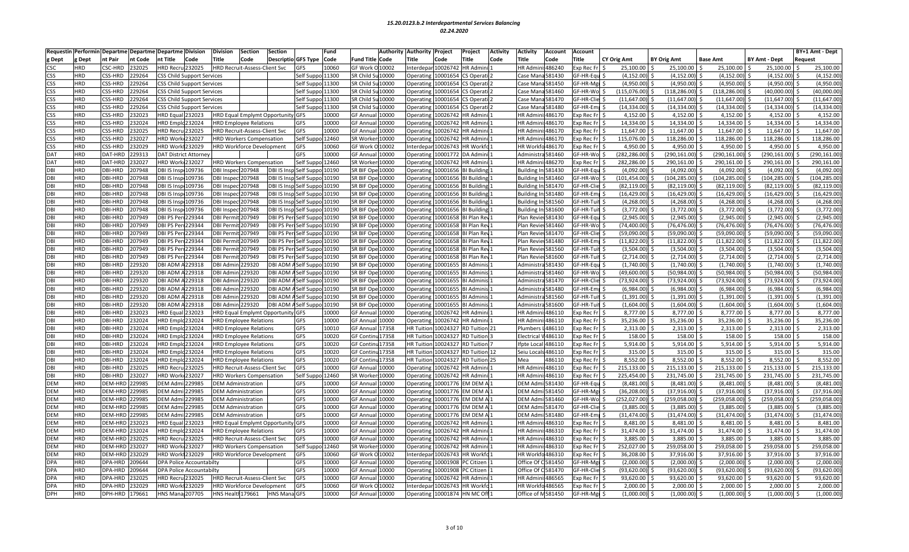# 15.20.0123.b.2 Interdepartmental Services Balancing

02.24.2020

| Requestin g Dept | Performin g Dept | Departme nt Pair | Departme nt Code | Departme nt Title | Division Code | Division Title | Section Code | Section Descriptio | GFS Type | Fund Code | Fund Title | Authority Code | Authority Title | Project Code | Project Title | Activity Code | Activity Title | Account Code | Account Title | CY Orig Amt | BY Orig Amt | Base Amt | BY Amt - Dept | BY+1 Amt - Dept Request |
|---|---|---|---|---|---|---|---|---|---|---|---|---|---|---|---|---|---|---|---|---|---|---|---|---|
| CSC | HRD | CSC-HRD | 232025 | HRD Recru | 232025 | HRD Recruit-Assess-Client Svc | | | GFS | 10060 | GF Work O | 10002 | Interdepar | 10026742 | HR Admini | 1 | HR Admini | 486240 | Exp Rec Fr | $ 25,100.00 | $ 25,100.00 | $ 25,100.00 | $ 25,100.00 | $ 25,100.00 |
| CSS | HRD | CSS-HRD | 229264 | CSS Child Support Services | | | | | Self Suppo | 11300 | SR Child Su | 10000 | Operating | 10001654 | CS Operati | 2 | Case Mana | 581430 | GF-HR-Equ | $ (4,152.00) | $ (4,152.00) | $ (4,152.00) | $ (4,152.00) | $ (4,152.00) |
| CSS | HRD | CSS-HRD | 229264 | CSS Child Support Services | | | | | Self Suppo | 11300 | SR Child Su | 10000 | Operating | 10001654 | CS Operati | 2 | Case Mana | 581450 | GF-HR-Mgr | $ (4,950.00) | $ (4,950.00) | $ (4,950.00) | $ (4,950.00) | $ (4,950.00) |
| CSS | HRD | CSS-HRD | 229264 | CSS Child Support Services | | | | | Self Suppo | 11300 | SR Child Su | 10000 | Operating | 10001654 | CS Operati | 2 | Case Mana | 581460 | GF-HR-Wo | $ (115,076.00) | $ (118,286.00) | $ (118,286.00) | $ (40,000.00) | $ (40,000.00) |
| CSS | HRD | CSS-HRD | 229264 | CSS Child Support Services | | | | | Self Suppo | 11300 | SR Child Su | 10000 | Operating | 10001654 | CS Operati | 2 | Case Mana | 581470 | GF-HR-Clie | $ (11,647.00) | $ (11,647.00) | $ (11,647.00) | $ (11,647.00) | $ (11,647.00) |
| CSS | HRD | CSS-HRD | 229264 | CSS Child Support Services | | | | | Self Suppo | 11300 | SR Child Su | 10000 | Operating | 10001654 | CS Operati | 2 | Case Mana | 581480 | GF-HR-Em | $ (14,334.00) | $ (14,334.00) | $ (14,334.00) | $ (14,334.00) | $ (14,334.00) |
| CSS | HRD | CSS-HRD | 232023 | HRD Equal | 232023 | HRD Equal Emplymt Opportunity | | | GFS | 10000 | GF Annual | 10000 | Operating | 10026742 | HR Admini | 1 | HR Admini | 486170 | Exp Rec Fr | $ 4,152.00 | $ 4,152.00 | $ 4,152.00 | $ 4,152.00 | $ 4,152.00 |
| CSS | HRD | CSS-HRD | 232024 | HRD Emplo | 232024 | HRD Employee Relations | | | GFS | 10000 | GF Annual | 10000 | Operating | 10026742 | HR Admini | 1 | HR Admini | 486170 | Exp Rec Fr | $ 14,334.00 | $ 14,334.00 | $ 14,334.00 | $ 14,334.00 | $ 14,334.00 |
| CSS | HRD | CSS-HRD | 232025 | HRD Recru | 232025 | HRD Recruit-Assess-Client Svc | | | GFS | 10000 | GF Annual | 10000 | Operating | 10026742 | HR Admini | 1 | HR Admini | 486170 | Exp Rec Fr | $ 11,647.00 | $ 11,647.00 | $ 11,647.00 | $ 11,647.00 | $ 11,647.00 |
| CSS | HRD | CSS-HRD | 232027 | HRD Work | 232027 | HRD Workers Compensation | | | Self Suppo | 12460 | SR Worker | 10000 | Operating | 10026742 | HR Admini | 1 | HR Admini | 486170 | Exp Rec Fr | $ 115,076.00 | $ 118,286.00 | $ 118,286.00 | $ 118,286.00 | $ 118,286.00 |
| CSS | HRD | CSS-HRD | 232029 | HRD Work | 232029 | HRD Workforce Development | | | GFS | 10060 | GF Work O | 10002 | Interdepar | 10026743 | HR Workfo | 1 | HR Workfo | 486170 | Exp Rec Fr | $ 4,950.00 | $ 4,950.00 | $ 4,950.00 | $ 4,950.00 | $ 4,950.00 |
| DAT | HRD | DAT-HRD | 229313 | DAT District Attorney | | | | | GFS | 10000 | GF Annual | 10000 | Operating | 10001772 | DA Admini | 1 | Administra | 581460 | GF-HR-Wo | $ (282,286.00) | $ (290,161.00) | $ (290,161.00) | $ (290,161.00) | $ (290,161.00) |
| DAT | HRD | DAT-HRD | 232027 | HRD Work | 232027 | HRD Workers Compensation | | | Self Suppo | 12460 | SR Worker | 10000 | Operating | 10026742 | HR Admini | 1 | HR Admini | 486270 | Exp Rec Fr | $ 282,286.00 | $ 290,161.00 | $ 290,161.00 | $ 290,161.00 | $ 290,161.00 |
| DBI | HRD | DBI-HRD | 207948 | DBI IS Insp | 109736 | DBI Inspec | 207948 | DBI IS Insp | Self Suppo | 10190 | SR BIF Ope | 10000 | Operating | 10001656 | BI Building | 1 | Building In | 581430 | GF-HR-Equ | $ (4,092.00) | $ (4,092.00) | $ (4,092.00) | $ (4,092.00) | $ (4,092.00) |
| DBI | HRD | DBI-HRD | 207948 | DBI IS Insp | 109736 | DBI Inspec | 207948 | DBI IS Insp | Self Suppo | 10190 | SR BIF Ope | 10000 | Operating | 10001656 | BI Building | 1 | Building In | 581460 | GF-HR-Wo | $ (101,454.00) | $ (104,285.00) | $ (104,285.00) | $ (104,285.00) | $ (104,285.00) |
| DBI | HRD | DBI-HRD | 207948 | DBI IS Insp | 109736 | DBI Inspec | 207948 | DBI IS Insp | Self Suppo | 10190 | SR BIF Ope | 10000 | Operating | 10001656 | BI Building | 1 | Building In | 581470 | GF-HR-Clie | $ (82,119.00) | $ (82,119.00) | $ (82,119.00) | $ (82,119.00) | $ (82,119.00) |
| DBI | HRD | DBI-HRD | 207948 | DBI IS Insp | 109736 | DBI Inspec | 207948 | DBI IS Insp | Self Suppo | 10190 | SR BIF Ope | 10000 | Operating | 10001656 | BI Building | 1 | Building In | 581480 | GF-HR-Em | $ (16,429.00) | $ (16,429.00) | $ (16,429.00) | $ (16,429.00) | $ (16,429.00) |
| DBI | HRD | DBI-HRD | 207948 | DBI IS Insp | 109736 | DBI Inspec | 207948 | DBI IS Insp | Self Suppo | 10190 | SR BIF Ope | 10000 | Operating | 10001656 | BI Building | 1 | Building In | 581560 | GF-HR-Tuit | $ (4,268.00) | $ (4,268.00) | $ (4,268.00) | $ (4,268.00) | $ (4,268.00) |
| DBI | HRD | DBI-HRD | 207948 | DBI IS Insp | 109736 | DBI Inspec | 207948 | DBI IS Insp | Self Suppo | 10190 | SR BIF Ope | 10000 | Operating | 10001656 | BI Building | 1 | Building In | 581600 | GF-HR-Tuit | $ (3,772.00) | $ (3,772.00) | $ (3,772.00) | $ (3,772.00) | $ (3,772.00) |
| DBI | HRD | DBI-HRD | 207949 | DBI PS Per | 229344 | DBI Permit | 207949 | DBI PS Per | Self Suppo | 10190 | SR BIF Ope | 10000 | Operating | 10001658 | BI Plan Rev | 1 | Plan Revie | 581430 | GF-HR-Equ | $ (2,945.00) | $ (2,945.00) | $ (2,945.00) | $ (2,945.00) | $ (2,945.00) |
| DBI | HRD | DBI-HRD | 207949 | DBI PS Per | 229344 | DBI Permit | 207949 | DBI PS Per | Self Suppo | 10190 | SR BIF Ope | 10000 | Operating | 10001658 | BI Plan Rev | 1 | Plan Revie | 581460 | GF-HR-Wo | $ (74,400.00) | $ (76,476.00) | $ (76,476.00) | $ (76,476.00) | $ (76,476.00) |
| DBI | HRD | DBI-HRD | 207949 | DBI PS Per | 229344 | DBI Permit | 207949 | DBI PS Per | Self Suppo | 10190 | SR BIF Ope | 10000 | Operating | 10001658 | BI Plan Rev | 1 | Plan Revie | 581470 | GF-HR-Clie | $ (59,090.00) | $ (59,090.00) | $ (59,090.00) | $ (59,090.00) | $ (59,090.00) |
| DBI | HRD | DBI-HRD | 207949 | DBI PS Per | 229344 | DBI Permit | 207949 | DBI PS Per | Self Suppo | 10190 | SR BIF Ope | 10000 | Operating | 10001658 | BI Plan Rev | 1 | Plan Revie | 581480 | GF-HR-Em | $ (11,822.00) | $ (11,822.00) | $ (11,822.00) | $ (11,822.00) | $ (11,822.00) |
| DBI | HRD | DBI-HRD | 207949 | DBI PS Per | 229344 | DBI Permit | 207949 | DBI PS Per | Self Suppo | 10190 | SR BIF Ope | 10000 | Operating | 10001658 | BI Plan Rev | 1 | Plan Revie | 581560 | GF-HR-Tuit | $ (3,504.00) | $ (3,504.00) | $ (3,504.00) | $ (3,504.00) | $ (3,504.00) |
| DBI | HRD | DBI-HRD | 207949 | DBI PS Per | 229344 | DBI Permit | 207949 | DBI PS Per | Self Suppo | 10190 | SR BIF Ope | 10000 | Operating | 10001658 | BI Plan Rev | 1 | Plan Revie | 581600 | GF-HR-Tuit | $ (2,714.00) | $ (2,714.00) | $ (2,714.00) | $ (2,714.00) | $ (2,714.00) |
| DBI | HRD | DBI-HRD | 229320 | DBI ADM A | 229318 | DBI Admin | 229320 | DBI ADM A | Self Suppo | 10190 | SR BIF Ope | 10000 | Operating | 10001655 | BI Adminis | 1 | Administra | 581430 | GF-HR-Equ | $ (1,740.00) | $ (1,740.00) | $ (1,740.00) | $ (1,740.00) | $ (1,740.00) |
| DBI | HRD | DBI-HRD | 229320 | DBI ADM A | 229318 | DBI Admin | 229320 | DBI ADM A | Self Suppo | 10190 | SR BIF Ope | 10000 | Operating | 10001655 | BI Adminis | 1 | Administra | 581460 | GF-HR-Wo | $ (49,600.00) | $ (50,984.00) | $ (50,984.00) | $ (50,984.00) | $ (50,984.00) |
| DBI | HRD | DBI-HRD | 229320 | DBI ADM A | 229318 | DBI Admin | 229320 | DBI ADM A | Self Suppo | 10190 | SR BIF Ope | 10000 | Operating | 10001655 | BI Adminis | 1 | Administra | 581470 | GF-HR-Clie | $ (73,924.00) | $ (73,924.00) | $ (73,924.00) | $ (73,924.00) | $ (73,924.00) |
| DBI | HRD | DBI-HRD | 229320 | DBI ADM A | 229318 | DBI Admin | 229320 | DBI ADM A | Self Suppo | 10190 | SR BIF Ope | 10000 | Operating | 10001655 | BI Adminis | 1 | Administra | 581480 | GF-HR-Em | $ (6,984.00) | $ (6,984.00) | $ (6,984.00) | $ (6,984.00) | $ (6,984.00) |
| DBI | HRD | DBI-HRD | 229320 | DBI ADM A | 229318 | DBI Admin | 229320 | DBI ADM A | Self Suppo | 10190 | SR BIF Ope | 10000 | Operating | 10001655 | BI Adminis | 1 | Administra | 581560 | GF-HR-Tuit | $ (1,391.00) | $ (1,391.00) | $ (1,391.00) | $ (1,391.00) | $ (1,391.00) |
| DBI | HRD | DBI-HRD | 229320 | DBI ADM A | 229318 | DBI Admin | 229320 | DBI ADM A | Self Suppo | 10190 | SR BIF Ope | 10000 | Operating | 10001655 | BI Adminis | 1 | Administra | 581600 | GF-HR-Tuit | $ (1,604.00) | $ (1,604.00) | $ (1,604.00) | $ (1,604.00) | $ (1,604.00) |
| DBI | HRD | DBI-HRD | 232023 | HRD Equal | 232023 | HRD Equal Emplymt Opportunity | | | GFS | 10000 | GF Annual | 10000 | Operating | 10026742 | HR Admini | 1 | HR Admini | 486110 | Exp Rec Fr | $ 8,777.00 | $ 8,777.00 | $ 8,777.00 | $ 8,777.00 | $ 8,777.00 |
| DBI | HRD | DBI-HRD | 232024 | HRD Emplo | 232024 | HRD Employee Relations | | | GFS | 10000 | GF Annual | 10000 | Operating | 10026742 | HR Admini | 1 | HR Admini | 486110 | Exp Rec Fr | $ 35,236.00 | $ 35,236.00 | $ 35,236.00 | $ 35,236.00 | $ 35,236.00 |
| DBI | HRD | DBI-HRD | 232024 | HRD Emplo | 232024 | HRD Employee Relations | | | GFS | 10010 | GF Annual | 17358 | HR Tuition | 10024327 | RD Tuition | 21 | Plumbers L | 486110 | Exp Rec Fr | $ 2,313.00 | $ 2,313.00 | $ 2,313.00 | $ 2,313.00 | $ 2,313.00 |
| DBI | HRD | DBI-HRD | 232024 | HRD Emplo | 232024 | HRD Employee Relations | | | GFS | 10020 | GF Continu | 17358 | HR Tuition | 10024327 | RD Tuition | 3 | Electrical V | 486110 | Exp Rec Fr | $ 158.00 | $ 158.00 | $ 158.00 | $ 158.00 | $ 158.00 |
| DBI | HRD | DBI-HRD | 232024 | HRD Emplo | 232024 | HRD Employee Relations | | | GFS | 10020 | GF Continu | 17358 | HR Tuition | 10024327 | RD Tuition | 7 | Ifpte Local | 486110 | Exp Rec Fr | $ 5,914.00 | $ 5,914.00 | $ 5,914.00 | $ 5,914.00 | $ 5,914.00 |
| DBI | HRD | DBI-HRD | 232024 | HRD Emplo | 232024 | HRD Employee Relations | | | GFS | 10020 | GF Continu | 17358 | HR Tuition | 10024327 | RD Tuition | 12 | Seiu Locals | 486110 | Exp Rec Fr | $ 315.00 | $ 315.00 | $ 315.00 | $ 315.00 | $ 315.00 |
| DBI | HRD | DBI-HRD | 232024 | HRD Emplo | 232024 | HRD Employee Relations | | | GFS | 10020 | GF Continu | 17358 | HR Tuition | 10024327 | RD Tuition | 25 | Mea | 486110 | Exp Rec Fr | $ 8,552.00 | $ 8,552.00 | $ 8,552.00 | $ 8,552.00 | $ 8,552.00 |
| DBI | HRD | DBI-HRD | 232025 | HRD Recru | 232025 | HRD Recruit-Assess-Client Svc | | | GFS | 10000 | GF Annual | 10000 | Operating | 10026742 | HR Admini | 1 | HR Admini | 486110 | Exp Rec Fr | $ 215,133.00 | $ 215,133.00 | $ 215,133.00 | $ 215,133.00 | $ 215,133.00 |
| DBI | HRD | DBI-HRD | 232027 | HRD Work | 232027 | HRD Workers Compensation | | | Self Suppo | 12460 | SR Worker | 10000 | Operating | 10026742 | HR Admini | 1 | HR Admini | 486110 | Exp Rec Fr | $ 225,454.00 | $ 231,745.00 | $ 231,745.00 | $ 231,745.00 | $ 231,745.00 |
| DEM | HRD | DEM-HRD | 229985 | DEM Admi | 229985 | DEM Administration | | | GFS | 10000 | GF Annual | 10000 | Operating | 10001776 | EM DEM A | 1 | DEM Admi | 581430 | GF-HR-Equ | $ (8,481.00) | $ (8,481.00) | $ (8,481.00) | $ (8,481.00) | $ (8,481.00) |
| DEM | HRD | DEM-HRD | 229985 | DEM Admi | 229985 | DEM Administration | | | GFS | 10000 | GF Annual | 10000 | Operating | 10001776 | EM DEM A | 1 | DEM Admi | 581450 | GF-HR-Mgr | $ (36,208.00) | $ (37,916.00) | $ (37,916.00) | $ (37,916.00) | $ (37,916.00) |
| DEM | HRD | DEM-HRD | 229985 | DEM Admi | 229985 | DEM Administration | | | GFS | 10000 | GF Annual | 10000 | Operating | 10001776 | EM DEM A | 1 | DEM Admi | 581460 | GF-HR-Wo | $ (252,027.00) | $ (259,058.00) | $ (259,058.00) | $ (259,058.00) | $ (259,058.00) |
| DEM | HRD | DEM-HRD | 229985 | DEM Admi | 229985 | DEM Administration | | | GFS | 10000 | GF Annual | 10000 | Operating | 10001776 | EM DEM A | 1 | DEM Admi | 581470 | GF-HR-Clie | $ (3,885.00) | $ (3,885.00) | $ (3,885.00) | $ (3,885.00) | $ (3,885.00) |
| DEM | HRD | DEM-HRD | 229985 | DEM Admi | 229985 | DEM Administration | | | GFS | 10000 | GF Annual | 10000 | Operating | 10001776 | EM DEM A | 1 | DEM Admi | 581480 | GF-HR-Em | $ (31,474.00) | $ (31,474.00) | $ (31,474.00) | $ (31,474.00) | $ (31,474.00) |
| DEM | HRD | DEM-HRD | 232023 | HRD Equal | 232023 | HRD Equal Emplymt Opportunity | | | GFS | 10000 | GF Annual | 10000 | Operating | 10026742 | HR Admini | 1 | HR Admini | 486310 | Exp Rec Fr | $ 8,481.00 | $ 8,481.00 | $ 8,481.00 | $ 8,481.00 | $ 8,481.00 |
| DEM | HRD | DEM-HRD | 232024 | HRD Emplo | 232024 | HRD Employee Relations | | | GFS | 10000 | GF Annual | 10000 | Operating | 10026742 | HR Admini | 1 | HR Admini | 486310 | Exp Rec Fr | $ 31,474.00 | $ 31,474.00 | $ 31,474.00 | $ 31,474.00 | $ 31,474.00 |
| DEM | HRD | DEM-HRD | 232025 | HRD Recru | 232025 | HRD Recruit-Assess-Client Svc | | | GFS | 10000 | GF Annual | 10000 | Operating | 10026742 | HR Admini | 1 | HR Admini | 486310 | Exp Rec Fr | $ 3,885.00 | $ 3,885.00 | $ 3,885.00 | $ 3,885.00 | $ 3,885.00 |
| DEM | HRD | DEM-HRD | 232027 | HRD Work | 232027 | HRD Workers Compensation | | | Self Suppo | 12460 | SR Worker | 10000 | Operating | 10026742 | HR Admini | 1 | HR Admini | 486310 | Exp Rec Fr | $ 252,027.00 | $ 259,058.00 | $ 259,058.00 | $ 259,058.00 | $ 259,058.00 |
| DEM | HRD | DEM-HRD | 232029 | HRD Work | 232029 | HRD Workforce Development | | | GFS | 10060 | GF Work O | 10002 | Interdepar | 10026743 | HR Workfo | 1 | HR Workfo | 486310 | Exp Rec Fr | $ 36,208.00 | $ 37,916.00 | $ 37,916.00 | $ 37,916.00 | $ 37,916.00 |
| DPA | HRD | DPA-HRD | 209644 | DPA Police Accountabilty | | | | | GFS | 10000 | GF Annual | 10000 | Operating | 10001908 | PC Citizen | 1 | Office Of C | 581450 | GF-HR-Mgr | $ (2,000.00) | $ (2,000.00) | $ (2,000.00) | $ (2,000.00) | $ (2,000.00) |
| DPA | HRD | DPA-HRD | 209644 | DPA Police Accountabilty | | | | | GFS | 10000 | GF Annual | 10000 | Operating | 10001908 | PC Citizen | 1 | Office Of C | 581470 | GF-HR-Clie | $ (93,620.00) | $ (93,620.00) | $ (93,620.00) | $ (93,620.00) | $ (93,620.00) |
| DPA | HRD | DPA-HRD | 232025 | HRD Recru | 232025 | HRD Recruit-Assess-Client Svc | | | GFS | 10000 | GF Annual | 10000 | Operating | 10026742 | HR Admini | 1 | HR Admini | 486565 | Exp Rec Fr | $ 93,620.00 | $ 93,620.00 | $ 93,620.00 | $ 93,620.00 | $ 93,620.00 |
| DPA | HRD | DPA-HRD | 232029 | HRD Work | 232029 | HRD Workforce Development | | | GFS | 10060 | GF Work O | 10002 | Interdepar | 10026743 | HR Workfo | 1 | HR Workfo | 486565 | Exp Rec Fr | $ 2,000.00 | $ 2,000.00 | $ 2,000.00 | $ 2,000.00 | $ 2,000.00 |
| DPH | HRD | DPH-HRD | 179661 | HNS Mana | 207705 | HNS Healt | 179661 | HNS Mana | GFS | 10000 | GF Annual | 10000 | Operating | 10001874 | HN MC Off | 1 | Office of M | 581450 | GF-HR-Mgr | $ (1,000.00) | $ (1,000.00) | $ (1,000.00) | $ (1,000.00) | $ (1,000.00) |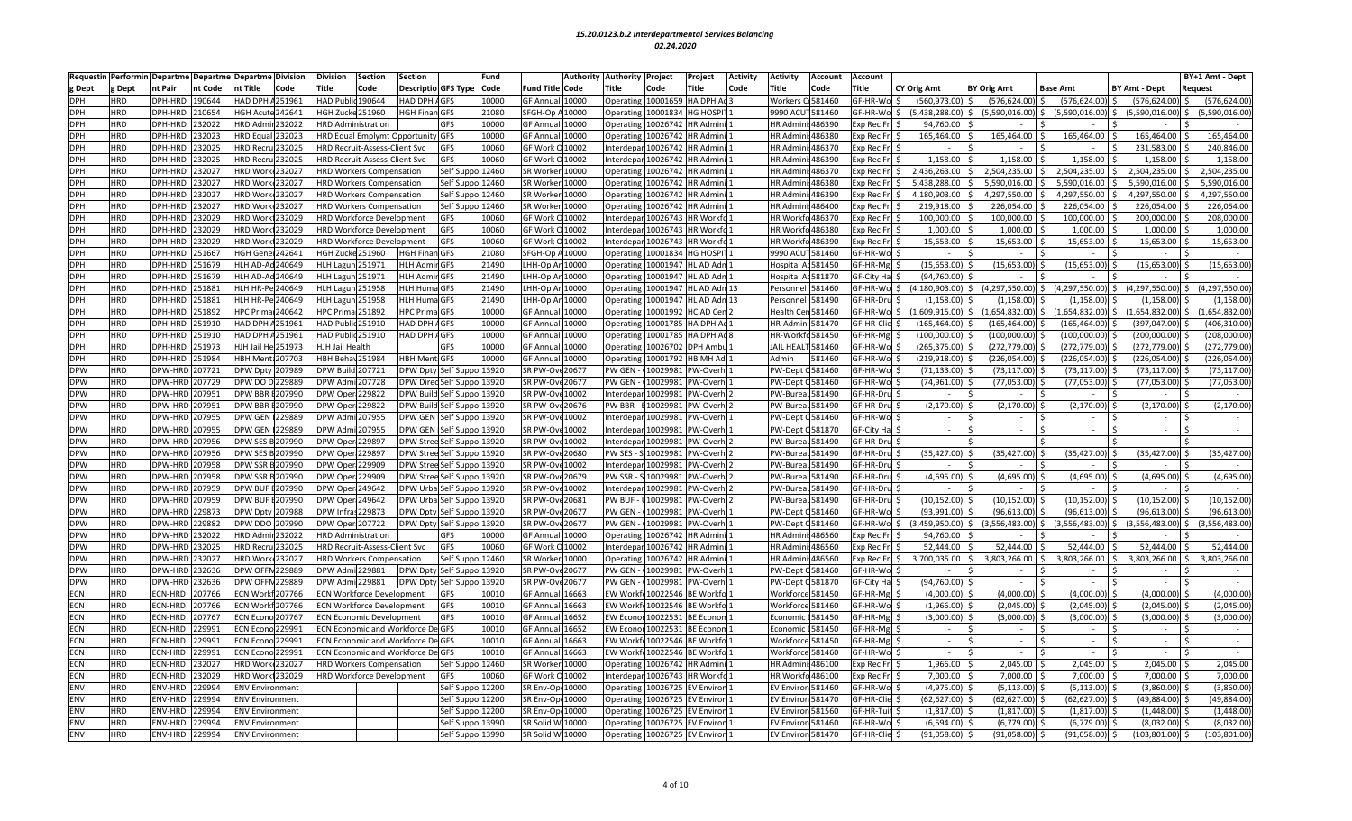# 15.20.0123.b.2 Interdepartmental Services Balancing

## 02.24.2020

| Requestin g Dept | Performin g Dept | Departme nt Pair | Departme nt Code | Departme nt Title | Division Code | Division Title | Section Code | Section Descriptio | GFS Type | Fund Code | Fund Title | Authority Code | Authority Title | Project Code | Project Title | Activity Code | Activity Title | Account Code | Account Title | CY Orig Amt | BY Orig Amt | Base Amt | BY Amt - Dept | BY+1 Amt - Dept Request |
|---|---|---|---|---|---|---|---|---|---|---|---|---|---|---|---|---|---|---|---|---|---|---|---|---|
| DPH | HRD | DPH-HRD | 190644 | HAD DPH A | 251961 | HAD Public | 190644 | HAD DPH A | GFS | 10000 | GF Annual | 10000 | Operating | 10001659 | HA DPH Ac | 3 | Workers C | 581460 | GF-HR-Wo | $ (560,973.00) | $ (576,624.00) | $ (576,624.00) | $ (576,624.00) | $ (576,624.00) |
| DPH | HRD | DPH-HRD | 210654 | HGH Acute | 242641 | HGH Zucke | 251960 | HGH Finan | GFS | 21080 | SFGH-Op A | 10000 | Operating | 10001834 | HG HOSPIT | 1 | 9990 ACUT | 581460 | GF-HR-Wo | $ (5,438,288.00) | $ (5,590,016.00) | $ (5,590,016.00) | $ (5,590,016.00) | $ (5,590,016.00) |
| DPH | HRD | DPH-HRD | 232022 | HRD Admir | 232022 | HRD Administration | | | GFS | 10000 | GF Annual | 10000 | Operating | 10026742 | HR Admini | 1 | HR Admini | 486390 | Exp Rec Fr | $ 94,760.00 | $ - | $ - | $ - | $ - |
| DPH | HRD | DPH-HRD | 232023 | HRD Equal | 232023 | HRD Equal Emplymt Opportunity | | | GFS | 10000 | GF Annual | 10000 | Operating | 10026742 | HR Admini | 1 | HR Admini | 486380 | Exp Rec Fr | $ 165,464.00 | $ 165,464.00 | $ 165,464.00 | $ 165,464.00 | $ 165,464.00 |
| DPH | HRD | DPH-HRD | 232025 | HRD Recru | 232025 | HRD Recruit-Assess-Client Svc | | | GFS | 10060 | GF Work O | 10002 | Interdepar | 10026742 | HR Admini | 1 | HR Admini | 486370 | Exp Rec Fr | $ - | $ - | $ - | $ 231,583.00 | $ 240,846.00 |
| DPH | HRD | DPH-HRD | 232025 | HRD Recru | 232025 | HRD Recruit-Assess-Client Svc | | | GFS | 10060 | GF Work O | 10002 | Interdepar | 10026742 | HR Admini | 1 | HR Admini | 486390 | Exp Rec Fr | $ 1,158.00 | $ 1,158.00 | $ 1,158.00 | $ 1,158.00 | $ 1,158.00 |
| DPH | HRD | DPH-HRD | 232027 | HRD Work | 232027 | HRD Workers Compensation | | | Self Suppo | 12460 | SR Worker | 10000 | Operating | 10026742 | HR Admini | 1 | HR Admini | 486370 | Exp Rec Fr | $ 2,436,263.00 | $ 2,504,235.00 | $ 2,504,235.00 | $ 2,504,235.00 | $ 2,504,235.00 |
| DPH | HRD | DPH-HRD | 232027 | HRD Work | 232027 | HRD Workers Compensation | | | Self Suppo | 12460 | SR Worker | 10000 | Operating | 10026742 | HR Admini | 1 | HR Admini | 486380 | Exp Rec Fr | $ 5,438,288.00 | $ 5,590,016.00 | $ 5,590,016.00 | $ 5,590,016.00 | $ 5,590,016.00 |
| DPH | HRD | DPH-HRD | 232027 | HRD Work | 232027 | HRD Workers Compensation | | | Self Suppo | 12460 | SR Worker | 10000 | Operating | 10026742 | HR Admini | 1 | HR Admini | 486390 | Exp Rec Fr | $ 4,180,903.00 | $ 4,297,550.00 | $ 4,297,550.00 | $ 4,297,550.00 | $ 4,297,550.00 |
| DPH | HRD | DPH-HRD | 232027 | HRD Work | 232027 | HRD Workers Compensation | | | Self Suppo | 12460 | SR Worker | 10000 | Operating | 10026742 | HR Admini | 1 | HR Admini | 486400 | Exp Rec Fr | $ 219,918.00 | $ 226,054.00 | $ 226,054.00 | $ 226,054.00 | $ 226,054.00 |
| DPH | HRD | DPH-HRD | 232029 | HRD Work | 232029 | HRD Workforce Development | | | GFS | 10060 | GF Work O | 10002 | Interdepar | 10026743 | HR Workfc | 1 | HR Workfc | 486370 | Exp Rec Fr | $ 100,000.00 | $ 100,000.00 | $ 100,000.00 | $ 200,000.00 | $ 208,000.00 |
| DPH | HRD | DPH-HRD | 232029 | HRD Work | 232029 | HRD Workforce Development | | | GFS | 10060 | GF Work O | 10002 | Interdepar | 10026743 | HR Workfc | 1 | HR Workfc | 486380 | Exp Rec Fr | $ 1,000.00 | $ 1,000.00 | $ 1,000.00 | $ 1,000.00 | $ 1,000.00 |
| DPH | HRD | DPH-HRD | 232029 | HRD Work | 232029 | HRD Workforce Development | | | GFS | 10060 | GF Work O | 10002 | Interdepar | 10026743 | HR Workfc | 1 | HR Workfc | 486390 | Exp Rec Fr | $ 15,653.00 | $ 15,653.00 | $ 15,653.00 | $ 15,653.00 | $ 15,653.00 |
| DPH | HRD | DPH-HRD | 251667 | HGH Gene | 242641 | HGH Zucke | 251960 | HGH Finan | GFS | 21080 | SFGH-Op A | 10000 | Operating | 10001834 | HG HOSPIT | 1 | 9990 ACUT | 581460 | GF-HR-Wo | $ - | $ - | $ - | $ - | $ - |
| DPH | HRD | DPH-HRD | 251679 | HLH AD-A | 240649 | HLH Lagun | 251971 | HLH Admir | GFS | 21490 | LHH-Op Ar | 10000 | Operating | 10001947 | HL AD Adr | 1 | Hospital A | 581450 | GF-HR-Mg | $ (15,653.00) | $ (15,653.00) | $ (15,653.00) | $ (15,653.00) | $ (15,653.00) |
| DPH | HRD | DPH-HRD | 251679 | HLH AD-A | 240649 | HLH Lagun | 251971 | HLH Admir | GFS | 21490 | LHH-Op Ar | 10000 | Operating | 10001947 | HL AD Adr | 1 | Hospital A | 581870 | GF-City Ha | $ (94,760.00) | $ - | $ - | $ - | $ - |
| DPH | HRD | DPH-HRD | 251881 | HLH HR-Pe | 240649 | HLH Lagun | 251958 | HLH Huma | GFS | 21490 | LHH-Op Ar | 10000 | Operating | 10001947 | HL AD Adr | 13 | Personnel | 581460 | GF-HR-Wo | $ (4,180,903.00) | $ (4,297,550.00) | $ (4,297,550.00) | $ (4,297,550.00) | $ (4,297,550.00) |
| DPH | HRD | DPH-HRD | 251881 | HLH HR-Pe | 240649 | HLH Lagun | 251958 | HLH Huma | GFS | 21490 | LHH-Op Ar | 10000 | Operating | 10001947 | HL AD Adr | 13 | Personnel | 581490 | GF-HR-Dru | $ (1,158.00) | $ (1,158.00) | $ (1,158.00) | $ (1,158.00) | $ (1,158.00) |
| DPH | HRD | DPH-HRD | 251892 | HPC Prima | 240642 | HPC Prima | 251892 | HPC Prima | GFS | 10000 | GF Annual | 10000 | Operating | 10001992 | HC AD Cen | 2 | Health Cer | 581460 | GF-HR-Wo | $ (1,609,915.00) | $ (1,654,832.00) | $ (1,654,832.00) | $ (1,654,832.00) | $ (1,654,832.00) |
| DPH | HRD | DPH-HRD | 251910 | HAD DPH A | 251961 | HAD Public | 251910 | HAD DPH A | GFS | 10000 | GF Annual | 10000 | Operating | 10001785 | HA DPH Ac | 1 | HR-Admin | 581470 | GF-HR-Clie | $ (165,464.00) | $ (165,464.00) | $ (165,464.00) | $ (397,047.00) | $ (406,310.00) |
| DPH | HRD | DPH-HRD | 251910 | HAD DPH A | 251961 | HAD Public | 251910 | HAD DPH A | GFS | 10000 | GF Annual | 10000 | Operating | 10001785 | HA DPH Ac | 8 | HR-Workfc | 581450 | GF-HR-Mg | $ (100,000.00) | $ (100,000.00) | $ (100,000.00) | $ (200,000.00) | $ (208,000.00) |
| DPH | HRD | DPH-HRD | 251973 | HJH Jail He | 251973 | HJH Jail Health | | | GFS | 10000 | GF Annual | 10000 | Operating | 10026702 | DPH Ambu | 1 | JAIL HEALT | 581460 | GF-HR-Wo | $ (265,375.00) | $ (272,779.00) | $ (272,779.00) | $ (272,779.00) | $ (272,779.00) |
| DPH | HRD | DPH-HRD | 251984 | HBH Ment | 207703 | HBH Beha | 251984 | HBH Ment | GFS | 10000 | GF Annual | 10000 | Operating | 10001792 | HB MH Ad | 1 | Admin | 581460 | GF-HR-Wo | $ (219,918.00) | $ (226,054.00) | $ (226,054.00) | $ (226,054.00) | $ (226,054.00) |
| DPW | HRD | DPW-HRD | 207721 | DPW Dpty | 207989 | DPW Build | 207721 | DPW Dpty | Self Suppo | 13920 | SR PW-Ove | 20677 | PW GEN - | 10029981 | PW-Overh | 1 | PW-Dept C | 581460 | GF-HR-Wo | $ (71,133.00) | $ (73,117.00) | $ (73,117.00) | $ (73,117.00) | $ (73,117.00) |
| DPW | HRD | DPW-HRD | 207729 | DPW DO D | 229889 | DPW Admi | 207728 | DPW Direc | Self Suppo | 13920 | SR PW-Ove | 20677 | PW GEN - | 10029981 | PW-Overh | 1 | PW-Dept C | 581460 | GF-HR-Wo | $ (74,961.00) | $ (77,053.00) | $ (77,053.00) | $ (77,053.00) | $ (77,053.00) |
| DPW | HRD | DPW-HRD | 207951 | DPW BBR I | 207990 | DPW Oper | 229822 | DPW Build | Self Suppo | 13920 | SR PW-Ove | 10002 | Interdepar | 10029981 | PW-Overh | 2 | PW-Burea | 581490 | GF-HR-Dru | $ - | $ - | $ - | $ - | $ - |
| DPW | HRD | DPW-HRD | 207951 | DPW BBR I | 207990 | DPW Oper | 229822 | DPW Build | Self Suppo | 13920 | SR PW-Ove | 20676 | PW BBR - I | 10029981 | PW-Overh | 2 | PW-Burea | 581490 | GF-HR-Dru | $ (2,170.00) | $ (2,170.00) | $ (2,170.00) | $ (2,170.00) | $ (2,170.00) |
| DPW | HRD | DPW-HRD | 207955 | DPW GEN | 229889 | DPW Admi | 207955 | DPW GEN | Self Suppo | 13920 | SR PW-Ove | 10002 | Interdepar | 10029981 | PW-Overh | 1 | PW-Dept C | 581460 | GF-HR-Wo | $ - | $ - | $ - | $ - | $ - |
| DPW | HRD | DPW-HRD | 207955 | DPW GEN | 229889 | DPW Admi | 207955 | DPW GEN | Self Suppo | 13920 | SR PW-Ove | 10002 | Interdepar | 10029981 | PW-Overh | 1 | PW-Dept C | 581870 | GF-City Ha | $ - | $ - | $ - | $ - | $ - |
| DPW | HRD | DPW-HRD | 207956 | DPW SES B | 207990 | DPW Oper | 229897 | DPW Stree | Self Suppo | 13920 | SR PW-Ove | 10002 | Interdepar | 10029981 | PW-Overh | 2 | PW-Burea | 581490 | GF-HR-Dru | $ - | $ - | $ - | $ - | $ - |
| DPW | HRD | DPW-HRD | 207956 | DPW SES B | 207990 | DPW Oper | 229897 | DPW Stree | Self Suppo | 13920 | SR PW-Ove | 20680 | PW SES - S | 10029981 | PW-Overh | 2 | PW-Burea | 581490 | GF-HR-Dru | $ (35,427.00) | $ (35,427.00) | $ (35,427.00) | $ (35,427.00) | $ (35,427.00) |
| DPW | HRD | DPW-HRD | 207958 | DPW SSR B | 207990 | DPW Oper | 229909 | DPW Stree | Self Suppo | 13920 | SR PW-Ove | 10002 | Interdepar | 10029981 | PW-Overh | 2 | PW-Burea | 581490 | GF-HR-Dru | $ - | $ - | $ - | $ - | $ - |
| DPW | HRD | DPW-HRD | 207958 | DPW SSR B | 207990 | DPW Oper | 229909 | DPW Stree | Self Suppo | 13920 | SR PW-Ove | 20679 | PW SSR - S | 10029981 | PW-Overh | 2 | PW-Burea | 581490 | GF-HR-Dru | $ (4,695.00) | $ (4,695.00) | $ (4,695.00) | $ (4,695.00) | $ (4,695.00) |
| DPW | HRD | DPW-HRD | 207959 | DPW BUF I | 207990 | DPW Oper | 249642 | DPW Urba | Self Suppo | 13920 | SR PW-Ove | 10002 | Interdepar | 10029981 | PW-Overh | 2 | PW-Burea | 581490 | GF-HR-Dru | $ - | $ - | $ - | $ - | $ - |
| DPW | HRD | DPW-HRD | 207959 | DPW BUF I | 207990 | DPW Oper | 249642 | DPW Urba | Self Suppo | 13920 | SR PW-Ove | 20681 | PW BUF - | 10029981 | PW-Overh | 2 | PW-Burea | 581490 | GF-HR-Dru | $ (10,152.00) | $ (10,152.00) | $ (10,152.00) | $ (10,152.00) | $ (10,152.00) |
| DPW | HRD | DPW-HRD | 229873 | DPW Dpty | 207988 | DPW Infra | 229873 | DPW Dpty | Self Suppo | 13920 | SR PW-Ove | 20677 | PW GEN - | 10029981 | PW-Overh | 1 | PW-Dept C | 581460 | GF-HR-Wo | $ (93,991.00) | $ (96,613.00) | $ (96,613.00) | $ (96,613.00) | $ (96,613.00) |
| DPW | HRD | DPW-HRD | 229882 | DPW DDO | 207990 | DPW Oper | 207722 | DPW Dpty | Self Suppo | 13920 | SR PW-Ove | 20677 | PW GEN - | 10029981 | PW-Overh | 1 | PW-Dept C | 581460 | GF-HR-Wo | $ (3,459,950.00) | $ (3,556,483.00) | $ (3,556,483.00) | $ (3,556,483.00) | $ (3,556,483.00) |
| DPW | HRD | DPW-HRD | 232022 | HRD Admir | 232022 | HRD Administration | | | GFS | 10000 | GF Annual | 10000 | Operating | 10026742 | HR Admini | 1 | HR Admini | 486560 | Exp Rec Fr | $ 94,760.00 | $ - | $ - | $ - | $ - |
| DPW | HRD | DPW-HRD | 232025 | HRD Recru | 232025 | HRD Recruit-Assess-Client Svc | | | GFS | 10060 | GF Work O | 10002 | Interdepar | 10026742 | HR Admini | 1 | HR Admini | 486560 | Exp Rec Fr | $ 52,444.00 | $ 52,444.00 | $ 52,444.00 | $ 52,444.00 | $ 52,444.00 |
| DPW | HRD | DPW-HRD | 232027 | HRD Work | 232027 | HRD Workers Compensation | | | Self Suppo | 12460 | SR Worker | 10000 | Operating | 10026742 | HR Admini | 1 | HR Admini | 486560 | Exp Rec Fr | $ 3,700,035.00 | $ 3,803,266.00 | $ 3,803,266.00 | $ 3,803,266.00 | $ 3,803,266.00 |
| DPW | HRD | DPW-HRD | 232636 | DPW OFFN | 229889 | DPW Admi | 229881 | DPW Dpty | Self Suppo | 13920 | SR PW-Ove | 20677 | PW GEN - | 10029981 | PW-Overh | 1 | PW-Dept C | 581460 | GF-HR-Wo | $ - | $ - | $ - | $ - | $ - |
| DPW | HRD | DPW-HRD | 232636 | DPW OFFN | 229889 | DPW Admi | 229881 | DPW Dpty | Self Suppo | 13920 | SR PW-Ove | 20677 | PW GEN - | 10029981 | PW-Overh | 1 | PW-Dept C | 581870 | GF-City Ha | $ (94,760.00) | $ - | $ - | $ - | $ - |
| ECN | HRD | ECN-HRD | 207766 | ECN Workf | 207766 | ECN Workforce Development | | | GFS | 10010 | GF Annual | 16663 | EW Workf | 10022546 | BE Workfo | 1 | Workforce | 581450 | GF-HR-Mg | $ (4,000.00) | $ (4,000.00) | $ (4,000.00) | $ (4,000.00) | $ (4,000.00) |
| ECN | HRD | ECN-HRD | 207766 | ECN Workf | 207766 | ECN Workforce Development | | | GFS | 10010 | GF Annual | 16663 | EW Workf | 10022546 | BE Workfo | 1 | Workforce | 581460 | GF-HR-Wo | $ (1,966.00) | $ (2,045.00) | $ (2,045.00) | $ (2,045.00) | $ (2,045.00) |
| ECN | HRD | ECN-HRD | 207767 | ECN Econo | 207767 | ECN Economic Development | | | GFS | 10010 | GF Annual | 16652 | EW Econor | 10022531 | BE Econon | 1 | Economic | 581450 | GF-HR-Mg | $ (3,000.00) | $ (3,000.00) | $ (3,000.00) | $ (3,000.00) | $ (3,000.00) |
| ECN | HRD | ECN-HRD | 229991 | ECN Econo | 229991 | ECN Economic and Workforce De | | | GFS | 10010 | GF Annual | 16652 | EW Econor | 10022531 | BE Econon | 1 | Economic | 581450 | GF-HR-Mg | $ - | $ - | $ - | $ - | $ - |
| ECN | HRD | ECN-HRD | 229991 | ECN Econo | 229991 | ECN Economic and Workforce De | | | GFS | 10010 | GF Annual | 16663 | EW Workf | 10022546 | BE Workfo | 1 | Workforce | 581450 | GF-HR-Mg | $ - | $ - | $ - | $ - | $ - |
| ECN | HRD | ECN-HRD | 229991 | ECN Econo | 229991 | ECN Economic and Workforce De | | | GFS | 10010 | GF Annual | 16663 | EW Workf | 10022546 | BE Workfo | 1 | Workforce | 581460 | GF-HR-Wo | $ - | $ - | $ - | $ - | $ - |
| ECN | HRD | ECN-HRD | 232027 | HRD Work | 232027 | HRD Workers Compensation | | | Self Suppo | 12460 | SR Worker | 10000 | Operating | 10026742 | HR Admini | 1 | HR Admini | 486100 | Exp Rec Fr | $ 1,966.00 | $ 2,045.00 | $ 2,045.00 | $ 2,045.00 | $ 2,045.00 |
| ECN | HRD | ECN-HRD | 232029 | HRD Work | 232029 | HRD Workforce Development | | | GFS | 10060 | GF Work O | 10002 | Interdepar | 10026743 | HR Workfc | 1 | HR Workfc | 486100 | Exp Rec Fr | $ 7,000.00 | $ 7,000.00 | $ 7,000.00 | $ 7,000.00 | $ 7,000.00 |
| ENV | HRD | ENV-HRD | 229994 | ENV Environment | | | | | Self Suppo | 12200 | SR Env-Op | 10000 | Operating | 10026725 | EV Environ | 1 | EV Environ | 581460 | GF-HR-Wo | $ (4,975.00) | $ (5,113.00) | $ (5,113.00) | $ (3,860.00) | $ (3,860.00) |
| ENV | HRD | ENV-HRD | 229994 | ENV Environment | | | | | Self Suppo | 12200 | SR Env-Op | 10000 | Operating | 10026725 | EV Environ | 1 | EV Environ | 581470 | GF-HR-Clie | $ (62,627.00) | $ (62,627.00) | $ (62,627.00) | $ (49,884.00) | $ (49,884.00) |
| ENV | HRD | ENV-HRD | 229994 | ENV Environment | | | | | Self Suppo | 12200 | SR Env-Op | 10000 | Operating | 10026725 | EV Environ | 1 | EV Environ | 581560 | GF-HR-Tui | $ (1,817.00) | $ (1,817.00) | $ (1,817.00) | $ (1,448.00) | $ (1,448.00) |
| ENV | HRD | ENV-HRD | 229994 | ENV Environment | | | | | Self Suppo | 13990 | SR Solid W | 10000 | Operating | 10026725 | EV Environ | 1 | EV Environ | 581460 | GF-HR-Wo | $ (6,594.00) | $ (6,779.00) | $ (6,779.00) | $ (8,032.00) | $ (8,032.00) |
| ENV | HRD | ENV-HRD | 229994 | ENV Environment | | | | | Self Suppo | 13990 | SR Solid W | 10000 | Operating | 10026725 | EV Environ | 1 | EV Environ | 581470 | GF-HR-Clie | $ (91,058.00) | $ (91,058.00) | $ (91,058.00) | $ (103,801.00) | $ (103,801.00) |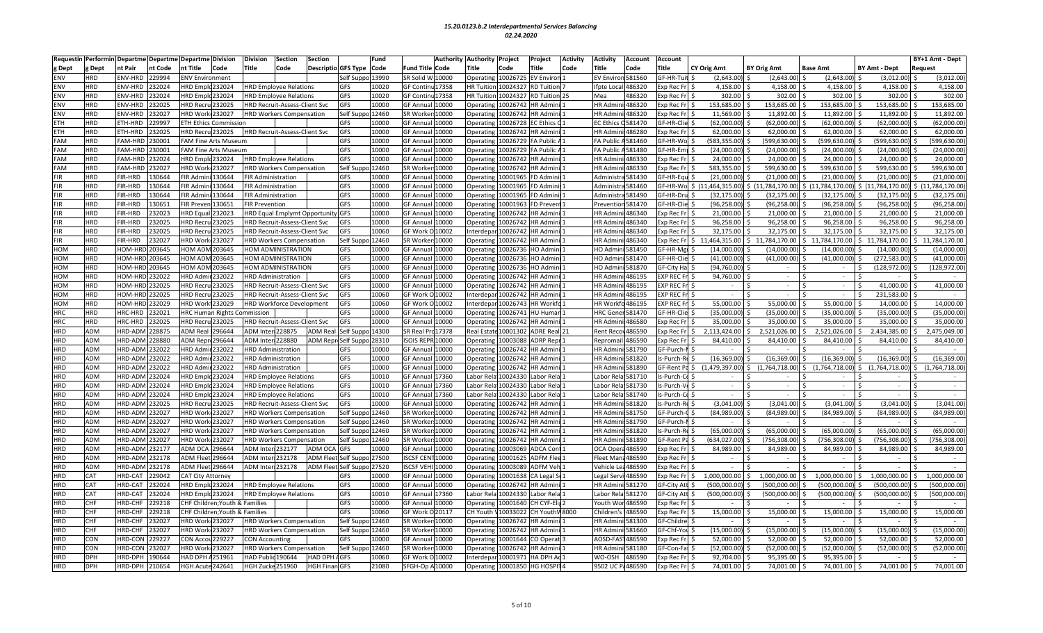# 15.20.0123.b.2 Interdepartmental Services Balancing

*02.24.2020*

| Requestin g Dept | Performin g Dept | Departme nt Pair | Departme nt Code | Departme nt Title | Division Code | Division Title | Section Code | Section Descriptio | GFS Type | Fund Code | Fund Title | Authority Code | Authority Title | Project Code | Project Title | Activity Code | Activity Title | Account Code | Account Title | CY Orig Amt | BY Orig Amt | Base Amt | BY Amt - Dept | BY+1 Amt - Dept Request |
|---|---|---|---|---|---|---|---|---|---|---|---|---|---|---|---|---|---|---|---|---|---|---|---|---|
| ENV | HRD | ENV-HRD | 229994 | ENV Environment | | | | | Self Suppo | 13990 | SR Solid W | 10000 | Operating | 10026725 | EV Environ | 1 | EV Environ | 581560 | GF-HR-Tuit | $ (2,643.00) | $ (2,643.00) | $ (2,643.00) | $ (3,012.00) | $ (3,012.00) |
| ENV | HRD | ENV-HRD | 232024 | HRD Emplo | 232024 | HRD Employee Relations | | | GFS | 10020 | GF Continu | 17358 | HR Tuition | 10024327 | RD Tuition | 7 | Ifpte Local | 486320 | Exp Rec Fr | $ 4,158.00 | $ 4,158.00 | $ 4,158.00 | $ 4,158.00 | $ 4,158.00 |
| ENV | HRD | ENV-HRD | 232024 | HRD Emplo | 232024 | HRD Employee Relations | | | GFS | 10020 | GF Continu | 17358 | HR Tuition | 10024327 | RD Tuition | 25 | Mea | 486320 | Exp Rec Fr | $ 302.00 | $ 302.00 | $ 302.00 | $ 302.00 | $ 302.00 |
| ENV | HRD | ENV-HRD | 232025 | HRD Recru | 232025 | HRD Recruit-Assess-Client Svc | | | GFS | 10000 | GF Annual | 10000 | Operating | 10026742 | HR Admini | 1 | HR Admini | 486320 | Exp Rec Fr | $ 153,685.00 | $ 153,685.00 | $ 153,685.00 | $ 153,685.00 | $ 153,685.00 |
| ENV | HRD | ENV-HRD | 232027 | HRD Work | 232027 | HRD Workers Compensation | | | Self Suppo | 12460 | SR Worker | 10000 | Operating | 10026742 | HR Admini | 1 | HR Admini | 486320 | Exp Rec Fr | $ 11,569.00 | $ 11,892.00 | $ 11,892.00 | $ 11,892.00 | $ 11,892.00 |
| ETH | HRD | ETH-HRD | 229997 | ETH Ethics Commission | | | | | GFS | 10000 | GF Annual | 10000 | Operating | 10026728 | EC Ethics C | 1 | EC Ethics C | 581470 | GF-HR-Clie | $ (62,000.00) | $ (62,000.00) | $ (62,000.00) | $ (62,000.00) | $ (62,000.00) |
| ETH | HRD | ETH-HRD | 232025 | HRD Recru | 232025 | HRD Recruit-Assess-Client Svc | | | GFS | 10000 | GF Annual | 10000 | Operating | 10026742 | HR Admini | 1 | HR Admini | 486280 | Exp Rec Fr | $ 62,000.00 | $ 62,000.00 | $ 62,000.00 | $ 62,000.00 | $ 62,000.00 |
| FAM | HRD | FAM-HRD | 230001 | FAM Fine Arts Museum | | | | | GFS | 10000 | GF Annual | 10000 | Operating | 10026729 | FA Public A | 1 | FA Public A | 581460 | GF-HR-Wo | $ (583,355.00) | $ (599,630.00) | $ (599,630.00) | $ (599,630.00) | $ (599,630.00) |
| FAM | HRD | FAM-HRD | 230001 | FAM Fine Arts Museum | | | | | GFS | 10000 | GF Annual | 10000 | Operating | 10026729 | FA Public A | 1 | FA Public A | 581480 | GF-HR-Em | $ (24,000.00) | $ (24,000.00) | $ (24,000.00) | $ (24,000.00) | $ (24,000.00) |
| FAM | HRD | FAM-HRD | 232024 | HRD Emplo | 232024 | HRD Employee Relations | | | GFS | 10000 | GF Annual | 10000 | Operating | 10026742 | HR Admini | 1 | HR Admini | 486330 | Exp Rec Fr | $ 24,000.00 | $ 24,000.00 | $ 24,000.00 | $ 24,000.00 | $ 24,000.00 |
| FAM | HRD | FAM-HRD | 232027 | HRD Work | 232027 | HRD Workers Compensation | | | Self Suppo | 12460 | SR Worker | 10000 | Operating | 10026742 | HR Admini | 1 | HR Admini | 486330 | Exp Rec Fr | $ 583,355.00 | $ 599,630.00 | $ 599,630.00 | $ 599,630.00 | $ 599,630.00 |
| FIR | HRD | FIR-HRD | 130644 | FIR Admini | 130644 | FIR Administration | | | GFS | 10000 | GF Annual | 10000 | Operating | 10001965 | FD Admini | 1 | Administra | 581430 | GF-HR-Equ | $ (21,000.00) | $ (21,000.00) | $ (21,000.00) | $ (21,000.00) | $ (21,000.00) |
| FIR | HRD | FIR-HRD | 130644 | FIR Admini | 130644 | FIR Administration | | | GFS | 10000 | GF Annual | 10000 | Operating | 10001965 | FD Admini | 1 | Administra | 581460 | GF-HR-Wo | $ (11,464,315.00) | $ (11,784,170.00) | $ (11,784,170.00) | $ (11,784,170.00) | $ (11,784,170.00) |
| FIR | HRD | FIR-HRD | 130644 | FIR Admini | 130644 | FIR Administration | | | GFS | 10000 | GF Annual | 10000 | Operating | 10001965 | FD Admini | 1 | Administra | 581490 | GF-HR-Dru | $ (32,175.00) | $ (32,175.00) | $ (32,175.00) | $ (32,175.00) | $ (32,175.00) |
| FIR | HRD | FIR-HRD | 130651 | FIR Preven | 130651 | FIR Prevention | | | GFS | 10000 | GF Annual | 10000 | Operating | 10001963 | FD Prevent | 1 | Prevention | 581470 | GF-HR-Clie | $ (96,258.00) | $ (96,258.00) | $ (96,258.00) | $ (96,258.00) | $ (96,258.00) |
| FIR | HRD | FIR-HRD | 232023 | HRD Equal | 232023 | HRD Equal Emplymt Opportunity | | | GFS | 10000 | GF Annual | 10000 | Operating | 10026742 | HR Admini | 1 | HR Admini | 486340 | Exp Rec Fr | $ 21,000.00 | $ 21,000.00 | $ 21,000.00 | $ 21,000.00 | $ 21,000.00 |
| FIR | HRD | FIR-HRD | 232025 | HRD Recru | 232025 | HRD Recruit-Assess-Client Svc | | | GFS | 10000 | GF Annual | 10000 | Operating | 10026742 | HR Admini | 1 | HR Admini | 486340 | Exp Rec Fr | $ 96,258.00 | $ 96,258.00 | $ 96,258.00 | $ 96,258.00 | $ 96,258.00 |
| FIR | HRD | FIR-HRD | 232025 | HRD Recru | 232025 | HRD Recruit-Assess-Client Svc | | | GFS | 10060 | GF Work O | 10002 | Interdepar | 10026742 | HR Admini | 1 | HR Admini | 486340 | Exp Rec Fr | $ 32,175.00 | $ 32,175.00 | $ 32,175.00 | $ 32,175.00 | $ 32,175.00 |
| FIR | HRD | FIR-HRD | 232027 | HRD Work | 232027 | HRD Workers Compensation | | | Self Suppo | 12460 | SR Worker | 10000 | Operating | 10026742 | HR Admini | 1 | HR Admini | 486340 | Exp Rec Fr | $ 11,464,315.00 | $ 11,784,170.00 | $ 11,784,170.00 | $ 11,784,170.00 | $ 11,784,170.00 |
| HOM | HRD | HOM-HRD | 203645 | HOM ADM | 203645 | HOM ADMINISTRATION | | | GFS | 10000 | GF Annual | 10000 | Operating | 10026736 | HO Admini | 1 | HO Admini | 581450 | GF-HR-Mg | $ (14,000.00) | $ (14,000.00) | $ (14,000.00) | $ (14,000.00) | $ (14,000.00) |
| HOM | HRD | HOM-HRD | 203645 | HOM ADM | 203645 | HOM ADMINISTRATION | | | GFS | 10000 | GF Annual | 10000 | Operating | 10026736 | HO Admini | 1 | HO Admini | 581470 | GF-HR-Clie | $ (41,000.00) | $ (41,000.00) | $ (41,000.00) | $ (272,583.00) | $ (41,000.00) |
| HOM | HRD | HOM-HRD | 203645 | HOM ADM | 203645 | HOM ADMINISTRATION | | | GFS | 10000 | GF Annual | 10000 | Operating | 10026736 | HO Admini | 1 | HO Admini | 581870 | GF-City Ha | $ (94,760.00) | $ - | $ - | $ (128,972.00) | $ (128,972.00) |
| HOM | HRD | HOM-HRD | 232022 | HRD Admir | 232022 | HRD Administration | | | GFS | 10000 | GF Annual | 10000 | Operating | 10026742 | HR Admini | 1 | HR Admini | 486195 | EXP REC Fr | $ 94,760.00 | $ - | $ - | $ - | $ - |
| HOM | HRD | HOM-HRD | 232025 | HRD Recru | 232025 | HRD Recruit-Assess-Client Svc | | | GFS | 10000 | GF Annual | 10000 | Operating | 10026742 | HR Admini | 1 | HR Admini | 486195 | EXP REC Fr | $ - | $ - | $ - | $ 41,000.00 | $ 41,000.00 |
| HOM | HRD | HOM-HRD | 232025 | HRD Recru | 232025 | HRD Recruit-Assess-Client Svc | | | GFS | 10060 | GF Work O | 10002 | Interdepar | 10026742 | HR Admini | 1 | HR Admini | 486195 | EXP REC Fr | $ - | $ - | $ - | $ 231,583.00 | $ - |
| HOM | HRD | HOM-HRD | 232029 | HRD Work | 232029 | HRD Workforce Development | | | GFS | 10060 | GF Work O | 10002 | Interdepar | 10026743 | HR Workfo | 1 | HR Workfo | 486195 | EXP REC Fr | $ 55,000.00 | $ 55,000.00 | $ 55,000.00 | $ 14,000.00 | $ 14,000.00 |
| HRC | HRD | HRC-HRD | 232021 | HRC Human Rights Commission | | | | | GFS | 10000 | GF Annual | 10000 | Operating | 10026741 | HU Human | 1 | HRC Gener | 581470 | GF-HR-Clie | $ (35,000.00) | $ (35,000.00) | $ (35,000.00) | $ (35,000.00) | $ (35,000.00) |
| HRC | HRD | HRC-HRD | 232025 | HRD Recru | 232025 | HRD Recruit-Assess-Client Svc | | | GFS | 10000 | GF Annual | 10000 | Operating | 10026742 | HR Admini | 1 | HR Admini | 486580 | Exp Rec Fr | $ 35,000.00 | $ 35,000.00 | $ 35,000.00 | $ 35,000.00 | $ 35,000.00 |
| HRD | ADM | HRD-ADM | 228875 | ADM Real | 296644 | ADM Inter | 228875 | ADM Real | Self Suppo | 14300 | SR Real Pro | 17378 | Real Estate | 10001302 | ADRE Real | 21 | Rent Recov | 486590 | Exp Rec Fr | $ 2,113,424.00 | $ 2,521,026.00 | $ 2,521,026.00 | $ 2,434,385.00 | $ 2,475,049.00 |
| HRD | ADM | HRD-ADM | 228880 | ADM Repro | 296644 | ADM Inter | 228880 | ADM Repr | Self Suppo | 28310 | ISOIS REPR | 10000 | Operating | 10003088 | ADRP Repr | 1 | Repromail | 486590 | Exp Rec Fr | $ 84,410.00 | $ 84,410.00 | $ 84,410.00 | $ 84,410.00 | $ 84,410.00 |
| HRD | ADM | HRD-ADM | 232022 | HRD Admir | 232022 | HRD Administration | | | GFS | 10000 | GF Annual | 10000 | Operating | 10026742 | HR Admini | 1 | HR Admini | 581790 | GF-Purch- | $ - | $ - | $ - | $ - | $ - |
| HRD | ADM | HRD-ADM | 232022 | HRD Admir | 232022 | HRD Administration | | | GFS | 10000 | GF Annual | 10000 | Operating | 10026742 | HR Admini | 1 | HR Admini | 581820 | Is-Purch-R | $ (16,369.00) | $ - | $ (16,369.00) | $ (16,369.00) | $ (16,369.00) |
| HRD | ADM | HRD-ADM | 232022 | HRD Admir | 232022 | HRD Administration | | | GFS | 10000 | GF Annual | 10000 | Operating | 10026742 | HR Admini | 1 | HR Admini | 581890 | GF-Rent Pa | $ (1,479,397.00) | $ (1,764,718.00) | $ (1,764,718.00) | $ (1,764,718.00) | $ (1,764,718.00) |
| HRD | ADM | HRD-ADM | 232024 | HRD Emplo | 232024 | HRD Employee Relations | | | GFS | 10010 | GF Annual | 17360 | Labor Rela | 10024330 | Labor Rela | 1 | Labor Rela | 581710 | Is-Purch-C | $ - | $ - | $ - | $ - | $ - |
| HRD | ADM | HRD-ADM | 232024 | HRD Emplo | 232024 | HRD Employee Relations | | | GFS | 10010 | GF Annual | 17360 | Labor Rela | 10024330 | Labor Rela | 1 | Labor Rela | 581730 | Is-Purch-V | $ - | $ - | $ - | $ - | $ - |
| HRD | ADM | HRD-ADM | 232024 | HRD Emplo | 232024 | HRD Employee Relations | | | GFS | 10010 | GF Annual | 17360 | Labor Rela | 10024330 | Labor Rela | 1 | Labor Rela | 581740 | Is-Purch-C | $ - | $ - | $ - | $ - | $ - |
| HRD | ADM | HRD-ADM | 232025 | HRD Recru | 232025 | HRD Recruit-Assess-Client Svc | | | GFS | 10000 | GF Annual | 10000 | Operating | 10026742 | HR Admini | 1 | HR Admini | 581820 | Is-Purch-R | $ (3,041.00) | $ (3,041.00) | $ (3,041.00) | $ (3,041.00) | $ (3,041.00) |
| HRD | ADM | HRD-ADM | 232027 | HRD Work | 232027 | HRD Workers Compensation | | | Self Suppo | 12460 | SR Worker | 10000 | Operating | 10026742 | HR Admini | 1 | HR Admini | 581750 | GF-Purch- | $ (84,989.00) | $ (84,989.00) | $ (84,989.00) | $ (84,989.00) | $ (84,989.00) |
| HRD | ADM | HRD-ADM | 232027 | HRD Work | 232027 | HRD Workers Compensation | | | Self Suppo | 12460 | SR Worker | 10000 | Operating | 10026742 | HR Admini | 1 | HR Admini | 581790 | GF-Purch- | $ - | $ - | $ - | $ - | $ - |
| HRD | ADM | HRD-ADM | 232027 | HRD Work | 232027 | HRD Workers Compensation | | | Self Suppo | 12460 | SR Worker | 10000 | Operating | 10026742 | HR Admini | 1 | HR Admini | 581820 | Is-Purch-R | $ (65,000.00) | $ (65,000.00) | $ (65,000.00) | $ (65,000.00) | $ (65,000.00) |
| HRD | ADM | HRD-ADM | 232027 | HRD Work | 232027 | HRD Workers Compensation | | | Self Suppo | 12460 | SR Worker | 10000 | Operating | 10026742 | HR Admini | 1 | HR Admini | 581890 | GF-Rent Pa | $ (634,027.00) | $ (756,308.00) | $ (756,308.00) | $ (756,308.00) | $ (756,308.00) |
| HRD | ADM | HRD-ADM | 232177 | ADM OCA | 296644 | ADM Inter | 232177 | ADM OCA | GFS | 10000 | GF Annual | 10000 | Operating | 10003069 | ADCA Cont | 1 | OCA Opera | 486590 | Exp Rec Fr | $ 84,989.00 | $ 84,989.00 | $ 84,989.00 | $ 84,989.00 | $ 84,989.00 |
| HRD | ADM | HRD-ADM | 232178 | ADM Fleet | 296644 | ADM Inter | 232178 | ADM Fleet | Self Suppo | 27500 | ISCSF CENT | 10000 | Operating | 10001625 | ADFM Flee | 1 | Fleet Mana | 486590 | Exp Rec Fr | $ - | $ - | $ - | $ - | $ - |
| HRD | ADM | HRD-ADM | 232178 | ADM Fleet | 296644 | ADM Inter | 232178 | ADM Fleet | Self Suppo | 27520 | ISCSF VEHI | 10000 | Operating | 10003089 | ADFM Veh | 1 | Vehicle Lea | 486590 | Exp Rec Fr | $ - | $ - | $ - | $ - | $ - |
| HRD | CAT | HRD-CAT | 229042 | CAT City Attorney | | | | | GFS | 10000 | GF Annual | 10000 | Operating | 10001638 | CA Legal Se | 1 | Legal Servi | 486590 | Exp Rec Fr | $ 1,000,000.00 | $ 1,000,000.00 | $ 1,000,000.00 | $ 1,000,000.00 | $ 1,000,000.00 |
| HRD | CAT | HRD-CAT | 232024 | HRD Emplo | 232024 | HRD Employee Relations | | | GFS | 10000 | GF Annual | 10000 | Operating | 10026742 | HR Admini | 1 | HR Admini | 581270 | GF-City Att | $ (500,000.00) | $ (500,000.00) | $ (500,000.00) | $ (500,000.00) | $ (500,000.00) |
| HRD | CAT | HRD-CAT | 232024 | HRD Emplo | 232024 | HRD Employee Relations | | | GFS | 10010 | GF Annual | 17360 | Labor Rela | 10024330 | Labor Rela | 1 | Labor Rela | 581270 | GF-City Att | $ (500,000.00) | $ (500,000.00) | $ (500,000.00) | $ (500,000.00) | $ (500,000.00) |
| HRD | CHF | HRD-CHF | 229218 | CHF Children;Youth & Families | | | | | GFS | 10000 | GF Annual | 10000 | Operating | 10001640 | CH CYF-Elig | 2 | Youth Wor | 486590 | Exp Rec Fr | $ - | $ - | $ - | $ - | $ - |
| HRD | CHF | HRD-CHF | 229218 | CHF Children;Youth & Families | | | | | GFS | 10060 | GF Work O | 20117 | CH Youth V | 10033022 | CH YouthW | 8000 | Children's | 486590 | Exp Rec Fr | $ 15,000.00 | $ 15,000.00 | $ 15,000.00 | $ 15,000.00 | $ 15,000.00 |
| HRD | CHF | HRD-CHF | 232027 | HRD Work | 232027 | HRD Workers Compensation | | | Self Suppo | 12460 | SR Worker | 10000 | Operating | 10026742 | HR Admini | 1 | HR Admini | 581300 | GF-Childre | $ - | $ - | $ - | $ - | $ - |
| HRD | CHF | HRD-CHF | 232027 | HRD Work | 232027 | HRD Workers Compensation | | | Self Suppo | 12460 | SR Worker | 10000 | Operating | 10026742 | HR Admini | 1 | HR Admini | 581660 | GF-Chf-You | $ (15,000.00) | $ (15,000.00) | $ (15,000.00) | $ (15,000.00) | $ (15,000.00) |
| HRD | CON | HRD-CON | 229227 | CON Accou | 229227 | CON Accounting | | | GFS | 10000 | GF Annual | 10000 | Operating | 10001644 | CO Operat | 3 | AOSD-FAS | 486590 | Exp Rec Fr | $ 52,000.00 | $ 52,000.00 | $ 52,000.00 | $ 52,000.00 | $ 52,000.00 |
| HRD | CON | HRD-CON | 232027 | HRD Work | 232027 | HRD Workers Compensation | | | Self Suppo | 12460 | SR Worker | 10000 | Operating | 10026742 | HR Admini | 1 | HR Admini | 581180 | GF-Con-Fa | $ (52,000.00) | $ (52,000.00) | $ (52,000.00) | $ (52,000.00) | $ (52,000.00) |
| HRD | DPH | HRD-DPH | 190644 | HAD DPH A | 251961 | HAD Public | 190644 | HAD DPH A | GFS | 10060 | GF Work O | 10002 | Interdepar | 10001971 | HA DPH Ad | 1 | WO-OSH | 486590 | Exp Rec Fr | $ 92,704.00 | $ 95,395.00 | $ 95,395.00 | $ - | $ - |
| HRD | DPH | HRD-DPH | 210654 | HGH Acute | 242641 | HGH Zucke | 251960 | HGH Finan | GFS | 21080 | SFGH-Op A | 10000 | Operating | 10001850 | HG HOSPIT | 4 | 9502 UC P | 486590 | Exp Rec Fr | $ 74,001.00 | $ 74,001.00 | $ 74,001.00 | $ 74,001.00 | $ 74,001.00 |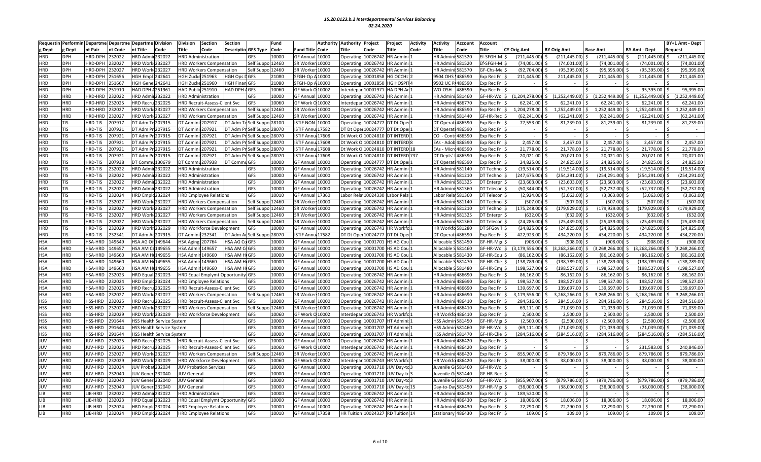## 15.20.0123.b.2 Interdepartmental Services Balancing

## 02.24.2020

| Requesting Dept | Performing Dept | Department Pair | Department Code | Department Title | Division Code | Division Title | Section Code | Section Description | GFS Type | Fund Code | Fund Title | Authority Code | Authority Title | Project Code | Project Title | Activity Code | Activity Title | Account Code | Account Title | CY Orig Amt | BY Orig Amt | Base Amt | BY Amt - Dept | BY+1 Amt - Dept Request |
|---|---|---|---|---|---|---|---|---|---|---|---|---|---|---|---|---|---|---|---|---|---|---|---|---|
| HRD | DPH | HRD-DPH | 232022 | HRD Admir | 232022 | HRD Administration | | | GFS | 10000 | GF Annual | 10000 | Operating | 10026742 | HR Admini | 1 | HR Admini | 581520 | EF-SFGH-M | $ (211,445.00) | $ (211,445.00) | $ (211,445.00) | $ (211,445.00) | $ (211,445.00) |
| HRD | DPH | HRD-DPH | 232027 | HRD Work | 232027 | HRD Workers Compensation | | | Self Suppo | 12460 | SR Worker | 10000 | Operating | 10026742 | HR Admini | 1 | HR Admini | 581520 | EF-SFGH-M | $ (74,001.00) | $ (74,001.00) | $ (74,001.00) | $ (74,001.00) | $ (74,001.00) |
| HRD | DPH | HRD-DPH | 232027 | HRD Work | 232027 | HRD Workers Compensation | | | Self Suppo | 12460 | SR Worker | 10000 | Operating | 10026742 | HR Admini | 1 | HR Admini | 581570 | GF-Chs-Me | $ (92,704.00) | $ (95,395.00) | $ (95,395.00) | $ (95,395.00) | $ (95,395.00) |
| HRD | DPH | HRD-DPH | 251656 | HGH Empl | 242641 | HGH Zucke | 251963 | HGH Ops D | GFS | 21080 | SFGH-Op A | 10000 | Operating | 10001858 | HG OCCHL | 2 | 9504 OHS | 486590 | Exp Rec Fr | $ 211,445.00 | $ 211,445.00 | $ 211,445.00 | $ 211,445.00 | $ 211,445.00 |
| HRD | DPH | HRD-DPH | 251667 | HGH Gene | 242641 | HGH Zucke | 251960 | HGH Finan | GFS | 21080 | SFGH-Op A | 10000 | Operating | 10001850 | HG HOSPIT | 4 | 9502 UC P | 486590 | Exp Rec Fr | $ - | $ - | $ - | $ - | $ - |
| HRD | DPH | HRD-DPH | 251910 | HAD DPH A | 251961 | HAD Public | 251910 | HAD DPH A | GFS | 10060 | GF Work O | 10002 | Interdepar | 10001971 | HA DPH Ad | 1 | WO-OSH | 486590 | Exp Rec Fr | $ - | $ - | $ - | $ 95,395.00 | $ 95,395.00 |
| HRD | HRD | HRD-HRD | 232022 | HRD Admir | 232022 | HRD Administration | | | GFS | 10000 | GF Annual | 10000 | Operating | 10026742 | HR Admini | 1 | HR Admini | 581460 | GF-HR-Wo | $ (1,204,278.00) | $ (1,252,449.00) | $ (1,252,449.00) | $ (1,252,449.00) | $ (1,252,449.00) |
| HRD | HRD | HRD-HRD | 232025 | HRD Recru | 232025 | HRD Recruit-Assess-Client Svc | | | GFS | 10060 | GF Work O | 10002 | Interdepar | 10026742 | HR Admini | 1 | HR Admini | 486770 | Exp Rec Fr | $ 62,241.00 | $ 62,241.00 | $ 62,241.00 | $ 62,241.00 | $ 62,241.00 |
| HRD | HRD | HRD-HRD | 232027 | HRD Work | 232027 | HRD Workers Compensation | | | Self Suppo | 12460 | SR Worker | 10000 | Operating | 10026742 | HR Admini | 1 | HR Admini | 486590 | Exp Rec Fr | $ 1,204,278.00 | $ 1,252,449.00 | $ 1,252,449.00 | $ 1,252,449.00 | $ 1,252,449.00 |
| HRD | HRD | HRD-HRD | 232027 | HRD Work | 232027 | HRD Workers Compensation | | | Self Suppo | 12460 | SR Worker | 10000 | Operating | 10026742 | HR Admini | 1 | HR Admini | 581440 | GF-HR-Rec | $ (62,241.00) | $ (62,241.00) | $ (62,241.00) | $ (62,241.00) | $ (62,241.00) |
| HRD | TIS | HRD-TIS | 207917 | DT Adm Te | 207915 | DT Admini | 207917 | DT Adm Te | Self Suppo | 28100 | ISTIF NON | 10000 | Operating | 10024777 | DT Dt Ope | 1 | DT Operat | 486590 | Exp Rec Fr | $ 77,553.00 | $ 81,239.00 | $ 81,239.00 | $ 81,239.00 | $ 81,239.00 |
| HRD | TIS | HRD-TIS | 207921 | DT Adm Pr | 207915 | DT Admini | 207921 | DT Adm Pr | Self Suppo | 28070 | ISTIF Annu | 17582 | DT Dt Ope | 10024777 | DT Dt Ope | 1 | DT Operat | 486590 | Exp Rec Fr | $ - | $ - | $ - | $ - | $ - |
| HRD | TIS | HRD-TIS | 207921 | DT Adm Pr | 207915 | DT Admini | 207921 | DT Adm Pr | Self Suppo | 28070 | ISTIF Annu | 17608 | Dt Work O | 10024810 | DT INTERD | 1 | CO - Contr | 486590 | Exp Rec Fr | $ - | $ - | $ - | $ - | $ - |
| HRD | TIS | HRD-TIS | 207921 | DT Adm Pr | 207915 | DT Admini | 207921 | DT Adm Pr | Self Suppo | 28070 | ISTIF Annu | 17608 | Dt Work O | 10024810 | DT INTERD | 8 | EAs - Adob | 486590 | Exp Rec Fr | $ 2,457.00 | $ 2,457.00 | $ 2,457.00 | $ 2,457.00 | $ 2,457.00 |
| HRD | TIS | HRD-TIS | 207921 | DT Adm Pr | 207915 | DT Admini | 207921 | DT Adm Pr | Self Suppo | 28070 | ISTIF Annu | 17608 | Dt Work O | 10024810 | DT INTERD | 18 | EAs - Micr | 486590 | Exp Rec Fr | $ 21,778.00 | $ 21,778.00 | $ 21,778.00 | $ 21,778.00 | $ 21,778.00 |
| HRD | TIS | HRD-TIS | 207921 | DT Adm Pr | 207915 | DT Admini | 207921 | DT Adm Pr | Self Suppo | 28070 | ISTIF Annu | 17608 | Dt Work O | 10024810 | DT INTERD | 737 | DT Depts' | 486590 | Exp Rec Fr | $ 20,021.00 | $ 20,021.00 | $ 20,021.00 | $ 20,021.00 | $ 20,021.00 |
| HRD | TIS | HRD-TIS | 207938 | DT Commu | 130679 | DT Commu | 207938 | DT Commu | GFS | 10000 | GF Annual | 10000 | Operating | 10024777 | DT Dt Ope | 1 | DT Operat | 486590 | Exp Rec Fr | $ 24,825.00 | $ 24,825.00 | $ 24,825.00 | $ 24,825.00 | $ 24,825.00 |
| HRD | TIS | HRD-TIS | 232022 | HRD Admir | 232022 | HRD Administration | | | GFS | 10000 | GF Annual | 10000 | Operating | 10026742 | HR Admini | 1 | HR Admini | 581140 | DT Techno | $ (19,514.00) | $ (19,514.00) | $ (19,514.00) | $ (19,514.00) | $ (19,514.00) |
| HRD | TIS | HRD-TIS | 232022 | HRD Admir | 232022 | HRD Administration | | | GFS | 10000 | GF Annual | 10000 | Operating | 10026742 | HR Admini | 1 | HR Admini | 581210 | DT Techno | $ (247,675.00) | $ (254,291.00) | $ (254,291.00) | $ (254,291.00) | $ (254,291.00) |
| HRD | TIS | HRD-TIS | 232022 | HRD Admir | 232022 | HRD Administration | | | GFS | 10000 | GF Annual | 10000 | Operating | 10026742 | HR Admini | 1 | HR Admini | 581325 | DT Enterpr | $ (23,603.00) | $ (23,603.00) | $ (23,603.00) | $ (23,603.00) | $ (23,603.00) |
| HRD | TIS | HRD-TIS | 232022 | HRD Admir | 232022 | HRD Administration | | | GFS | 10000 | GF Annual | 10000 | Operating | 10026742 | HR Admini | 1 | HR Admini | 581360 | DT Telecor | $ (50,344.00) | $ (52,737.00) | $ (52,737.00) | $ (52,737.00) | $ (52,737.00) |
| HRD | TIS | HRD-TIS | 232024 | HRD Emplo | 232024 | HRD Employee Relations | | | GFS | 10010 | GF Annual | 17360 | Labor Rela | 10024330 | Labor Rela | 1 | Labor Rela | 581360 | DT Telecor | $ (2,924.00) | $ (3,063.00) | $ (3,063.00) | $ (3,063.00) | $ (3,063.00) |
| HRD | TIS | HRD-TIS | 232027 | HRD Work | 232027 | HRD Workers Compensation | | | Self Suppo | 12460 | SR Worker | 10000 | Operating | 10026742 | HR Admini | 1 | HR Admini | 581140 | DT Techno | $ (507.00) | $ (507.00) | $ (507.00) | $ (507.00) | $ (507.00) |
| HRD | TIS | HRD-TIS | 232027 | HRD Work | 232027 | HRD Workers Compensation | | | Self Suppo | 12460 | SR Worker | 10000 | Operating | 10026742 | HR Admini | 1 | HR Admini | 581210 | DT Techno | $ (175,248.00) | $ (179,929.00) | $ (179,929.00) | $ (179,929.00) | $ (179,929.00) |
| HRD | TIS | HRD-TIS | 232027 | HRD Work | 232027 | HRD Workers Compensation | | | Self Suppo | 12460 | SR Worker | 10000 | Operating | 10026742 | HR Admini | 1 | HR Admini | 581325 | DT Enterpr | $ (632.00) | $ (632.00) | $ (632.00) | $ (632.00) | $ (632.00) |
| HRD | TIS | HRD-TIS | 232027 | HRD Work | 232027 | HRD Workers Compensation | | | Self Suppo | 12460 | SR Worker | 10000 | Operating | 10026742 | HR Admini | 1 | HR Admini | 581360 | DT Telecor | $ (24,285.00) | $ (25,439.00) | $ (25,439.00) | $ (25,439.00) | $ (25,439.00) |
| HRD | TIS | HRD-TIS | 232029 | HRD Work | 232029 | HRD Workforce Development | | | GFS | 10000 | GF Annual | 10000 | Operating | 10026743 | HR Workfo | 1 | HR Workfo | 581280 | DT SFGov | $ (24,825.00) | $ (24,825.00) | $ (24,825.00) | $ (24,825.00) | $ (24,825.00) |
| HRD | TIS | HRD-TIS | 232341 | DT Adm Ac | 207915 | DT Admini | 232341 | DT Adm Ac | Self Suppo | 28070 | ISTIF Annu | 17582 | DT Dt Ope | 10024777 | DT Dt Ope | 1 | DT Operat | 486590 | Exp Rec Fr | $ 422,923.00 | $ 434,220.00 | $ 434,220.00 | $ 434,220.00 | $ 434,220.00 |
| HSA | HRD | HSA-HRD | 149649 | HSA AG Of | 149644 | HSA Aging | 207764 | HSA AG Co | GFS | 10000 | GF Annual | 10000 | Operating | 10001703 | HS AG Cou | 1 | Allocable S | 581450 | GF-HR-Mg | $ (908.00) | $ (908.00) | $ (908.00) | $ (908.00) | $ (908.00) |
| HSA | HRD | HSA-HRD | 149657 | HSA AM Ce | 149655 | HSA Admir | 149657 | HSA AM Ce | GFS | 10000 | GF Annual | 10000 | Operating | 10001700 | HS AD Cou | 1 | Allocable S | 581460 | GF-HR-Wo | $ (3,179,556.00) | $ (3,268,266.00) | $ (3,268,266.00) | $ (3,268,266.00) | $ (3,268,266.00) |
| HSA | HRD | HSA-HRD | 149660 | HSA AM Hu | 149655 | HSA Admir | 149660 | HSA AM Hu | GFS | 10000 | GF Annual | 10000 | Operating | 10001700 | HS AD Cou | 1 | Allocable S | 581430 | GF-HR-Equ | $ (86,162.00) | $ (86,162.00) | $ (86,162.00) | $ (86,162.00) | $ (86,162.00) |
| HSA | HRD | HSA-HRD | 149660 | HSA AM Hu | 149655 | HSA Admir | 149660 | HSA AM Hu | GFS | 10000 | GF Annual | 10000 | Operating | 10001700 | HS AD Cou | 1 | Allocable S | 581470 | GF-HR-Clie | $ (138,789.00) | $ (138,789.00) | $ (138,789.00) | $ (138,789.00) | $ (138,789.00) |
| HSA | HRD | HSA-HRD | 149660 | HSA AM Hu | 149655 | HSA Admir | 149660 | HSA AM Hu | GFS | 10000 | GF Annual | 10000 | Operating | 10001700 | HS AD Cou | 1 | Allocable S | 581480 | GF-HR-Em | $ (198,527.00) | $ (198,527.00) | $ (198,527.00) | $ (198,527.00) | $ (198,527.00) |
| HSA | HRD | HSA-HRD | 232023 | HRD Equal | 232023 | HRD Equal Emplymt Opportunity | | | GFS | 10000 | GF Annual | 10000 | Operating | 10026742 | HR Admini | 1 | HR Admini | 486690 | Exp Rec Fr | $ 86,162.00 | $ 86,162.00 | $ 86,162.00 | $ 86,162.00 | $ 86,162.00 |
| HSA | HRD | HSA-HRD | 232024 | HRD Emplo | 232024 | HRD Employee Relations | | | GFS | 10000 | GF Annual | 10000 | Operating | 10026742 | HR Admini | 1 | HR Admini | 486690 | Exp Rec Fr | $ 198,527.00 | $ 198,527.00 | $ 198,527.00 | $ 198,527.00 | $ 198,527.00 |
| HSA | HRD | HSA-HRD | 232025 | HRD Recru | 232025 | HRD Recruit-Assess-Client Svc | | | GFS | 10000 | GF Annual | 10000 | Operating | 10026742 | HR Admini | 1 | HR Admini | 486690 | Exp Rec Fr | $ 139,697.00 | $ 139,697.00 | $ 139,697.00 | $ 139,697.00 | $ 139,697.00 |
| HSA | HRD | HSA-HRD | 232027 | HRD Work | 232027 | HRD Workers Compensation | | | Self Suppo | 12460 | SR Worker | 10000 | Operating | 10026742 | HR Admini | 1 | HR Admini | 486690 | Exp Rec Fr | $ 3,179,556.00 | $ 3,268,266.00 | $ 3,268,266.00 | $ 3,268,266.00 | $ 3,268,266.00 |
| HSS | HRD | HSS-HRD | 232025 | HRD Recru | 232025 | HRD Recruit-Assess-Client Svc | | | GFS | 10000 | GF Annual | 10000 | Operating | 10026742 | HR Admini | 1 | HR Admini | 486410 | Exp Rec Fr | $ 284,516.00 | $ 284,516.00 | $ 284,516.00 | $ 284,516.00 | $ 284,516.00 |
| HSS | HRD | HSS-HRD | 232027 | HRD Work | 232027 | HRD Workers Compensation | | | Self Suppo | 12460 | SR Worker | 10000 | Operating | 10026742 | HR Admini | 1 | HR Admini | 486410 | Exp Rec Fr | $ 69,111.00 | $ 71,039.00 | $ 71,039.00 | $ 71,039.00 | $ 71,039.00 |
| HSS | HRD | HSS-HRD | 232029 | HRD Work | 232029 | HRD Workforce Development | | | GFS | 10060 | GF Work O | 10002 | Interdepar | 10026743 | HR Workfo | 1 | HR Workfo | 486410 | Exp Rec Fr | $ 2,500.00 | $ 2,500.00 | $ 2,500.00 | $ 2,500.00 | $ 2,500.00 |
| HSS | HRD | HSS-HRD | 291644 | HSS Health Service System | | | | | GFS | 10000 | GF Annual | 10000 | Operating | 10001707 | HT Admini | 1 | HSS Admin | 581450 | GF-HR-Mg | $ (2,500.00) | $ (2,500.00) | $ (2,500.00) | $ (2,500.00) | $ (2,500.00) |
| HSS | HRD | HSS-HRD | 291644 | HSS Health Service System | | | | | GFS | 10000 | GF Annual | 10000 | Operating | 10001707 | HT Admini | 1 | HSS Admin | 581460 | GF-HR-Wo | $ (69,111.00) | $ (71,039.00) | $ (71,039.00) | $ (71,039.00) | $ (71,039.00) |
| HSS | HRD | HSS-HRD | 291644 | HSS Health Service System | | | | | GFS | 10000 | GF Annual | 10000 | Operating | 10001707 | HT Admini | 1 | HSS Admin | 581470 | GF-HR-Clie | $ (284,516.00) | $ (284,516.00) | $ (284,516.00) | $ (284,516.00) | $ (284,516.00) |
| JUV | HRD | JUV-HRD | 232025 | HRD Recru | 232025 | HRD Recruit-Assess-Client Svc | | | GFS | 10000 | GF Annual | 10000 | Operating | 10026742 | HR Admini | 1 | HR Admini | 486420 | Exp Rec Fr | $ - | $ - | $ - | $ - | $ - |
| JUV | HRD | JUV-HRD | 232025 | HRD Recru | 232025 | HRD Recruit-Assess-Client Svc | | | GFS | 10060 | GF Work O | 10002 | Interdepar | 10026742 | HR Admini | 1 | HR Admini | 486420 | Exp Rec Fr | $ - | $ - | $ - | $ 231,583.00 | $ 240,846.00 |
| JUV | HRD | JUV-HRD | 232027 | HRD Work | 232027 | HRD Workers Compensation | | | Self Suppo | 12460 | SR Worker | 10000 | Operating | 10026742 | HR Admini | 1 | HR Admini | 486420 | Exp Rec Fr | $ 855,907.00 | $ 879,786.00 | $ 879,786.00 | $ 879,786.00 | $ 879,786.00 |
| JUV | HRD | JUV-HRD | 232029 | HRD Work | 232029 | HRD Workforce Development | | | GFS | 10060 | GF Work O | 10002 | Interdepar | 10026743 | HR Workfo | 1 | HR Workfo | 486420 | Exp Rec Fr | $ 38,000.00 | $ 38,000.00 | $ 38,000.00 | $ 38,000.00 | $ 38,000.00 |
| JUV | HRD | JUV-HRD | 232034 | JUV Probat | 232034 | JUV Probation Services | | | GFS | 10000 | GF Annual | 10000 | Operating | 10001710 | JUV Day-to | 3 | Juvenile Ge | 581460 | GF-HR-Wo | $ - | $ - | $ - | $ - | $ - |
| JUV | HRD | JUV-HRD | 232040 | JUV Gener | 232040 | JUV General | | | GFS | 10000 | GF Annual | 10000 | Operating | 10001710 | JUV Day-to | 3 | Juvenile Ge | 581440 | GF-HR-Rec | $ - | $ - | $ - | $ - | $ - |
| JUV | HRD | JUV-HRD | 232040 | JUV Gener | 232040 | JUV General | | | GFS | 10000 | GF Annual | 10000 | Operating | 10001710 | JUV Day-to | 3 | Juvenile Ge | 581460 | GF-HR-Wo | $ (855,907.00) | $ (879,786.00) | $ (879,786.00) | $ (879,786.00) | $ (879,786.00) |
| JUV | HRD | JUV-HRD | 232040 | JUV Gener | 232040 | JUV General | | | GFS | 10000 | GF Annual | 10000 | Operating | 10001710 | JUV Day-to | 15 | Day-to-Da | 581450 | GF-HR-Mg | $ (38,000.00) | $ (38,000.00) | $ (38,000.00) | $ (38,000.00) | $ (38,000.00) |
| LIB | HRD | LIB-HRD | 232022 | HRD Admir | 232022 | HRD Administration | | | GFS | 10000 | GF Annual | 10000 | Operating | 10026742 | HR Admini | 1 | HR Admini | 486430 | Exp Rec Fr | $ 189,520.00 | $ - | $ - | $ - | $ - |
| LIB | HRD | LIB-HRD | 232023 | HRD Equal | 232023 | HRD Equal Emplymt Opportunity | | | GFS | 10000 | GF Annual | 10000 | Operating | 10026742 | HR Admini | 1 | HR Admini | 486430 | Exp Rec Fr | $ 18,006.00 | $ 18,006.00 | $ 18,006.00 | $ 18,006.00 | $ 18,006.00 |
| LIB | HRD | LIB-HRD | 232024 | HRD Emplo | 232024 | HRD Employee Relations | | | GFS | 10000 | GF Annual | 10000 | Operating | 10026742 | HR Admini | 1 | HR Admini | 486430 | Exp Rec Fr | $ 72,290.00 | $ 72,290.00 | $ 72,290.00 | $ 72,290.00 | $ 72,290.00 |
| LIB | HRD | LIB-HRD | 232024 | HRD Emplo | 232024 | HRD Employee Relations | | | GFS | 10010 | GF Annual | 17358 | HR Tuition | 10024327 | RD Tuition | 14 | Stationary | 486430 | Exp Rec Fr | $ 109.00 | $ 109.00 | $ 109.00 | $ 109.00 | $ 109.00 |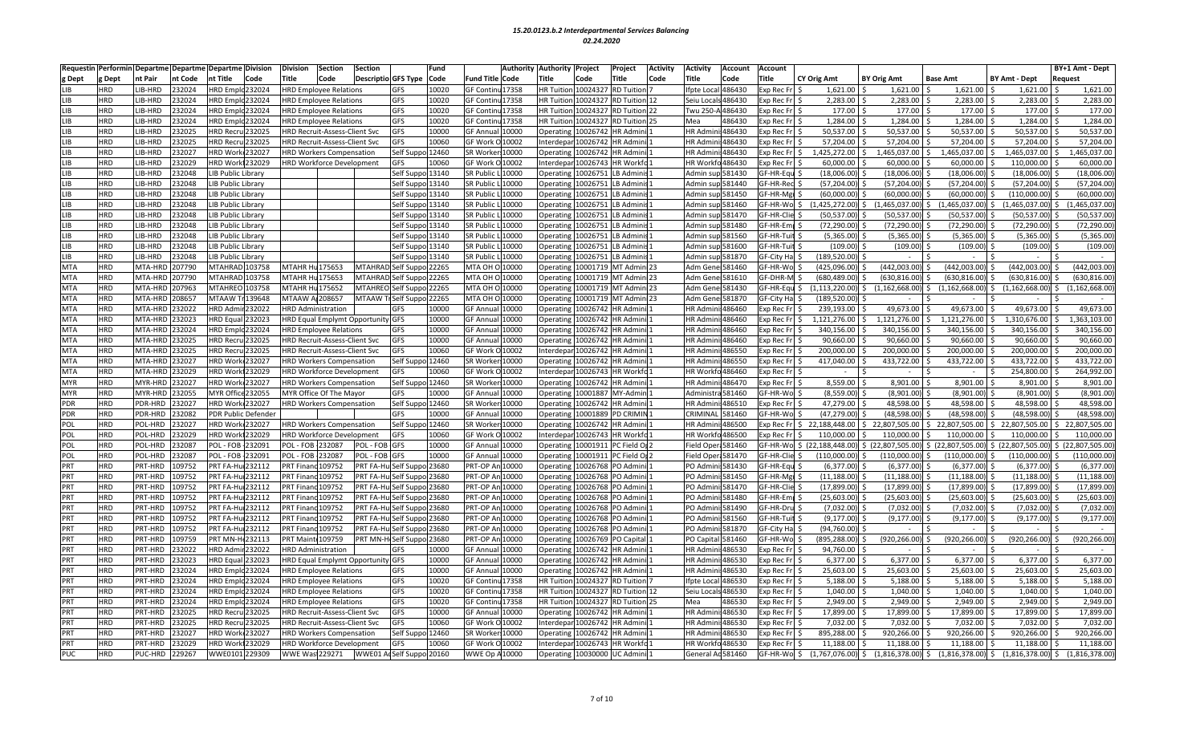# 15.20.0123.b.2 Interdepartmental Services Balancing

## 02.24.2020

| Requesting Dept | Performing Dept | Department Pair | Department Code | Department Title | Division Code | Division Title | Section Code | Section Description | GFS Type | Fund Code | Fund Title | Authority Code | Authority Title | Project Code | Project Title | Activity Code | Activity Title | Account Code | Account Title | CY Orig Amt | BY Orig Amt | Base Amt | BY Amt - Dept | BY+1 Amt - Dept Request |
|---|---|---|---|---|---|---|---|---|---|---|---|---|---|---|---|---|---|---|---|---|---|---|---|---|
| LIB | HRD | LIB-HRD | 232024 | HRD Emplo | 232024 | HRD Employee Relations | | | GFS | 10020 | GF Continu | 17358 | HR Tuition | 10024327 | RD Tuition | 7 | Ifpte Local | 486430 | Exp Rec Fr | $ 1,621.00 | $ 1,621.00 | $ 1,621.00 | $ 1,621.00 | $ 1,621.00 |
| LIB | HRD | LIB-HRD | 232024 | HRD Emplo | 232024 | HRD Employee Relations | | | GFS | 10020 | GF Continu | 17358 | HR Tuition | 10024327 | RD Tuition | 12 | Seiu Locals | 486430 | Exp Rec Fr | $ 2,283.00 | $ 2,283.00 | $ 2,283.00 | $ 2,283.00 | $ 2,283.00 |
| LIB | HRD | LIB-HRD | 232024 | HRD Emplo | 232024 | HRD Employee Relations | | | GFS | 10020 | GF Continu | 17358 | HR Tuition | 10024327 | RD Tuition | 22 | Twu 250-A | 486430 | Exp Rec Fr | $ 177.00 | $ 177.00 | $ 177.00 | $ 177.00 | $ 177.00 |
| LIB | HRD | LIB-HRD | 232024 | HRD Emplo | 232024 | HRD Employee Relations | | | GFS | 10020 | GF Continu | 17358 | HR Tuition | 10024327 | RD Tuition | 25 | Mea | 486430 | Exp Rec Fr | $ 1,284.00 | $ 1,284.00 | $ 1,284.00 | $ 1,284.00 | $ 1,284.00 |
| LIB | HRD | LIB-HRD | 232025 | HRD Recru | 232025 | HRD Recruit-Assess-Client Svc | | | GFS | 10000 | GF Annual | 10000 | Operating | 10026742 | HR Admini | 1 | HR Admini | 486430 | Exp Rec Fr | $ 50,537.00 | $ 50,537.00 | $ 50,537.00 | $ 50,537.00 | $ 50,537.00 |
| LIB | HRD | LIB-HRD | 232025 | HRD Recru | 232025 | HRD Recruit-Assess-Client Svc | | | GFS | 10060 | GF Work O | 10002 | Interdepar | 10026742 | HR Admini | 1 | HR Admini | 486430 | Exp Rec Fr | $ 57,204.00 | $ 57,204.00 | $ 57,204.00 | $ 57,204.00 | $ 57,204.00 |
| LIB | HRD | LIB-HRD | 232027 | HRD Work | 232027 | HRD Workers Compensation | | | Self Suppo | 12460 | SR Worker | 10000 | Operating | 10026742 | HR Admini | 1 | HR Admini | 486430 | Exp Rec Fr | $ 1,425,272.00 | $ 1,465,037.00 | $ 1,465,037.00 | $ 1,465,037.00 | $ 1,465,037.00 |
| LIB | HRD | LIB-HRD | 232029 | HRD Work | 232029 | HRD Workforce Development | | | GFS | 10060 | GF Work O | 10002 | Interdepar | 10026743 | HR Workfo | 1 | HR Workfo | 486430 | Exp Rec Fr | $ 60,000.00 | $ 60,000.00 | $ 60,000.00 | $ 110,000.00 | $ 60,000.00 |
| LIB | HRD | LIB-HRD | 232048 | LIB Public Library | | | | | Self Suppo | 13140 | SR Public L | 10000 | Operating | 10026751 | LB Adminis | 1 | Admin sup | 581430 | GF-HR-Equ | $ (18,006.00) | $ (18,006.00) | $ (18,006.00) | $ (18,006.00) | $ (18,006.00) |
| LIB | HRD | LIB-HRD | 232048 | LIB Public Library | | | | | Self Suppo | 13140 | SR Public L | 10000 | Operating | 10026751 | LB Adminis | 1 | Admin sup | 581440 | GF-HR-Rec | $ (57,204.00) | $ (57,204.00) | $ (57,204.00) | $ (57,204.00) | $ (57,204.00) |
| LIB | HRD | LIB-HRD | 232048 | LIB Public Library | | | | | Self Suppo | 13140 | SR Public L | 10000 | Operating | 10026751 | LB Adminis | 1 | Admin sup | 581450 | GF-HR-Mg | $ (60,000.00) | $ (60,000.00) | $ (60,000.00) | $ (110,000.00) | $ (60,000.00) |
| LIB | HRD | LIB-HRD | 232048 | LIB Public Library | | | | | Self Suppo | 13140 | SR Public L | 10000 | Operating | 10026751 | LB Adminis | 1 | Admin sup | 581460 | GF-HR-Wo | $ (1,425,272.00) | $ (1,465,037.00) | $ (1,465,037.00) | $ (1,465,037.00) | $ (1,465,037.00) |
| LIB | HRD | LIB-HRD | 232048 | LIB Public Library | | | | | Self Suppo | 13140 | SR Public L | 10000 | Operating | 10026751 | LB Adminis | 1 | Admin sup | 581470 | GF-HR-Clie | $ (50,537.00) | $ (50,537.00) | $ (50,537.00) | $ (50,537.00) | $ (50,537.00) |
| LIB | HRD | LIB-HRD | 232048 | LIB Public Library | | | | | Self Suppo | 13140 | SR Public L | 10000 | Operating | 10026751 | LB Adminis | 1 | Admin sup | 581480 | GF-HR-Em | $ (72,290.00) | $ (72,290.00) | $ (72,290.00) | $ (72,290.00) | $ (72,290.00) |
| LIB | HRD | LIB-HRD | 232048 | LIB Public Library | | | | | Self Suppo | 13140 | SR Public L | 10000 | Operating | 10026751 | LB Adminis | 1 | Admin sup | 581560 | GF-HR-Tuit | $ (5,365.00) | $ (5,365.00) | $ (5,365.00) | $ (5,365.00) | $ (5,365.00) |
| LIB | HRD | LIB-HRD | 232048 | LIB Public Library | | | | | Self Suppo | 13140 | SR Public L | 10000 | Operating | 10026751 | LB Adminis | 1 | Admin sup | 581600 | GF-HR-Tuit | $ (109.00) | $ (109.00) | $ (109.00) | $ (109.00) | $ (109.00) |
| LIB | HRD | LIB-HRD | 232048 | LIB Public Library | | | | | Self Suppo | 13140 | SR Public L | 10000 | Operating | 10026751 | LB Adminis | 1 | Admin sup | 581870 | GF-City Ha | $ (189,520.00) | $ - | $ - | $ - | $ - |
| MTA | HRD | MTA-HRD | 207790 | MTAHRAD | 103758 | MTAHR Hu | 175653 | MTAHRAD | Self Suppo | 22265 | MTA OH O | 10000 | Operating | 10001719 | MT Admin | 23 | Adm Gene | 581460 | GF-HR-Wo | $ (425,096.00) | $ (442,003.00) | $ (442,003.00) | $ (442,003.00) | $ (442,003.00) |
| MTA | HRD | MTA-HRD | 207790 | MTAHRAD | 103758 | MTAHR Hu | 175653 | MTAHRAD | Self Suppo | 22265 | MTA OH O | 10000 | Operating | 10001719 | MT Admin | 23 | Adm Gene | 581610 | GF-DHR-M | $ (680,489.00) | $ (630,816.00) | $ (630,816.00) | $ (630,816.00) | $ (630,816.00) |
| MTA | HRD | MTA-HRD | 207963 | MTAHREO | 103758 | MTAHR Hu | 175652 | MTAHREO | Self Suppo | 22265 | MTA OH O | 10000 | Operating | 10001719 | MT Admin | 23 | Adm Gene | 581430 | GF-HR-Equ | $ (1,113,220.00) | $ (1,162,668.00) | $ (1,162,668.00) | $ (1,162,668.00) | $ (1,162,668.00) |
| MTA | HRD | MTA-HRD | 208657 | MTAAW Tr | 139648 | MTAAW A | 208657 | MTAAW Tr | Self Suppo | 22265 | MTA OH O | 10000 | Operating | 10001719 | MT Admin | 23 | Adm Gene | 581870 | GF-City Ha | $ (189,520.00) | $ - | $ - | $ - | $ - |
| MTA | HRD | MTA-HRD | 232022 | HRD Admin | 232022 | HRD Administration | | | GFS | 10000 | GF Annual | 10000 | Operating | 10026742 | HR Admini | 1 | HR Admini | 486460 | Exp Rec Fr | $ 239,193.00 | $ 49,673.00 | $ 49,673.00 | $ 49,673.00 | $ 49,673.00 |
| MTA | HRD | MTA-HRD | 232023 | HRD Equal | 232023 | HRD Equal Emplymt Opportunity | | | GFS | 10000 | GF Annual | 10000 | Operating | 10026742 | HR Admini | 1 | HR Admini | 486460 | Exp Rec Fr | $ 1,121,276.00 | $ 1,121,276.00 | $ 1,121,276.00 | $ 1,310,676.00 | $ 1,363,103.00 |
| MTA | HRD | MTA-HRD | 232024 | HRD Emplo | 232024 | HRD Employee Relations | | | GFS | 10000 | GF Annual | 10000 | Operating | 10026742 | HR Admini | 1 | HR Admini | 486460 | Exp Rec Fr | $ 340,156.00 | $ 340,156.00 | $ 340,156.00 | $ 340,156.00 | $ 340,156.00 |
| MTA | HRD | MTA-HRD | 232025 | HRD Recru | 232025 | HRD Recruit-Assess-Client Svc | | | GFS | 10000 | GF Annual | 10000 | Operating | 10026742 | HR Admini | 1 | HR Admini | 486460 | Exp Rec Fr | $ 90,660.00 | $ 90,660.00 | $ 90,660.00 | $ 90,660.00 | $ 90,660.00 |
| MTA | HRD | MTA-HRD | 232025 | HRD Recru | 232025 | HRD Recruit-Assess-Client Svc | | | GFS | 10060 | GF Work O | 10002 | Interdepar | 10026742 | HR Admini | 1 | HR Admini | 486550 | Exp Rec Fr | $ 200,000.00 | $ 200,000.00 | $ 200,000.00 | $ 200,000.00 | $ 200,000.00 |
| MTA | HRD | MTA-HRD | 232027 | HRD Work | 232027 | HRD Workers Compensation | | | Self Suppo | 12460 | SR Worker | 10000 | Operating | 10026742 | HR Admini | 1 | HR Admini | 486550 | Exp Rec Fr | $ 417,040.00 | $ 433,722.00 | $ 433,722.00 | $ 433,722.00 | $ 433,722.00 |
| MTA | HRD | MTA-HRD | 232029 | HRD Work | 232029 | HRD Workforce Development | | | GFS | 10060 | GF Work O | 10002 | Interdepar | 10026743 | HR Workfo | 1 | HR Workfo | 486460 | Exp Rec Fr | $ - | $ - | $ - | $ 254,800.00 | $ 264,992.00 |
| MYR | HRD | MYR-HRD | 232027 | HRD Work | 232027 | HRD Workers Compensation | | | Self Suppo | 12460 | SR Worker | 10000 | Operating | 10026742 | HR Admini | 1 | HR Admini | 486470 | Exp Rec Fr | $ 8,559.00 | $ 8,901.00 | $ 8,901.00 | $ 8,901.00 | $ 8,901.00 |
| MYR | HRD | MYR-HRD | 232055 | MYR Office | 232055 | MYR Office Of The Mayor | | | GFS | 10000 | GF Annual | 10000 | Operating | 10001887 | MY-Admin | 1 | Administra | 581460 | GF-HR-Wo | $ (8,559.00) | $ (8,901.00) | $ (8,901.00) | $ (8,901.00) | $ (8,901.00) |
| PDR | HRD | PDR-HRD | 232027 | HRD Work | 232027 | HRD Workers Compensation | | | Self Suppo | 12460 | SR Worker | 10000 | Operating | 10026742 | HR Admini | 1 | HR Admini | 486510 | Exp Rec Fr | $ 47,279.00 | $ 48,598.00 | $ 48,598.00 | $ 48,598.00 | $ 48,598.00 |
| PDR | HRD | PDR-HRD | 232082 | PDR Public Defender | | | | | GFS | 10000 | GF Annual | 10000 | Operating | 10001889 | PD CRIMIN | 1 | CRIMINAL | 581460 | GF-HR-Wo | $ (47,279.00) | $ (48,598.00) | $ (48,598.00) | $ (48,598.00) | $ (48,598.00) |
| POL | HRD | POL-HRD | 232027 | HRD Work | 232027 | HRD Workers Compensation | | | Self Suppo | 12460 | SR Worker | 10000 | Operating | 10026742 | HR Admini | 1 | HR Admini | 486500 | Exp Rec Fr | $ 22,188,448.00 | $ 22,807,505.00 | $ 22,807,505.00 | $ 22,807,505.00 | $ 22,807,505.00 |
| POL | HRD | POL-HRD | 232029 | HRD Work | 232029 | HRD Workforce Development | | | GFS | 10060 | GF Work O | 10002 | Interdepar | 10026743 | HR Workfo | 1 | HR Workfo | 486500 | Exp Rec Fr | $ 110,000.00 | $ 110,000.00 | $ 110,000.00 | $ 110,000.00 | $ 110,000.00 |
| POL | HRD | POL-HRD | 232087 | POL - FOB | 232091 | POL - FOB | 232087 | POL - FOB | GFS | 10000 | GF Annual | 10000 | Operating | 10001911 | PC Field O | 2 | Field Oper | 581460 | GF-HR-Wo | $ (22,188,448.00) | $ (22,807,505.00) | $ (22,807,505.00) | $ (22,807,505.00) | $ (22,807,505.00) |
| POL | HRD | POL-HRD | 232087 | POL - FOB | 232091 | POL - FOB | 232087 | POL - FOB | GFS | 10000 | GF Annual | 10000 | Operating | 10001911 | PC Field O | 2 | Field Oper | 581470 | GF-HR-Clie | $ (110,000.00) | $ (110,000.00) | $ (110,000.00) | $ (110,000.00) | $ (110,000.00) |
| PRT | HRD | PRT-HRD | 109752 | PRT FA-Hu | 232112 | PRT Financ | 109752 | PRT FA-Hu | Self Suppo | 23680 | PRT-OP An | 10000 | Operating | 10026768 | PO Admini | 1 | PO Admini | 581430 | GF-HR-Equ | $ (6,377.00) | $ (6,377.00) | $ (6,377.00) | $ (6,377.00) | $ (6,377.00) |
| PRT | HRD | PRT-HRD | 109752 | PRT FA-Hu | 232112 | PRT Financ | 109752 | PRT FA-Hu | Self Suppo | 23680 | PRT-OP An | 10000 | Operating | 10026768 | PO Admini | 1 | PO Admini | 581450 | GF-HR-Mg | $ (11,188.00) | $ (11,188.00) | $ (11,188.00) | $ (11,188.00) | $ (11,188.00) |
| PRT | HRD | PRT-HRD | 109752 | PRT FA-Hu | 232112 | PRT Financ | 109752 | PRT FA-Hu | Self Suppo | 23680 | PRT-OP An | 10000 | Operating | 10026768 | PO Admini | 1 | PO Admini | 581470 | GF-HR-Clie | $ (17,899.00) | $ (17,899.00) | $ (17,899.00) | $ (17,899.00) | $ (17,899.00) |
| PRT | HRD | PRT-HRD | 109752 | PRT FA-Hu | 232112 | PRT Financ | 109752 | PRT FA-Hu | Self Suppo | 23680 | PRT-OP An | 10000 | Operating | 10026768 | PO Admini | 1 | PO Admini | 581480 | GF-HR-Em | $ (25,603.00) | $ (25,603.00) | $ (25,603.00) | $ (25,603.00) | $ (25,603.00) |
| PRT | HRD | PRT-HRD | 109752 | PRT FA-Hu | 232112 | PRT Financ | 109752 | PRT FA-Hu | Self Suppo | 23680 | PRT-OP An | 10000 | Operating | 10026768 | PO Admini | 1 | PO Admini | 581490 | GF-HR-Dru | $ (7,032.00) | $ (7,032.00) | $ (7,032.00) | $ (7,032.00) | $ (7,032.00) |
| PRT | HRD | PRT-HRD | 109752 | PRT FA-Hu | 232112 | PRT Financ | 109752 | PRT FA-Hu | Self Suppo | 23680 | PRT-OP An | 10000 | Operating | 10026768 | PO Admini | 1 | PO Admini | 581560 | GF-HR-Tuit | $ (9,177.00) | $ (9,177.00) | $ (9,177.00) | $ (9,177.00) | $ (9,177.00) |
| PRT | HRD | PRT-HRD | 109752 | PRT FA-Hu | 232112 | PRT Financ | 109752 | PRT FA-Hu | Self Suppo | 23680 | PRT-OP An | 10000 | Operating | 10026768 | PO Admini | 1 | PO Admini | 581870 | GF-City Ha | $ (94,760.00) | $ - | $ - | $ - | $ - |
| PRT | HRD | PRT-HRD | 109759 | PRT MN-H | 232113 | PRT Maint | 109759 | PRT MN-H | Self Suppo | 23680 | PRT-OP An | 10000 | Operating | 10026769 | PO Capital | 1 | PO Capital | 581460 | GF-HR-Wo | $ (895,288.00) | $ (920,266.00) | $ (920,266.00) | $ (920,266.00) | $ (920,266.00) |
| PRT | HRD | PRT-HRD | 232022 | HRD Admin | 232022 | HRD Administration | | | GFS | 10000 | GF Annual | 10000 | Operating | 10026742 | HR Admini | 1 | HR Admini | 486530 | Exp Rec Fr | $ 94,760.00 | $ - | $ - | $ - | $ - |
| PRT | HRD | PRT-HRD | 232023 | HRD Equal | 232023 | HRD Equal Emplymt Opportunity | | | GFS | 10000 | GF Annual | 10000 | Operating | 10026742 | HR Admini | 1 | HR Admini | 486530 | Exp Rec Fr | $ 6,377.00 | $ 6,377.00 | $ 6,377.00 | $ 6,377.00 | $ 6,377.00 |
| PRT | HRD | PRT-HRD | 232024 | HRD Emplo | 232024 | HRD Employee Relations | | | GFS | 10000 | GF Annual | 10000 | Operating | 10026742 | HR Admini | 1 | HR Admini | 486530 | Exp Rec Fr | $ 25,603.00 | $ 25,603.00 | $ 25,603.00 | $ 25,603.00 | $ 25,603.00 |
| PRT | HRD | PRT-HRD | 232024 | HRD Emplo | 232024 | HRD Employee Relations | | | GFS | 10020 | GF Continu | 17358 | HR Tuition | 10024327 | RD Tuition | 7 | Ifpte Local | 486530 | Exp Rec Fr | $ 5,188.00 | $ 5,188.00 | $ 5,188.00 | $ 5,188.00 | $ 5,188.00 |
| PRT | HRD | PRT-HRD | 232024 | HRD Emplo | 232024 | HRD Employee Relations | | | GFS | 10020 | GF Continu | 17358 | HR Tuition | 10024327 | RD Tuition | 12 | Seiu Locals | 486530 | Exp Rec Fr | $ 1,040.00 | $ 1,040.00 | $ 1,040.00 | $ 1,040.00 | $ 1,040.00 |
| PRT | HRD | PRT-HRD | 232024 | HRD Emplo | 232024 | HRD Employee Relations | | | GFS | 10020 | GF Continu | 17358 | HR Tuition | 10024327 | RD Tuition | 25 | Mea | 486530 | Exp Rec Fr | $ 2,949.00 | $ 2,949.00 | $ 2,949.00 | $ 2,949.00 | $ 2,949.00 |
| PRT | HRD | PRT-HRD | 232025 | HRD Recru | 232025 | HRD Recruit-Assess-Client Svc | | | GFS | 10000 | GF Annual | 10000 | Operating | 10026742 | HR Admini | 1 | HR Admini | 486530 | Exp Rec Fr | $ 17,899.00 | $ 17,899.00 | $ 17,899.00 | $ 17,899.00 | $ 17,899.00 |
| PRT | HRD | PRT-HRD | 232025 | HRD Recru | 232025 | HRD Recruit-Assess-Client Svc | | | GFS | 10060 | GF Work O | 10002 | Interdepar | 10026742 | HR Admini | 1 | HR Admini | 486530 | Exp Rec Fr | $ 7,032.00 | $ 7,032.00 | $ 7,032.00 | $ 7,032.00 | $ 7,032.00 |
| PRT | HRD | PRT-HRD | 232027 | HRD Work | 232027 | HRD Workers Compensation | | | Self Suppo | 12460 | SR Worker | 10000 | Operating | 10026742 | HR Admini | 1 | HR Admini | 486530 | Exp Rec Fr | $ 895,288.00 | $ 920,266.00 | $ 920,266.00 | $ 920,266.00 | $ 920,266.00 |
| PRT | HRD | PRT-HRD | 232029 | HRD Work | 232029 | HRD Workforce Development | | | GFS | 10060 | GF Work O | 10002 | Interdepar | 10026743 | HR Workfo | 1 | HR Workfo | 486530 | Exp Rec Fr | $ 11,188.00 | $ 11,188.00 | $ 11,188.00 | $ 11,188.00 | $ 11,188.00 |
| PUC | HRD | PUC-HRD | 229267 | WWE0101 | 229309 | WWE Was | 229271 | WWE01 Ad | Self Suppo | 20160 | WWE Op A | 10000 | Operating | 10030000 | UC Admini | 1 | General Ad | 581460 | GF-HR-Wo | $ (1,767,076.00) | $ (1,816,378.00) | $ (1,816,378.00) | $ (1,816,378.00) | $ (1,816,378.00) |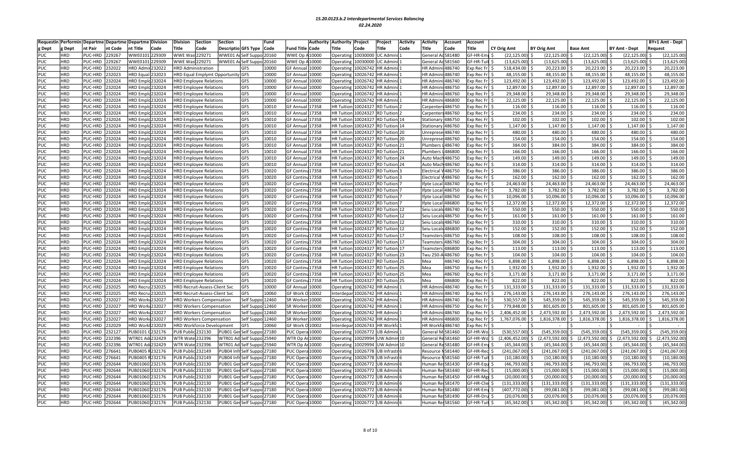# 15.20.0123.b.2 Interdepartmental Services Balancing

## 02.24.2020

| Requestin g Dept | Performin g Dept | Departme nt Pair | Departme nt Code | Departme nt Title | Division Code | Division Title | Section Code | Section Descriptio | GFS Type | Fund Code | Fund Title | Authority Code | Authority Title | Project Code | Project Title | Activity Code | Activity Title | Account Code | Account Title | CY Orig Amt | BY Orig Amt | Base Amt | BY Amt - Dept | BY+1 Amt - Dept Request |
|---|---|---|---|---|---|---|---|---|---|---|---|---|---|---|---|---|---|---|---|---|---|---|---|---|
| PUC | HRD | PUC-HRD | 229267 | WWE0101 | 229309 | WWE Was | 229271 | WWE01 A | Self Suppo | 20160 | WWE Op A | 10000 | Operating | 10030000 | UC Admin | 1 | General A | 581480 | GF-HR-Em | $ (22,125.00) | $ (22,125.00) | $ (22,125.00) | $ (22,125.00) | $ (22,125.00) |
| PUC | HRD | PUC-HRD | 229267 | WWE0101 | 229309 | WWE Was | 229271 | WWE01 A | Self Suppo | 20160 | WWE Op A | 10000 | Operating | 10030000 | UC Admin | 1 | General A | 581560 | GF-HR-Tui | $ (13,625.00) | $ (13,625.00) | $ (13,625.00) | $ (13,625.00) | $ (13,625.00) |
| PUC | HRD | PUC-HRD | 232022 | HRD Admin | 232022 | HRD Administration | | | GFS | 10000 | GF Annual | 10000 | Operating | 10026742 | HR Admin | 1 | HR Admin | 486740 | Exp Rec Fr | $ 518,434.00 | $ 20,223.00 | $ 20,223.00 | $ 20,223.00 | $ 20,223.00 |
| PUC | HRD | PUC-HRD | 232023 | HRD Equal | 232023 | HRD Equal Emplymt Opportunity | | | GFS | 10000 | GF Annual | 10000 | Operating | 10026742 | HR Admin | 1 | HR Admin | 486740 | Exp Rec Fr | $ 48,155.00 | $ 48,155.00 | $ 48,155.00 | $ 48,155.00 | $ 48,155.00 |
| PUC | HRD | PUC-HRD | 232024 | HRD Emplo | 232024 | HRD Employee Relations | | | GFS | 10000 | GF Annual | 10000 | Operating | 10026742 | HR Admin | 1 | HR Admin | 486740 | Exp Rec Fr | $ 123,492.00 | $ 123,492.00 | $ 123,492.00 | $ 123,492.00 | $ 123,492.00 |
| PUC | HRD | PUC-HRD | 232024 | HRD Emplo | 232024 | HRD Employee Relations | | | GFS | 10000 | GF Annual | 10000 | Operating | 10026742 | HR Admin | 1 | HR Admin | 486750 | Exp Rec Fr | $ 12,897.00 | $ 12,897.00 | $ 12,897.00 | $ 12,897.00 | $ 12,897.00 |
| PUC | HRD | PUC-HRD | 232024 | HRD Emplo | 232024 | HRD Employee Relations | | | GFS | 10000 | GF Annual | 10000 | Operating | 10026742 | HR Admin | 1 | HR Admin | 486760 | Exp Rec Fr | $ 29,348.00 | $ 29,348.00 | $ 29,348.00 | $ 29,348.00 | $ 29,348.00 |
| PUC | HRD | PUC-HRD | 232024 | HRD Emplo | 232024 | HRD Employee Relations | | | GFS | 10000 | GF Annual | 10000 | Operating | 10026742 | HR Admin | 1 | HR Admin | 486800 | Exp Rec Fr | $ 22,125.00 | $ 22,125.00 | $ 22,125.00 | $ 22,125.00 | $ 22,125.00 |
| PUC | HRD | PUC-HRD | 232024 | HRD Emplo | 232024 | HRD Employee Relations | | | GFS | 10010 | GF Annual | 17358 | HR Tuition | 10024327 | RD Tuition | 2 | Carpenter | 486750 | Exp Rec Fr | $ 116.00 | $ 116.00 | $ 116.00 | $ 116.00 | $ 116.00 |
| PUC | HRD | PUC-HRD | 232024 | HRD Emplo | 232024 | HRD Employee Relations | | | GFS | 10010 | GF Annual | 17358 | HR Tuition | 10024327 | RD Tuition | 2 | Carpenter | 486760 | Exp Rec Fr | $ 234.00 | $ 234.00 | $ 234.00 | $ 234.00 | $ 234.00 |
| PUC | HRD | PUC-HRD | 232024 | HRD Emplo | 232024 | HRD Employee Relations | | | GFS | 10010 | GF Annual | 17358 | HR Tuition | 10024327 | RD Tuition | 14 | Stationary | 486750 | Exp Rec Fr | $ 102.00 | $ 102.00 | $ 102.00 | $ 102.00 | $ 102.00 |
| PUC | HRD | PUC-HRD | 232024 | HRD Emplo | 232024 | HRD Employee Relations | | | GFS | 10010 | GF Annual | 17358 | HR Tuition | 10024327 | RD Tuition | 14 | Stationary | 486760 | Exp Rec Fr | $ 1,147.00 | $ 1,147.00 | $ 1,147.00 | $ 1,147.00 | $ 1,147.00 |
| PUC | HRD | PUC-HRD | 232024 | HRD Emplo | 232024 | HRD Employee Relations | | | GFS | 10010 | GF Annual | 17358 | HR Tuition | 10024327 | RD Tuition | 20 | Unreprese | 486740 | Exp Rec Fr | $ 480.00 | $ 480.00 | $ 480.00 | $ 480.00 | $ 480.00 |
| PUC | HRD | PUC-HRD | 232024 | HRD Emplo | 232024 | HRD Employee Relations | | | GFS | 10010 | GF Annual | 17358 | HR Tuition | 10024327 | RD Tuition | 20 | Unreprese | 486760 | Exp Rec Fr | $ 154.00 | $ 154.00 | $ 154.00 | $ 154.00 | $ 154.00 |
| PUC | HRD | PUC-HRD | 232024 | HRD Emplo | 232024 | HRD Employee Relations | | | GFS | 10010 | GF Annual | 17358 | HR Tuition | 10024327 | RD Tuition | 21 | Plumbers | 486740 | Exp Rec Fr | $ 384.00 | $ 384.00 | $ 384.00 | $ 384.00 | $ 384.00 |
| PUC | HRD | PUC-HRD | 232024 | HRD Emplo | 232024 | HRD Employee Relations | | | GFS | 10010 | GF Annual | 17358 | HR Tuition | 10024327 | RD Tuition | 21 | Plumbers | 486800 | Exp Rec Fr | $ 166.00 | $ 166.00 | $ 166.00 | $ 166.00 | $ 166.00 |
| PUC | HRD | PUC-HRD | 232024 | HRD Emplo | 232024 | HRD Employee Relations | | | GFS | 10010 | GF Annual | 17358 | HR Tuition | 10024327 | RD Tuition | 24 | Auto Mach | 486750 | Exp Rec Fr | $ 149.00 | $ 149.00 | $ 149.00 | $ 149.00 | $ 149.00 |
| PUC | HRD | PUC-HRD | 232024 | HRD Emplo | 232024 | HRD Employee Relations | | | GFS | 10010 | GF Annual | 17358 | HR Tuition | 10024327 | RD Tuition | 24 | Auto Mach | 486760 | Exp Rec Fr | $ 314.00 | $ 314.00 | $ 314.00 | $ 314.00 | $ 314.00 |
| PUC | HRD | PUC-HRD | 232024 | HRD Emplo | 232024 | HRD Employee Relations | | | GFS | 10020 | GF Continu | 17358 | HR Tuition | 10024327 | RD Tuition | 3 | Electrical V | 486750 | Exp Rec Fr | $ 386.00 | $ 386.00 | $ 386.00 | $ 386.00 | $ 386.00 |
| PUC | HRD | PUC-HRD | 232024 | HRD Emplo | 232024 | HRD Employee Relations | | | GFS | 10020 | GF Continu | 17358 | HR Tuition | 10024327 | RD Tuition | 3 | Electrical V | 486760 | Exp Rec Fr | $ 162.00 | $ 162.00 | $ 162.00 | $ 162.00 | $ 162.00 |
| PUC | HRD | PUC-HRD | 232024 | HRD Emplo | 232024 | HRD Employee Relations | | | GFS | 10020 | GF Continu | 17358 | HR Tuition | 10024327 | RD Tuition | 7 | Ifpte Local | 486740 | Exp Rec Fr | $ 24,463.00 | $ 24,463.00 | $ 24,463.00 | $ 24,463.00 | $ 24,463.00 |
| PUC | HRD | PUC-HRD | 232024 | HRD Emplo | 232024 | HRD Employee Relations | | | GFS | 10020 | GF Continu | 17358 | HR Tuition | 10024327 | RD Tuition | 7 | Ifpte Local | 486750 | Exp Rec Fr | $ 3,782.00 | $ 3,782.00 | $ 3,782.00 | $ 3,782.00 | $ 3,782.00 |
| PUC | HRD | PUC-HRD | 232024 | HRD Emplo | 232024 | HRD Employee Relations | | | GFS | 10020 | GF Continu | 17358 | HR Tuition | 10024327 | RD Tuition | 7 | Ifpte Local | 486760 | Exp Rec Fr | $ 10,096.00 | $ 10,096.00 | $ 10,096.00 | $ 10,096.00 | $ 10,096.00 |
| PUC | HRD | PUC-HRD | 232024 | HRD Emplo | 232024 | HRD Employee Relations | | | GFS | 10020 | GF Continu | 17358 | HR Tuition | 10024327 | RD Tuition | 7 | Ifpte Local | 486800 | Exp Rec Fr | $ 12,372.00 | $ 12,372.00 | $ 12,372.00 | $ 12,372.00 | $ 12,372.00 |
| PUC | HRD | PUC-HRD | 232024 | HRD Emplo | 232024 | HRD Employee Relations | | | GFS | 10020 | GF Continu | 17358 | HR Tuition | 10024327 | RD Tuition | 12 | Seiu Locals | 486740 | Exp Rec Fr | $ 550.00 | $ 550.00 | $ 550.00 | $ 550.00 | $ 550.00 |
| PUC | HRD | PUC-HRD | 232024 | HRD Emplo | 232024 | HRD Employee Relations | | | GFS | 10020 | GF Continu | 17358 | HR Tuition | 10024327 | RD Tuition | 12 | Seiu Locals | 486750 | Exp Rec Fr | $ 161.00 | $ 161.00 | $ 161.00 | $ 161.00 | $ 161.00 |
| PUC | HRD | PUC-HRD | 232024 | HRD Emplo | 232024 | HRD Employee Relations | | | GFS | 10020 | GF Continu | 17358 | HR Tuition | 10024327 | RD Tuition | 12 | Seiu Locals | 486760 | Exp Rec Fr | $ 310.00 | $ 310.00 | $ 310.00 | $ 310.00 | $ 310.00 |
| PUC | HRD | PUC-HRD | 232024 | HRD Emplo | 232024 | HRD Employee Relations | | | GFS | 10020 | GF Continu | 17358 | HR Tuition | 10024327 | RD Tuition | 12 | Seiu Locals | 486800 | Exp Rec Fr | $ 152.00 | $ 152.00 | $ 152.00 | $ 152.00 | $ 152.00 |
| PUC | HRD | PUC-HRD | 232024 | HRD Emplo | 232024 | HRD Employee Relations | | | GFS | 10020 | GF Continu | 17358 | HR Tuition | 10024327 | RD Tuition | 17 | Teamsters | 486750 | Exp Rec Fr | $ 108.00 | $ 108.00 | $ 108.00 | $ 108.00 | $ 108.00 |
| PUC | HRD | PUC-HRD | 232024 | HRD Emplo | 232024 | HRD Employee Relations | | | GFS | 10020 | GF Continu | 17358 | HR Tuition | 10024327 | RD Tuition | 17 | Teamsters | 486760 | Exp Rec Fr | $ 304.00 | $ 304.00 | $ 304.00 | $ 304.00 | $ 304.00 |
| PUC | HRD | PUC-HRD | 232024 | HRD Emplo | 232024 | HRD Employee Relations | | | GFS | 10020 | GF Continu | 17358 | HR Tuition | 10024327 | RD Tuition | 17 | Teamsters | 486800 | Exp Rec Fr | $ 113.00 | $ 113.00 | $ 113.00 | $ 113.00 | $ 113.00 |
| PUC | HRD | PUC-HRD | 232024 | HRD Emplo | 232024 | HRD Employee Relations | | | GFS | 10020 | GF Continu | 17358 | HR Tuition | 10024327 | RD Tuition | 23 | Twu 250-A | 486760 | Exp Rec Fr | $ 104.00 | $ 104.00 | $ 104.00 | $ 104.00 | $ 104.00 |
| PUC | HRD | PUC-HRD | 232024 | HRD Emplo | 232024 | HRD Employee Relations | | | GFS | 10020 | GF Continu | 17358 | HR Tuition | 10024327 | RD Tuition | 25 | Mea | 486740 | Exp Rec Fr | $ 6,898.00 | $ 6,898.00 | $ 6,898.00 | $ 6,898.00 | $ 6,898.00 |
| PUC | HRD | PUC-HRD | 232024 | HRD Emplo | 232024 | HRD Employee Relations | | | GFS | 10020 | GF Continu | 17358 | HR Tuition | 10024327 | RD Tuition | 25 | Mea | 486750 | Exp Rec Fr | $ 1,932.00 | $ 1,932.00 | $ 1,932.00 | $ 1,932.00 | $ 1,932.00 |
| PUC | HRD | PUC-HRD | 232024 | HRD Emplo | 232024 | HRD Employee Relations | | | GFS | 10020 | GF Continu | 17358 | HR Tuition | 10024327 | RD Tuition | 25 | Mea | 486760 | Exp Rec Fr | $ 3,171.00 | $ 3,171.00 | $ 3,171.00 | $ 3,171.00 | $ 3,171.00 |
| PUC | HRD | PUC-HRD | 232024 | HRD Emplo | 232024 | HRD Employee Relations | | | GFS | 10020 | GF Continu | 17358 | HR Tuition | 10024327 | RD Tuition | 25 | Mea | 486800 | Exp Rec Fr | $ 822.00 | $ 822.00 | $ 822.00 | $ 822.00 | $ 822.00 |
| PUC | HRD | PUC-HRD | 232025 | HRD Recru | 232025 | HRD Recruit-Assess-Client Svc | | | GFS | 10000 | GF Annual | 10000 | Operating | 10026742 | HR Admin | 1 | HR Admin | 486740 | Exp Rec Fr | $ 131,333.00 | $ 131,333.00 | $ 131,333.00 | $ 131,333.00 | $ 131,333.00 |
| PUC | HRD | PUC-HRD | 232025 | HRD Recru | 232025 | HRD Recruit-Assess-Client Svc | | | GFS | 10060 | GF Work O | 10002 | Interdepar | 10026742 | HR Admin | 1 | HR Admin | 486740 | Exp Rec Fr | $ 276,143.00 | $ 276,143.00 | $ 276,143.00 | $ 276,143.00 | $ 276,143.00 |
| PUC | HRD | PUC-HRD | 232027 | HRD Work | 232027 | HRD Workers Compensation | | | Self Suppo | 12460 | SR Worker | 10000 | Operating | 10026742 | HR Admin | 1 | HR Admin | 486740 | Exp Rec Fr | $ 530,557.00 | $ 545,359.00 | $ 545,359.00 | $ 545,359.00 | $ 545,359.00 |
| PUC | HRD | PUC-HRD | 232027 | HRD Work | 232027 | HRD Workers Compensation | | | Self Suppo | 12460 | SR Worker | 10000 | Operating | 10026742 | HR Admin | 1 | HR Admin | 486750 | Exp Rec Fr | $ 779,848.00 | $ 801,605.00 | $ 801,605.00 | $ 801,605.00 | $ 801,605.00 |
| PUC | HRD | PUC-HRD | 232027 | HRD Work | 232027 | HRD Workers Compensation | | | Self Suppo | 12460 | SR Worker | 10000 | Operating | 10026742 | HR Admin | 1 | HR Admin | 486760 | Exp Rec Fr | $ 2,406,452.00 | $ 2,473,592.00 | $ 2,473,592.00 | $ 2,473,592.00 | $ 2,473,592.00 |
| PUC | HRD | PUC-HRD | 232027 | HRD Work | 232027 | HRD Workers Compensation | | | Self Suppo | 12460 | SR Worker | 10000 | Operating | 10026742 | HR Admin | 1 | HR Admin | 486800 | Exp Rec Fr | $ 1,767,076.00 | $ 1,816,378.00 | $ 1,816,378.00 | $ 1,816,378.00 | $ 1,816,378.00 |
| PUC | HRD | PUC-HRD | 232029 | HRD Work | 232029 | HRD Workforce Development | | | GFS | 10060 | GF Work O | 10002 | Interdepar | 10026743 | HR Workfo | 1 | HR Workfo | 486740 | Exp Rec Fr | $ - | $ - | $ - | $ - | $ - |
| PUC | HRD | PUC-HRD | 232127 | PUB0101 C | 232176 | PUB Public | 232130 | PUB01 Ge | Self Suppo | 27180 | PUC Opera | 10000 | Operating | 10026772 | UB Admin | 1 | General M | 581460 | GF-HR-Wo | $ (530,557.00) | $ (545,359.00) | $ (545,359.00) | $ (545,359.00) | $ (545,359.00) |
| PUC | HRD | PUC-HRD | 232396 | WTR01 Ad | 232429 | WTR Wate | 232396 | WTR01 Ad | Self Suppo | 25940 | WTR Op A | 10000 | Operating | 10029994 | UW Admin | 10 | General Re | 581460 | GF-HR-Wo | $ (2,406,452.00) | $ (2,473,592.00) | $ (2,473,592.00) | $ (2,473,592.00) | $ (2,473,592.00) |
| PUC | HRD | PUC-HRD | 232396 | WTR01 Ad | 232429 | WTR Wate | 232396 | WTR01 Ad | Self Suppo | 25940 | WTR Op A | 10000 | Operating | 10029994 | UW Admin | 10 | General Re | 581480 | GF-HR-Em | $ (45,344.00) | $ (45,344.00) | $ (45,344.00) | $ (45,344.00) | $ (45,344.00) |
| PUC | HRD | PUC-HRD | 276641 | PUB0405 R | 232176 | PUB Public | 232149 | PUB04 Infr | Self Suppo | 27180 | PUC Opera | 10000 | Operating | 10026778 | UB Infrastr | 6 | Resource M | 581440 | GF-HR-Rec | $ (241,067.00) | $ (241,067.00) | $ (241,067.00) | $ (241,067.00) | $ (241,067.00) |
| PUC | HRD | PUC-HRD | 276641 | PUB0405 R | 232176 | PUB Public | 232149 | PUB04 Infr | Self Suppo | 27180 | PUC Opera | 10000 | Operating | 10026778 | UB Infrastr | 6 | Resource M | 581560 | GF-HR-Tui | $ (10,180.00) | $ (10,180.00) | $ (10,180.00) | $ (10,180.00) | $ (10,180.00) |
| PUC | HRD | PUC-HRD | 292644 | PUB01060 | 232176 | PUB Public | 232130 | PUB01 Ge | Self Suppo | 27180 | PUC Opera | 10000 | Operating | 10026772 | UB Admin | 6 | Human Re | 581430 | GF-HR-Equ | $ (46,793.00) | $ (46,793.00) | $ (46,793.00) | $ (46,793.00) | $ (46,793.00) |
| PUC | HRD | PUC-HRD | 292644 | PUB01060 | 232176 | PUB Public | 232130 | PUB01 Ge | Self Suppo | 27180 | PUC Opera | 10000 | Operating | 10026772 | UB Admin | 6 | Human Re | 581440 | GF-HR-Rec | $ (15,000.00) | $ (15,000.00) | $ (15,000.00) | $ (15,000.00) | $ (15,000.00) |
| PUC | HRD | PUC-HRD | 292644 | PUB01060 | 232176 | PUB Public | 232130 | PUB01 Ge | Self Suppo | 27180 | PUC Opera | 10000 | Operating | 10026772 | UB Admin | 6 | Human Re | 581450 | GF-HR-Mg | $ (20,000.00) | $ (20,000.00) | $ (20,000.00) | $ (20,000.00) | $ (20,000.00) |
| PUC | HRD | PUC-HRD | 292644 | PUB01060 | 232176 | PUB Public | 232130 | PUB01 Ge | Self Suppo | 27180 | PUC Opera | 10000 | Operating | 10026772 | UB Admin | 6 | Human Re | 581470 | GF-HR-Clie | $ (131,333.00) | $ (131,333.00) | $ (131,333.00) | $ (131,333.00) | $ (131,333.00) |
| PUC | HRD | PUC-HRD | 292644 | PUB01060 | 232176 | PUB Public | 232130 | PUB01 Ge | Self Suppo | 27180 | PUC Opera | 10000 | Operating | 10026772 | UB Admin | 6 | Human Re | 581480 | GF-HR-Em | $ (407,772.00) | $ (99,081.00) | $ (99,081.00) | $ (99,081.00) | $ (99,081.00) |
| PUC | HRD | PUC-HRD | 292644 | PUB01060 | 232176 | PUB Public | 232130 | PUB01 Ge | Self Suppo | 27180 | PUC Opera | 10000 | Operating | 10026772 | UB Admin | 6 | Human Re | 581490 | GF-HR-Dru | $ (20,076.00) | $ (20,076.00) | $ (20,076.00) | $ (20,076.00) | $ (20,076.00) |
| PUC | HRD | PUC-HRD | 292644 | PUB01060 | 232176 | PUB Public | 232130 | PUB01 Ge | Self Suppo | 27180 | PUC Opera | 10000 | Operating | 10026772 | UB Admin | 6 | Human Re | 581560 | GF-HR-Tui | $ (45,342.00) | $ (45,342.00) | $ (45,342.00) | $ (45,342.00) | $ (45,342.00) |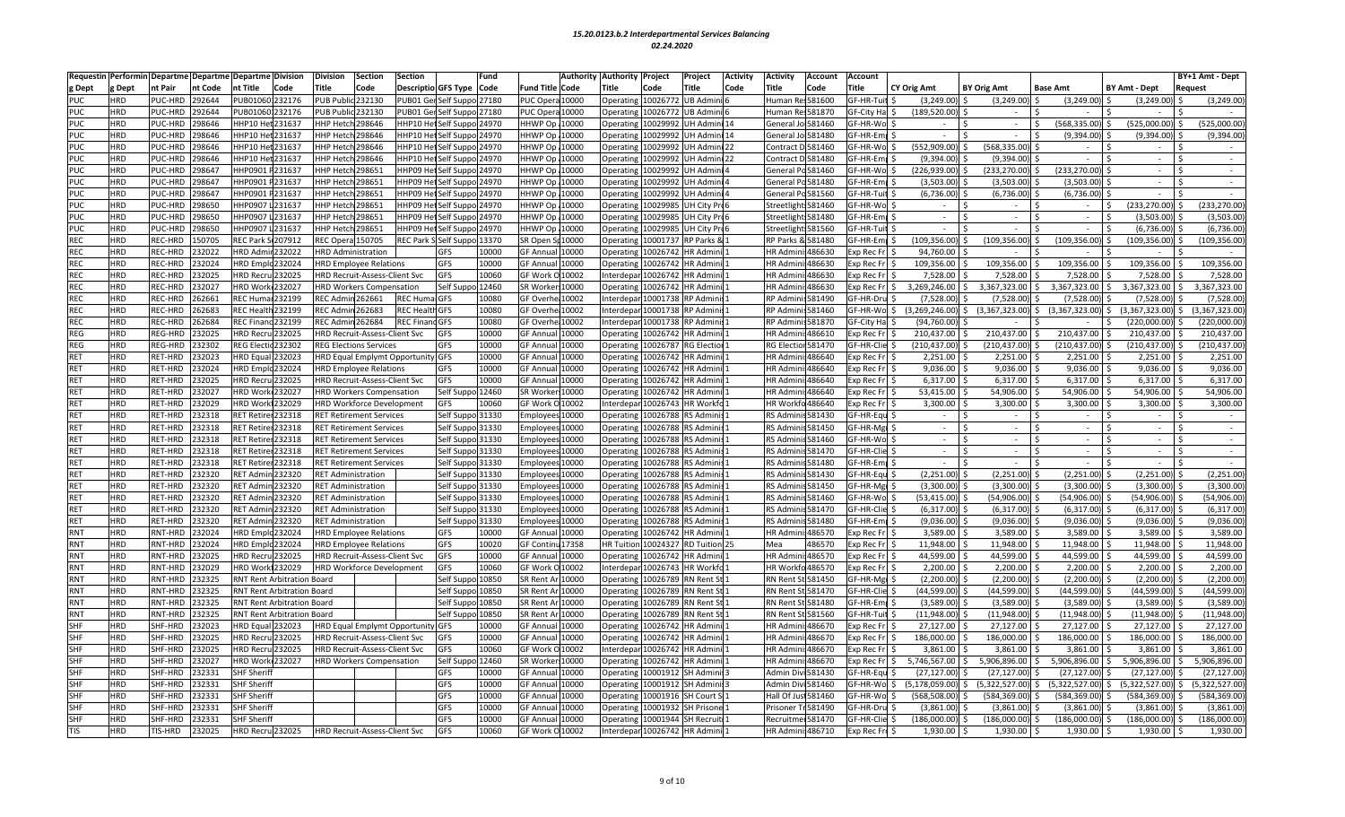# 15.20.0123.b.2 Interdepartmental Services Balancing

*02.24.2020*

| Requesting Dept | Performing Dept | Department Pair | Department Code | Department Title | Division Code | Division Title | Section Code | Section Description | GFS Type | Fund Code | Fund Title | Authority Code | Authority Title | Project Code | Project Title | Activity Code | Activity Title | Account Code | Account Title | CY Orig Amt | BY Orig Amt | Base Amt | BY Amt - Dept | BY+1 Amt - Dept Request |
|---|---|---|---|---|---|---|---|---|---|---|---|---|---|---|---|---|---|---|---|---|---|---|---|---|
| PUC | HRD | PUC-HRD | 292644 | PUB01060 | 232176 | PUB Public | 232130 | PUB01 Ger | Self Suppo | 27180 | PUC Opera | 10000 | Operating | 10026772 | UB Admini | 6 | Human Res | 581600 | GF-HR-Tuit | $ (3,249.00) | $ (3,249.00) | $ (3,249.00) | $ (3,249.00) | $ (3,249.00) |
| PUC | HRD | PUC-HRD | 292644 | PUB01060 | 232176 | PUB Public | 232130 | PUB01 Ger | Self Suppo | 27180 | PUC Opera | 10000 | Operating | 10026772 | UB Admini | 6 | Human Res | 581810 | GF-City Ha | $ (189,520.00) | $ - | $ - | $ - | $ - |
| PUC | HRD | PUC-HRD | 298646 | HHP10 Het | 231637 | HHP Hetch | 298646 | HHP10 Het | Self Suppo | 24970 | HHWP Op | 10000 | Operating | 10029992 | UH Admini | 14 | General Jo | 581460 | GF-HR-Wo | $ - | $ - | $ (568,335.00) | $ (525,000.00) | $ (525,000.00) |
| PUC | HRD | PUC-HRD | 298646 | HHP10 Het | 231637 | HHP Hetch | 298646 | HHP10 Het | Self Suppo | 24970 | HHWP Op | 10000 | Operating | 10029992 | UH Admini | 14 | General Jo | 581480 | GF-HR-Em | $ - | $ - | $ (9,394.00) | $ (9,394.00) | $ (9,394.00) |
| PUC | HRD | PUC-HRD | 298646 | HHP10 Het | 231637 | HHP Hetch | 298646 | HHP10 Het | Self Suppo | 24970 | HHWP Op | 10000 | Operating | 10029992 | UH Admini | 22 | Contract D | 581460 | GF-HR-Wo | $ (552,909.00) | $ (568,335.00) | $ - | $ - | $ - |
| PUC | HRD | PUC-HRD | 298646 | HHP10 Het | 231637 | HHP Hetch | 298646 | HHP10 Het | Self Suppo | 24970 | HHWP Op | 10000 | Operating | 10029992 | UH Admini | 22 | Contract D | 581480 | GF-HR-Em | $ (9,394.00) | $ (9,394.00) | $ - | $ - | $ - |
| PUC | HRD | PUC-HRD | 298647 | HHP0901 F | 231637 | HHP Hetch | 298651 | HHP09 Het | Self Suppo | 24970 | HHWP Op | 10000 | Operating | 10029992 | UH Admini | 4 | General Pc | 581460 | GF-HR-Wo | $ (226,939.00) | $ (233,270.00) | $ (233,270.00) | $ - | $ - |
| PUC | HRD | PUC-HRD | 298647 | HHP0901 F | 231637 | HHP Hetch | 298651 | HHP09 Het | Self Suppo | 24970 | HHWP Op | 10000 | Operating | 10029992 | UH Admini | 4 | General Pc | 581480 | GF-HR-Em | $ (3,503.00) | $ (3,503.00) | $ (3,503.00) | $ - | $ - |
| PUC | HRD | PUC-HRD | 298647 | HHP0901 F | 231637 | HHP Hetch | 298651 | HHP09 Het | Self Suppo | 24970 | HHWP Op | 10000 | Operating | 10029992 | UH Admini | 4 | General Pc | 581560 | GF-HR-Tuit | $ (6,736.00) | $ (6,736.00) | $ (6,736.00) | $ - | $ - |
| PUC | HRD | PUC-HRD | 298650 | HHP0907 L | 231637 | HHP Hetch | 298651 | HHP09 Het | Self Suppo | 24970 | HHWP Op | 10000 | Operating | 10029985 | UH City Pr | 6 | Streetlight | 581460 | GF-HR-Wo | $ - | $ - | $ - | $ (233,270.00) | $ (233,270.00) |
| PUC | HRD | PUC-HRD | 298650 | HHP0907 L | 231637 | HHP Hetch | 298651 | HHP09 Het | Self Suppo | 24970 | HHWP Op | 10000 | Operating | 10029985 | UH City Pr | 6 | Streetlight | 581480 | GF-HR-Em | $ - | $ - | $ - | $ (3,503.00) | $ (3,503.00) |
| PUC | HRD | PUC-HRD | 298650 | HHP0907 L | 231637 | HHP Hetch | 298651 | HHP09 Het | Self Suppo | 24970 | HHWP Op | 10000 | Operating | 10029985 | UH City Pr | 6 | Streetlight | 581560 | GF-HR-Tuit | $ - | $ - | $ - | $ (6,736.00) | $ (6,736.00) |
| REC | HRD | REC-HRD | 150705 | REC Park S | 207912 | REC Opera | 150705 | REC Park S | Self Suppo | 13370 | SR Open Sp | 10000 | Operating | 10001737 | RP Parks & | 1 | RP Parks & | 581480 | GF-HR-Em | $ (109,356.00) | $ (109,356.00) | $ (109,356.00) | $ (109,356.00) | $ (109,356.00) |
| REC | HRD | REC-HRD | 232022 | HRD Admir | 232022 | HRD Administration | | | GFS | 10000 | GF Annual | 10000 | Operating | 10026742 | HR Admini | 1 | HR Admini | 486630 | Exp Rec Fr | $ 94,760.00 | $ - | $ - | $ - | $ - |
| REC | HRD | REC-HRD | 232024 | HRD Emplc | 232024 | HRD Employee Relations | | | GFS | 10000 | GF Annual | 10000 | Operating | 10026742 | HR Admini | 1 | HR Admini | 486630 | Exp Rec Fr | $ 109,356.00 | $ 109,356.00 | $ 109,356.00 | $ 109,356.00 | $ 109,356.00 |
| REC | HRD | REC-HRD | 232025 | HRD Recru | 232025 | HRD Recruit-Assess-Client Svc | | | GFS | 10060 | GF Work O | 10002 | Interdepar | 10026742 | HR Admini | 1 | HR Admini | 486630 | Exp Rec Fr | $ 7,528.00 | $ 7,528.00 | $ 7,528.00 | $ 7,528.00 | $ 7,528.00 |
| REC | HRD | REC-HRD | 232027 | HRD Work | 232027 | HRD Workers Compensation | | | Self Suppo | 12460 | SR Worker | 10000 | Operating | 10026742 | HR Admini | 1 | HR Admini | 486630 | Exp Rec Fr | $ 3,269,246.00 | $ 3,367,323.00 | $ 3,367,323.00 | $ 3,367,323.00 | $ 3,367,323.00 |
| REC | HRD | REC-HRD | 262661 | REC Huma | 232199 | REC Admin | 262661 | REC Huma | GFS | 10080 | GF Overhe | 10002 | Interdepar | 10001738 | RP Admini | 1 | RP Admini | 581490 | GF-HR-Dru | $ (7,528.00) | $ (7,528.00) | $ (7,528.00) | $ (7,528.00) | $ (7,528.00) |
| REC | HRD | REC-HRD | 262683 | REC Health | 232199 | REC Admin | 262683 | REC Health | GFS | 10080 | GF Overhe | 10002 | Interdepar | 10001738 | RP Admini | 1 | RP Admini | 581460 | GF-HR-Wo | $ (3,269,246.00) | $ (3,367,323.00) | $ (3,367,323.00) | $ (3,367,323.00) | $ (3,367,323.00) |
| REC | HRD | REC-HRD | 262684 | REC Financ | 232199 | REC Admin | 262684 | REC Financ | GFS | 10080 | GF Overhe | 10002 | Interdepar | 10001738 | RP Admini | 1 | RP Admini | 581870 | GF-City Ha | $ (94,760.00) | $ - | $ - | $ (220,000.00) | $ (220,000.00) |
| REG | HRD | REG-HRD | 232025 | HRD Recru | 232025 | HRD Recruit-Assess-Client Svc | | | GFS | 10000 | GF Annual | 10000 | Operating | 10026742 | HR Admini | 1 | HR Admini | 486610 | Exp Rec Fr | $ 210,437.00 | $ 210,437.00 | $ 210,437.00 | $ 210,437.00 | $ 210,437.00 |
| REG | HRD | REG-HRD | 232302 | REG Electic | 232302 | REG Elections Services | | | GFS | 10000 | GF Annual | 10000 | Operating | 10026787 | RG Electior | 1 | RG Electior | 581470 | GF-HR-Clie | $ (210,437.00) | $ (210,437.00) | $ (210,437.00) | $ (210,437.00) | $ (210,437.00) |
| RET | HRD | RET-HRD | 232023 | HRD Equal | 232023 | HRD Equal Emplymt Opportunity | | | GFS | 10000 | GF Annual | 10000 | Operating | 10026742 | HR Admini | 1 | HR Admini | 486640 | Exp Rec Fr | $ 2,251.00 | $ 2,251.00 | $ 2,251.00 | $ 2,251.00 | $ 2,251.00 |
| RET | HRD | RET-HRD | 232024 | HRD Emplc | 232024 | HRD Employee Relations | | | GFS | 10000 | GF Annual | 10000 | Operating | 10026742 | HR Admini | 1 | HR Admini | 486640 | Exp Rec Fr | $ 9,036.00 | $ 9,036.00 | $ 9,036.00 | $ 9,036.00 | $ 9,036.00 |
| RET | HRD | RET-HRD | 232025 | HRD Recru | 232025 | HRD Recruit-Assess-Client Svc | | | GFS | 10000 | GF Annual | 10000 | Operating | 10026742 | HR Admini | 1 | HR Admini | 486640 | Exp Rec Fr | $ 6,317.00 | $ 6,317.00 | $ 6,317.00 | $ 6,317.00 | $ 6,317.00 |
| RET | HRD | RET-HRD | 232027 | HRD Work | 232027 | HRD Workers Compensation | | | Self Suppo | 12460 | SR Worker | 10000 | Operating | 10026742 | HR Admini | 1 | HR Admini | 486640 | Exp Rec Fr | $ 53,415.00 | $ 54,906.00 | $ 54,906.00 | $ 54,906.00 | $ 54,906.00 |
| RET | HRD | RET-HRD | 232029 | HRD Work | 232029 | HRD Workforce Development | | | GFS | 10060 | GF Work O | 10002 | Interdepar | 10026743 | HR Workfo | 1 | HR Workfo | 486640 | Exp Rec Fr | $ 3,300.00 | $ 3,300.00 | $ 3,300.00 | $ 3,300.00 | $ 3,300.00 |
| RET | HRD | RET-HRD | 232318 | RET Retire | 232318 | RET Retirement Services | | | Self Suppo | 31330 | Employees | 10000 | Operating | 10026788 | RS Adminis | 1 | RS Adminis | 581430 | GF-HR-Equ | $ - | $ - | $ - | $ - | $ - |
| RET | HRD | RET-HRD | 232318 | RET Retire | 232318 | RET Retirement Services | | | Self Suppo | 31330 | Employees | 10000 | Operating | 10026788 | RS Adminis | 1 | RS Adminis | 581450 | GF-HR-Mg | $ - | $ - | $ - | $ - | $ - |
| RET | HRD | RET-HRD | 232318 | RET Retire | 232318 | RET Retirement Services | | | Self Suppo | 31330 | Employees | 10000 | Operating | 10026788 | RS Adminis | 1 | RS Adminis | 581460 | GF-HR-Wo | $ - | $ - | $ - | $ - | $ - |
| RET | HRD | RET-HRD | 232318 | RET Retire | 232318 | RET Retirement Services | | | Self Suppo | 31330 | Employees | 10000 | Operating | 10026788 | RS Adminis | 1 | RS Adminis | 581470 | GF-HR-Clie | $ - | $ - | $ - | $ - | $ - |
| RET | HRD | RET-HRD | 232318 | RET Retire | 232318 | RET Retirement Services | | | Self Suppo | 31330 | Employees | 10000 | Operating | 10026788 | RS Adminis | 1 | RS Adminis | 581480 | GF-HR-Em | $ - | $ - | $ - | $ - | $ - |
| RET | HRD | RET-HRD | 232320 | RET Admin | 232320 | RET Administration | | | Self Suppo | 31330 | Employees | 10000 | Operating | 10026788 | RS Adminis | 1 | RS Adminis | 581430 | GF-HR-Equ | $ (2,251.00) | $ (2,251.00) | $ (2,251.00) | $ (2,251.00) | $ (2,251.00) |
| RET | HRD | RET-HRD | 232320 | RET Admin | 232320 | RET Administration | | | Self Suppo | 31330 | Employees | 10000 | Operating | 10026788 | RS Adminis | 1 | RS Adminis | 581450 | GF-HR-Mg | $ (3,300.00) | $ (3,300.00) | $ (3,300.00) | $ (3,300.00) | $ (3,300.00) |
| RET | HRD | RET-HRD | 232320 | RET Admin | 232320 | RET Administration | | | Self Suppo | 31330 | Employees | 10000 | Operating | 10026788 | RS Adminis | 1 | RS Adminis | 581460 | GF-HR-Wo | $ (53,415.00) | $ (54,906.00) | $ (54,906.00) | $ (54,906.00) | $ (54,906.00) |
| RET | HRD | RET-HRD | 232320 | RET Admin | 232320 | RET Administration | | | Self Suppo | 31330 | Employees | 10000 | Operating | 10026788 | RS Adminis | 1 | RS Adminis | 581470 | GF-HR-Clie | $ (6,317.00) | $ (6,317.00) | $ (6,317.00) | $ (6,317.00) | $ (6,317.00) |
| RET | HRD | RET-HRD | 232320 | RET Admin | 232320 | RET Administration | | | Self Suppo | 31330 | Employees | 10000 | Operating | 10026788 | RS Adminis | 1 | RS Adminis | 581480 | GF-HR-Em | $ (9,036.00) | $ (9,036.00) | $ (9,036.00) | $ (9,036.00) | $ (9,036.00) |
| RNT | HRD | RNT-HRD | 232024 | HRD Emplc | 232024 | HRD Employee Relations | | | GFS | 10000 | GF Annual | 10000 | Operating | 10026742 | HR Admini | 1 | HR Admini | 486570 | Exp Rec Fr | $ 3,589.00 | $ 3,589.00 | $ 3,589.00 | $ 3,589.00 | $ 3,589.00 |
| RNT | HRD | RNT-HRD | 232024 | HRD Emplc | 232024 | HRD Employee Relations | | | GFS | 10020 | GF Continu | 17358 | HR Tuition | 10024327 | RD Tuition | 25 | Mea | 486570 | Exp Rec Fr | $ 11,948.00 | $ 11,948.00 | $ 11,948.00 | $ 11,948.00 | $ 11,948.00 |
| RNT | HRD | RNT-HRD | 232025 | HRD Recru | 232025 | HRD Recruit-Assess-Client Svc | | | GFS | 10000 | GF Annual | 10000 | Operating | 10026742 | HR Admini | 1 | HR Admini | 486570 | Exp Rec Fr | $ 44,599.00 | $ 44,599.00 | $ 44,599.00 | $ 44,599.00 | $ 44,599.00 |
| RNT | HRD | RNT-HRD | 232029 | HRD Work | 232029 | HRD Workforce Development | | | GFS | 10060 | GF Work O | 10002 | Interdepar | 10026743 | HR Workfo | 1 | HR Workfo | 486570 | Exp Rec Fr | $ 2,200.00 | $ 2,200.00 | $ 2,200.00 | $ 2,200.00 | $ 2,200.00 |
| RNT | HRD | RNT-HRD | 232325 | RNT Rent Arbitration Board | | | | | Self Suppo | 10850 | SR Rent Ar | 10000 | Operating | 10026789 | RN Rent St | 1 | RN Rent St | 581450 | GF-HR-Mg | $ (2,200.00) | $ (2,200.00) | $ (2,200.00) | $ (2,200.00) | $ (2,200.00) |
| RNT | HRD | RNT-HRD | 232325 | RNT Rent Arbitration Board | | | | | Self Suppo | 10850 | SR Rent Ar | 10000 | Operating | 10026789 | RN Rent St | 1 | RN Rent St | 581470 | GF-HR-Clie | $ (44,599.00) | $ (44,599.00) | $ (44,599.00) | $ (44,599.00) | $ (44,599.00) |
| RNT | HRD | RNT-HRD | 232325 | RNT Rent Arbitration Board | | | | | Self Suppo | 10850 | SR Rent Ar | 10000 | Operating | 10026789 | RN Rent St | 1 | RN Rent St | 581480 | GF-HR-Em | $ (3,589.00) | $ (3,589.00) | $ (3,589.00) | $ (3,589.00) | $ (3,589.00) |
| RNT | HRD | RNT-HRD | 232325 | RNT Rent Arbitration Board | | | | | Self Suppo | 10850 | SR Rent Ar | 10000 | Operating | 10026789 | RN Rent St | 1 | RN Rent St | 581560 | GF-HR-Tuit | $ (11,948.00) | $ (11,948.00) | $ (11,948.00) | $ (11,948.00) | $ (11,948.00) |
| SHF | HRD | SHF-HRD | 232023 | HRD Equal | 232023 | HRD Equal Emplymt Opportunity | | | GFS | 10000 | GF Annual | 10000 | Operating | 10026742 | HR Admini | 1 | HR Admini | 486670 | Exp Rec Fr | $ 27,127.00 | $ 27,127.00 | $ 27,127.00 | $ 27,127.00 | $ 27,127.00 |
| SHF | HRD | SHF-HRD | 232025 | HRD Recru | 232025 | HRD Recruit-Assess-Client Svc | | | GFS | 10000 | GF Annual | 10000 | Operating | 10026742 | HR Admini | 1 | HR Admini | 486670 | Exp Rec Fr | $ 186,000.00 | $ 186,000.00 | $ 186,000.00 | $ 186,000.00 | $ 186,000.00 |
| SHF | HRD | SHF-HRD | 232025 | HRD Recru | 232025 | HRD Recruit-Assess-Client Svc | | | GFS | 10060 | GF Work O | 10002 | Interdepar | 10026742 | HR Admini | 1 | HR Admini | 486670 | Exp Rec Fr | $ 3,861.00 | $ 3,861.00 | $ 3,861.00 | $ 3,861.00 | $ 3,861.00 |
| SHF | HRD | SHF-HRD | 232027 | HRD Work | 232027 | HRD Workers Compensation | | | Self Suppo | 12460 | SR Worker | 10000 | Operating | 10026742 | HR Admini | 1 | HR Admini | 486670 | Exp Rec Fr | $ 5,746,567.00 | $ 5,906,896.00 | $ 5,906,896.00 | $ 5,906,896.00 | $ 5,906,896.00 |
| SHF | HRD | SHF-HRD | 232331 | SHF Sheriff | | | | | GFS | 10000 | GF Annual | 10000 | Operating | 10001912 | SH Admini | 3 | Admin Divi | 581430 | GF-HR-Equ | $ (27,127.00) | $ (27,127.00) | $ (27,127.00) | $ (27,127.00) | $ (27,127.00) |
| SHF | HRD | SHF-HRD | 232331 | SHF Sheriff | | | | | GFS | 10000 | GF Annual | 10000 | Operating | 10001912 | SH Admini | 3 | Admin Divi | 581460 | GF-HR-Wo | $ (5,178,059.00) | $ (5,322,527.00) | $ (5,322,527.00) | $ (5,322,527.00) | $ (5,322,527.00) |
| SHF | HRD | SHF-HRD | 232331 | SHF Sheriff | | | | | GFS | 10000 | GF Annual | 10000 | Operating | 10001916 | SH Court S | 1 | Hall Of Jus | 581460 | GF-HR-Wo | $ (568,508.00) | $ (584,369.00) | $ (584,369.00) | $ (584,369.00) | $ (584,369.00) |
| SHF | HRD | SHF-HRD | 232331 | SHF Sheriff | | | | | GFS | 10000 | GF Annual | 10000 | Operating | 10001932 | SH Prisone | 1 | Prisoner Tr | 581490 | GF-HR-Dru | $ (3,861.00) | $ (3,861.00) | $ (3,861.00) | $ (3,861.00) | $ (3,861.00) |
| SHF | HRD | SHF-HRD | 232331 | SHF Sheriff | | | | | GFS | 10000 | GF Annual | 10000 | Operating | 10001944 | SH Recruit | 1 | Recruitme | 581470 | GF-HR-Clie | $ (186,000.00) | $ (186,000.00) | $ (186,000.00) | $ (186,000.00) | $ (186,000.00) |
| TIS | HRD | TIS-HRD | 232025 | HRD Recru | 232025 | HRD Recruit-Assess-Client Svc | | | GFS | 10060 | GF Work O | 10002 | Interdepar | 10026742 | HR Admini | 1 | HR Admini | 486710 | Exp Rec Fr | $ 1,930.00 | $ 1,930.00 | $ 1,930.00 | $ 1,930.00 | $ 1,930.00 |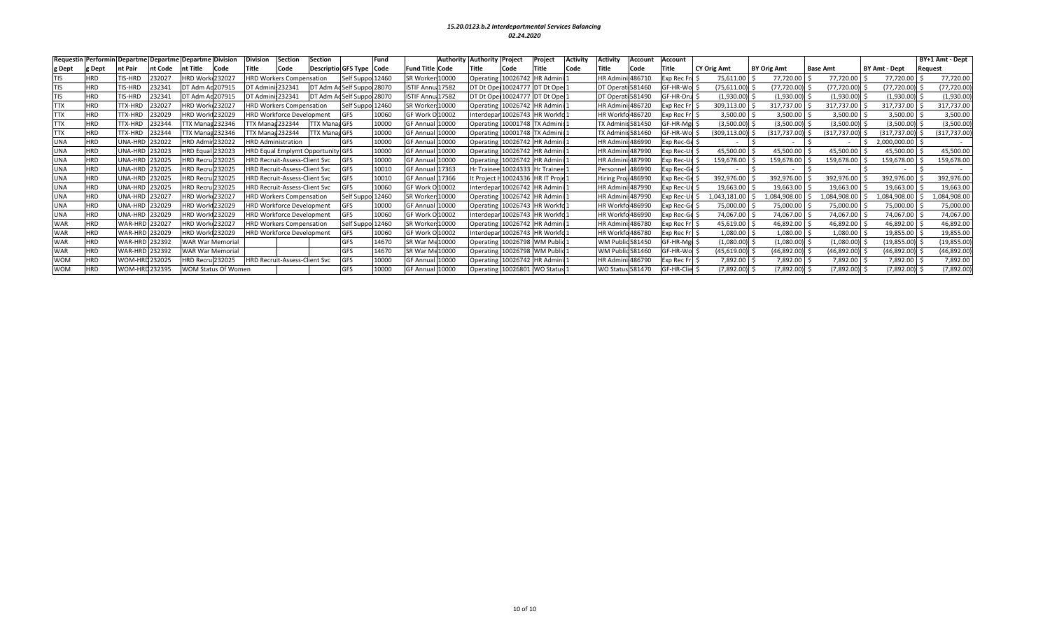*15.20.0123.b.2 Interdepartmental Services Balancing*
*02.24.2020*

| Requestin g Dept | Performin g Dept | Departme nt Pair | Departme nt Code | Departme nt Title | Division Code | Division Title | Section Code | Section Descriptio | GFS Type | Fund Code | Fund Title | Authority Code | Authority Title | Project Code | Project Title | Activity Code | Activity Title | Account Code | Account Title | CY Orig Amt | BY Orig Amt | Base Amt | BY Amt - Dept | BY+1 Amt - Dept Request |
|---|---|---|---|---|---|---|---|---|---|---|---|---|---|---|---|---|---|---|---|---|---|---|---|---|
| TIS | HRD | TIS-HRD | 232027 | HRD Work | 232027 | HRD Workers Compensation | | | Self Suppo | 12460 | SR Worker | 10000 | Operating | 10026742 | HR Admini | 1 | HR Admini | 486710 | Exp Rec Fr | $ 75,611.00 | $ 77,720.00 | $ 77,720.00 | $ 77,720.00 | $ 77,720.00 |
| TIS | HRD | TIS-HRD | 232341 | DT Adm Ad | 207915 | DT Admini | 232341 | DT Adm Ad | Self Suppo | 28070 | ISTIF Annu | 17582 | DT Dt Ope | 10024777 | DT Dt Ope | 1 | DT Operat | 581460 | GF-HR-Wo | $ (75,611.00) | $ (77,720.00) | $ (77,720.00) | $ (77,720.00) | $ (77,720.00) |
| TIS | HRD | TIS-HRD | 232341 | DT Adm Ad | 207915 | DT Admini | 232341 | DT Adm Ad | Self Suppo | 28070 | ISTIF Annu | 17582 | DT Dt Ope | 10024777 | DT Dt Ope | 1 | DT Operat | 581490 | GF-HR-Dru | $ (1,930.00) | $ (1,930.00) | $ (1,930.00) | $ (1,930.00) | $ (1,930.00) |
| TTX | HRD | TTX-HRD | 232027 | HRD Work | 232027 | HRD Workers Compensation | | | Self Suppo | 12460 | SR Worker | 10000 | Operating | 10026742 | HR Admini | 1 | HR Admini | 486720 | Exp Rec Fr | $ 309,113.00 | $ 317,737.00 | $ 317,737.00 | $ 317,737.00 | $ 317,737.00 |
| TTX | HRD | TTX-HRD | 232029 | HRD Work | 232029 | HRD Workforce Development | | | GFS | 10060 | GF Work O | 10002 | Interdepar | 10026743 | HR Workfo | 1 | HR Workfo | 486720 | Exp Rec Fr | $ 3,500.00 | $ 3,500.00 | $ 3,500.00 | $ 3,500.00 | $ 3,500.00 |
| TTX | HRD | TTX-HRD | 232344 | TTX Manag | 232346 | TTX Manag | 232344 | TTX Manag | GFS | 10000 | GF Annual | 10000 | Operating | 10001748 | TX Adminis | 1 | TX Adminis | 581450 | GF-HR-Mg | $ (3,500.00) | $ (3,500.00) | $ (3,500.00) | $ (3,500.00) | $ (3,500.00) |
| TTX | HRD | TTX-HRD | 232344 | TTX Manag | 232346 | TTX Manag | 232344 | TTX Manag | GFS | 10000 | GF Annual | 10000 | Operating | 10001748 | TX Adminis | 1 | TX Adminis | 581460 | GF-HR-Wo | $ (309,113.00) | $ (317,737.00) | $ (317,737.00) | $ (317,737.00) | $ (317,737.00) |
| UNA | HRD | UNA-HRD | 232022 | HRD Admir | 232022 | HRD Administration | | | GFS | 10000 | GF Annual | 10000 | Operating | 10026742 | HR Admini | 1 | HR Admini | 486990 | Exp Rec-Ge | $ - | $ - | $ - | $ 2,000,000.00 | $ - |
| UNA | HRD | UNA-HRD | 232023 | HRD Equal | 232023 | HRD Equal Emplymt Opportunity | | | GFS | 10000 | GF Annual | 10000 | Operating | 10026742 | HR Admini | 1 | HR Admini | 487990 | Exp Rec-Ur | $ 45,500.00 | $ 45,500.00 | $ 45,500.00 | $ 45,500.00 | $ 45,500.00 |
| UNA | HRD | UNA-HRD | 232025 | HRD Recru | 232025 | HRD Recruit-Assess-Client Svc | | | GFS | 10000 | GF Annual | 10000 | Operating | 10026742 | HR Admini | 1 | HR Admini | 487990 | Exp Rec-Ur | $ 159,678.00 | $ 159,678.00 | $ 159,678.00 | $ 159,678.00 | $ 159,678.00 |
| UNA | HRD | UNA-HRD | 232025 | HRD Recru | 232025 | HRD Recruit-Assess-Client Svc | | | GFS | 10010 | GF Annual | 17363 | Hr Trainee | 10024333 | Hr Trainee | 1 | Personnel | 486990 | Exp Rec-Ge | $ - | $ - | $ - | $ - | $ - |
| UNA | HRD | UNA-HRD | 232025 | HRD Recru | 232025 | HRD Recruit-Assess-Client Svc | | | GFS | 10010 | GF Annual | 17366 | It Project H | 10024336 | HR IT Proje | 1 | Hiring Proj | 486990 | Exp Rec-Ge | $ 392,976.00 | $ 392,976.00 | $ 392,976.00 | $ 392,976.00 | $ 392,976.00 |
| UNA | HRD | UNA-HRD | 232025 | HRD Recru | 232025 | HRD Recruit-Assess-Client Svc | | | GFS | 10060 | GF Work O | 10002 | Interdepar | 10026742 | HR Admini | 1 | HR Admini | 487990 | Exp Rec-Ur | $ 19,663.00 | $ 19,663.00 | $ 19,663.00 | $ 19,663.00 | $ 19,663.00 |
| UNA | HRD | UNA-HRD | 232027 | HRD Work | 232027 | HRD Workers Compensation | | | Self Suppo | 12460 | SR Worker | 10000 | Operating | 10026742 | HR Admini | 1 | HR Admini | 487990 | Exp Rec-Ur | $ 1,043,181.00 | $ 1,084,908.00 | $ 1,084,908.00 | $ 1,084,908.00 | $ 1,084,908.00 |
| UNA | HRD | UNA-HRD | 232029 | HRD Work | 232029 | HRD Workforce Development | | | GFS | 10000 | GF Annual | 10000 | Operating | 10026743 | HR Workfo | 1 | HR Workfo | 486990 | Exp Rec-Ge | $ 75,000.00 | $ 75,000.00 | $ 75,000.00 | $ 75,000.00 | $ 75,000.00 |
| UNA | HRD | UNA-HRD | 232029 | HRD Work | 232029 | HRD Workforce Development | | | GFS | 10060 | GF Work O | 10002 | Interdepar | 10026743 | HR Workfo | 1 | HR Workfo | 486990 | Exp Rec-Ge | $ 74,067.00 | $ 74,067.00 | $ 74,067.00 | $ 74,067.00 | $ 74,067.00 |
| WAR | HRD | WAR-HRD | 232027 | HRD Work | 232027 | HRD Workers Compensation | | | Self Suppo | 12460 | SR Worker | 10000 | Operating | 10026742 | HR Admini | 1 | HR Admini | 486780 | Exp Rec Fr | $ 45,619.00 | $ 46,892.00 | $ 46,892.00 | $ 46,892.00 | $ 46,892.00 |
| WAR | HRD | WAR-HRD | 232029 | HRD Work | 232029 | HRD Workforce Development | | | GFS | 10060 | GF Work O | 10002 | Interdepar | 10026743 | HR Workfo | 1 | HR Workfo | 486780 | Exp Rec Fr | $ 1,080.00 | $ 1,080.00 | $ 1,080.00 | $ 19,855.00 | $ 19,855.00 |
| WAR | HRD | WAR-HRD | 232392 | WAR War Memorial | | | | | GFS | 14670 | SR War Me | 10000 | Operating | 10026798 | WM Public | 1 | WM Public | 581450 | GF-HR-Mg | $ (1,080.00) | $ (1,080.00) | $ (1,080.00) | $ (19,855.00) | $ (19,855.00) |
| WAR | HRD | WAR-HRD | 232392 | WAR War Memorial | | | | | GFS | 14670 | SR War Me | 10000 | Operating | 10026798 | WM Public | 1 | WM Public | 581460 | GF-HR-Wo | $ (45,619.00) | $ (46,892.00) | $ (46,892.00) | $ (46,892.00) | $ (46,892.00) |
| WOM | HRD | WOM-HRD | 232025 | HRD Recru | 232025 | HRD Recruit-Assess-Client Svc | | | GFS | 10000 | GF Annual | 10000 | Operating | 10026742 | HR Admini | 1 | HR Admini | 486790 | Exp Rec Fr | $ 7,892.00 | $ 7,892.00 | $ 7,892.00 | $ 7,892.00 | $ 7,892.00 |
| WOM | HRD | WOM-HRD | 232395 | WOM Status Of Women | | | | | GFS | 10000 | GF Annual | 10000 | Operating | 10026801 | WO Status | 1 | WO Status | 581470 | GF-HR-Clie | $ (7,892.00) | $ (7,892.00) | $ (7,892.00) | $ (7,892.00) | $ (7,892.00) |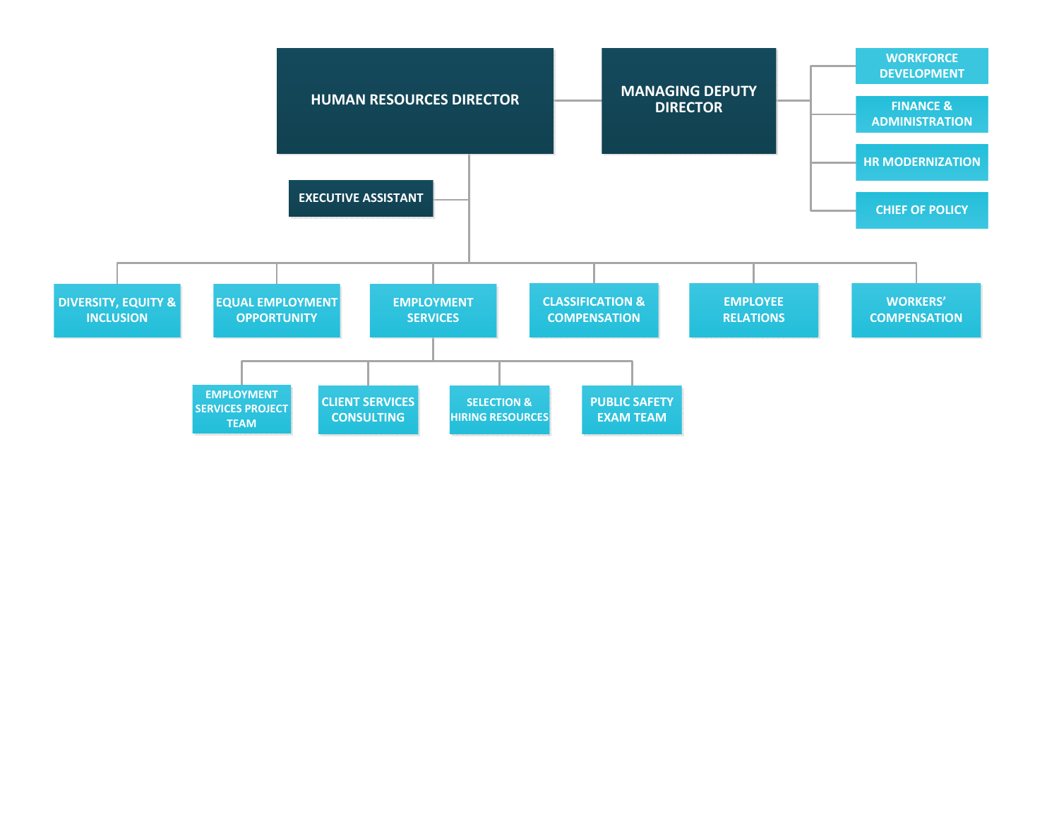- **HUMAN RESOURCES DIRECTOR**
  - **EXECUTIVE ASSISTANT**
  - **MANAGING DEPUTY DIRECTOR**
    - WORKFORCE DEVELOPMENT
    - FINANCE & ADMINISTRATION
    - HR MODERNIZATION
    - CHIEF OF POLICY
  - DIVERSITY, EQUITY & INCLUSION
  - EQUAL EMPLOYMENT OPPORTUNITY
  - EMPLOYMENT SERVICES
    - EMPLOYMENT SERVICES PROJECT TEAM
    - CLIENT SERVICES CONSULTING
    - SELECTION & HIRING RESOURCES
    - PUBLIC SAFETY EXAM TEAM
  - CLASSIFICATION & COMPENSATION
  - EMPLOYEE RELATIONS
  - WORKERS' COMPENSATION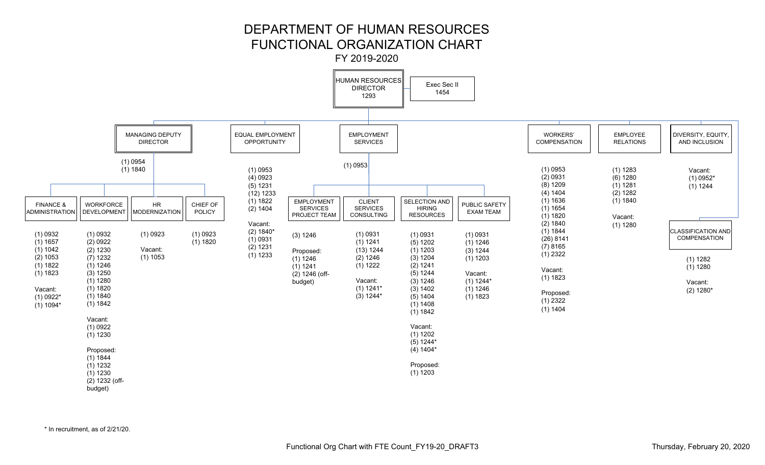# DEPARTMENT OF HUMAN RESOURCES
# FUNCTIONAL ORGANIZATION CHART
## FY 2019-2020

**HUMAN RESOURCES DIRECTOR**
1293

**Exec Sec II**
1454

### MANAGING DEPUTY DIRECTOR

(1) 0954
(1) 1840

#### FINANCE & ADMINISTRATION

(1) 0932
(1) 1657
(1) 1042
(2) 1053
(1) 1822
(1) 1823

Vacant:
(1) 0922*
(1) 1094*

#### WORKFORCE DEVELOPMENT

(1) 0932
(2) 0922
(2) 1230
(7) 1232
(1) 1246
(3) 1250
(1) 1280
(1) 1820
(1) 1840
(1) 1842

Vacant:
(1) 0922
(1) 1230

Proposed:
(1) 1844
(1) 1232
(1) 1230
(2) 1232 (off-budget)

#### HR MODERNIZATION

(1) 0923

Vacant:
(1) 1053

#### CHIEF OF POLICY

(1) 0923
(1) 1820

### EQUAL EMPLOYMENT OPPORTUNITY

(1) 0953
(4) 0923
(5) 1231
(12) 1233
(1) 1822
(2) 1404

Vacant:
(2) 1840*
(1) 0931
(2) 1231
(1) 1233

### EMPLOYMENT SERVICES

(1) 0953

#### EMPLOYMENT SERVICES PROJECT TEAM

(3) 1246

Proposed:
(1) 1246
(1) 1241
(2) 1246 (off-budget)

#### CLIENT SERVICES CONSULTING

(1) 0931
(1) 1241
(13) 1244
(2) 1246
(1) 1222

Vacant:
(1) 1241*
(3) 1244*

#### SELECTION AND HIRING RESOURCES

(1) 0931
(5) 1202
(1) 1203
(3) 1204
(2) 1241
(5) 1244
(3) 1246
(3) 1402
(5) 1404
(1) 1408
(1) 1842

Vacant:
(1) 1202
(5) 1244*
(4) 1404*

Proposed:
(1) 1203

#### PUBLIC SAFETY EXAM TEAM

(1) 0931
(1) 1246
(3) 1244
(1) 1203

Vacant:
(1) 1244*
(1) 1246
(1) 1823

### WORKERS' COMPENSATION

(1) 0953
(2) 0931
(8) 1209
(4) 1404
(1) 1636
(1) 1654
(1) 1820
(2) 1840
(1) 1844
(26) 8141
(7) 8165
(1) 2322

Vacant:
(1) 1823

Proposed:
(1) 2322
(1) 1404

### EMPLOYEE RELATIONS

(1) 1283
(6) 1280
(1) 1281
(2) 1282
(1) 1840

Vacant:
(1) 1280

### DIVERSITY, EQUITY, AND INCLUSION

Vacant:
(1) 0952*
(1) 1244

### CLASSIFICATION AND COMPENSATION

(1) 1282
(1) 1280

Vacant:
(2) 1280*

\* In recruitment, as of 2/21/20.

Functional Org Chart with FTE Count_FY19-20_DRAFT3

Thursday, February 20, 2020